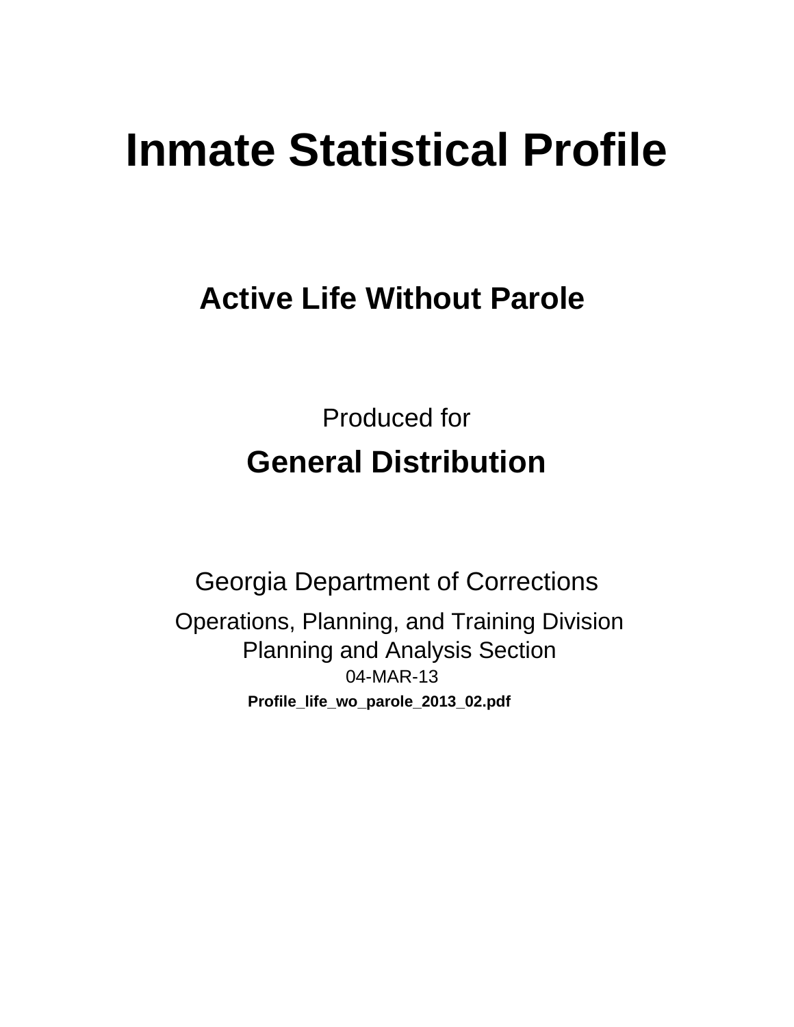# Inmate Statistical Profile

## Active Life Without Parole

Produced for

**General Distribution**

Georgia Department of Corrections

Operations, Planning, and Training Division
Planning and Analysis Section
04-MAR-13

**Profile_life_wo_parole_2013_02.pdf**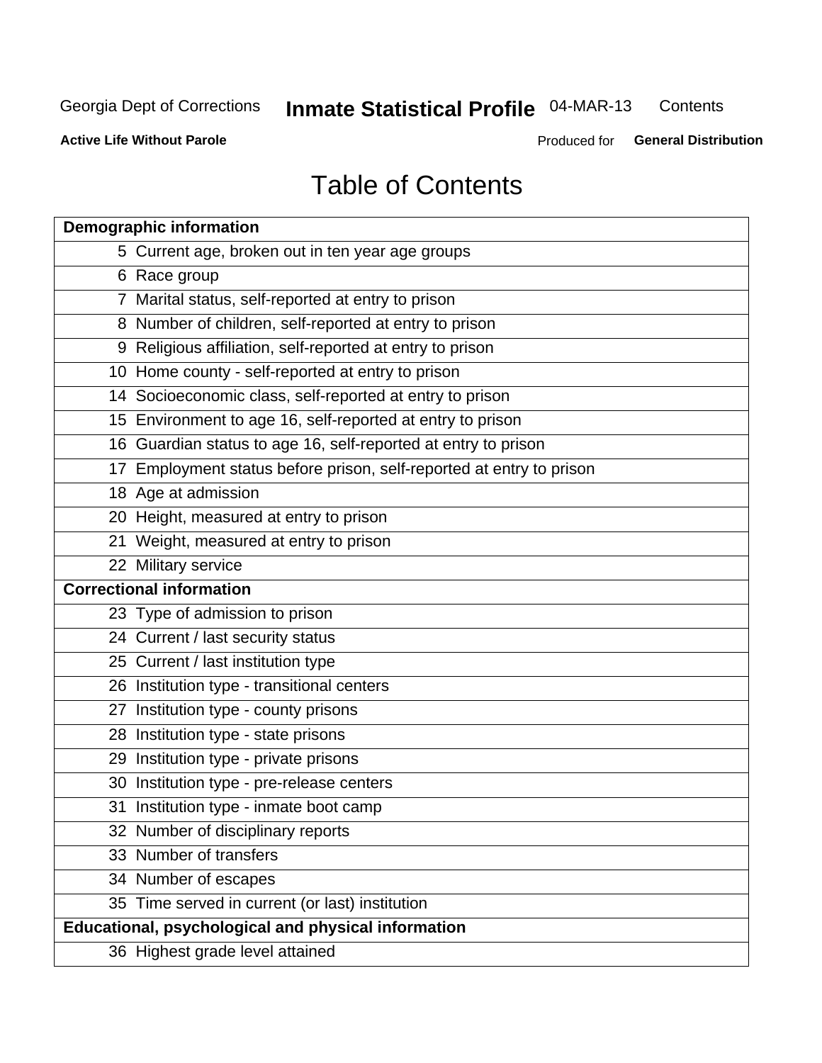Georgia Dept of Corrections **Inmate Statistical Profile** 04-MAR-13 Contents

**Active Life Without Parole** Produced for **General Distribution**

# Table of Contents

| **Demographic information** | |
|---|---|
| 5 | Current age, broken out in ten year age groups |
| 6 | Race group |
| 7 | Marital status, self-reported at entry to prison |
| 8 | Number of children, self-reported at entry to prison |
| 9 | Religious affiliation, self-reported at entry to prison |
| 10 | Home county - self-reported at entry to prison |
| 14 | Socioeconomic class, self-reported at entry to prison |
| 15 | Environment to age 16, self-reported at entry to prison |
| 16 | Guardian status to age 16, self-reported at entry to prison |
| 17 | Employment status before prison, self-reported at entry to prison |
| 18 | Age at admission |
| 20 | Height, measured at entry to prison |
| 21 | Weight, measured at entry to prison |
| 22 | Military service |
| **Correctional information** | |
| 23 | Type of admission to prison |
| 24 | Current / last security status |
| 25 | Current / last institution type |
| 26 | Institution type - transitional centers |
| 27 | Institution type - county prisons |
| 28 | Institution type - state prisons |
| 29 | Institution type - private prisons |
| 30 | Institution type - pre-release centers |
| 31 | Institution type - inmate boot camp |
| 32 | Number of disciplinary reports |
| 33 | Number of transfers |
| 34 | Number of escapes |
| 35 | Time served in current (or last) institution |
| **Educational, psychological and physical information** | |
| 36 | Highest grade level attained |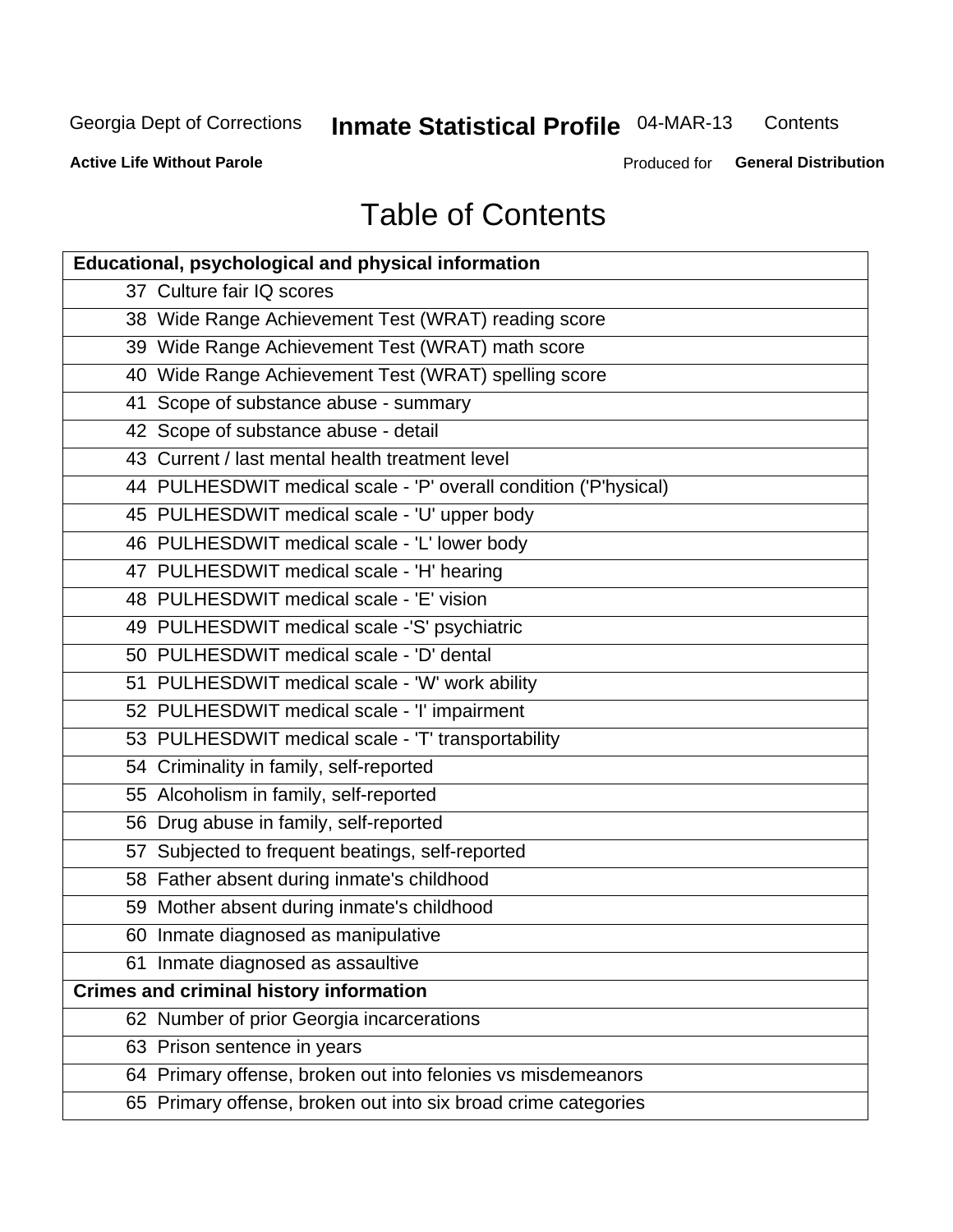# Table of Contents

| Educational, psychological and physical information | |
|---|---|
| 37 | Culture fair IQ scores |
| 38 | Wide Range Achievement Test (WRAT) reading score |
| 39 | Wide Range Achievement Test (WRAT) math score |
| 40 | Wide Range Achievement Test (WRAT) spelling score |
| 41 | Scope of substance abuse - summary |
| 42 | Scope of substance abuse - detail |
| 43 | Current / last mental health treatment level |
| 44 | PULHESDWIT medical scale - 'P' overall condition ('P'hysical) |
| 45 | PULHESDWIT medical scale - 'U' upper body |
| 46 | PULHESDWIT medical scale - 'L' lower body |
| 47 | PULHESDWIT medical scale - 'H' hearing |
| 48 | PULHESDWIT medical scale - 'E' vision |
| 49 | PULHESDWIT medical scale -'S' psychiatric |
| 50 | PULHESDWIT medical scale - 'D' dental |
| 51 | PULHESDWIT medical scale - 'W' work ability |
| 52 | PULHESDWIT medical scale - 'I' impairment |
| 53 | PULHESDWIT medical scale - 'T' transportability |
| 54 | Criminality in family, self-reported |
| 55 | Alcoholism in family, self-reported |
| 56 | Drug abuse in family, self-reported |
| 57 | Subjected to frequent beatings, self-reported |
| 58 | Father absent during inmate's childhood |
| 59 | Mother absent during inmate's childhood |
| 60 | Inmate diagnosed as manipulative |
| 61 | Inmate diagnosed as assaultive |
| **Crimes and criminal history information** | |
| 62 | Number of prior Georgia incarcerations |
| 63 | Prison sentence in years |
| 64 | Primary offense, broken out into felonies vs misdemeanors |
| 65 | Primary offense, broken out into six broad crime categories |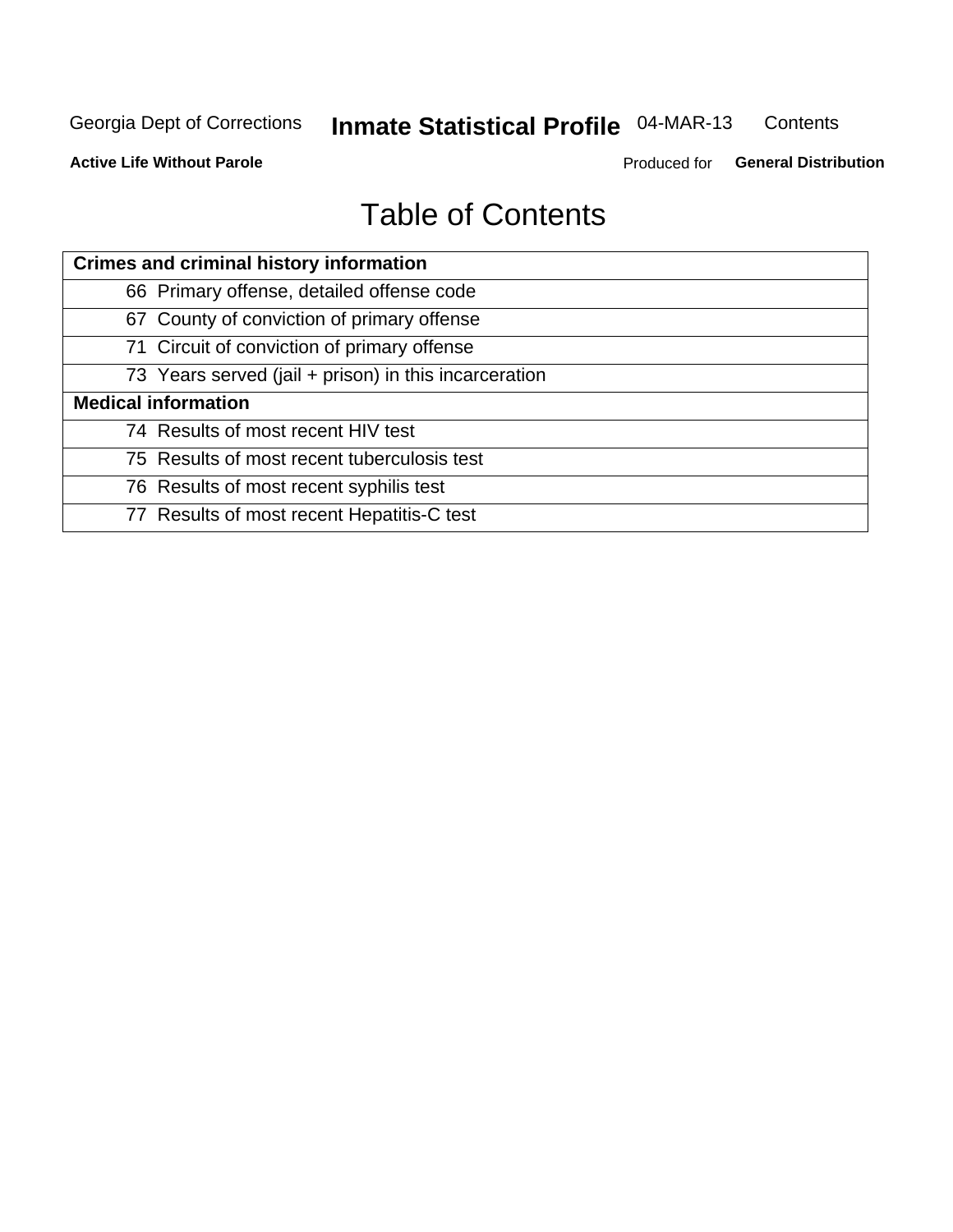# Table of Contents

| Crimes and criminal history information |
|---|
| 66 Primary offense, detailed offense code |
| 67 County of conviction of primary offense |
| 71 Circuit of conviction of primary offense |
| 73 Years served (jail + prison) in this incarceration |
| **Medical information** |
| 74 Results of most recent HIV test |
| 75 Results of most recent tuberculosis test |
| 76 Results of most recent syphilis test |
| 77 Results of most recent Hepatitis-C test |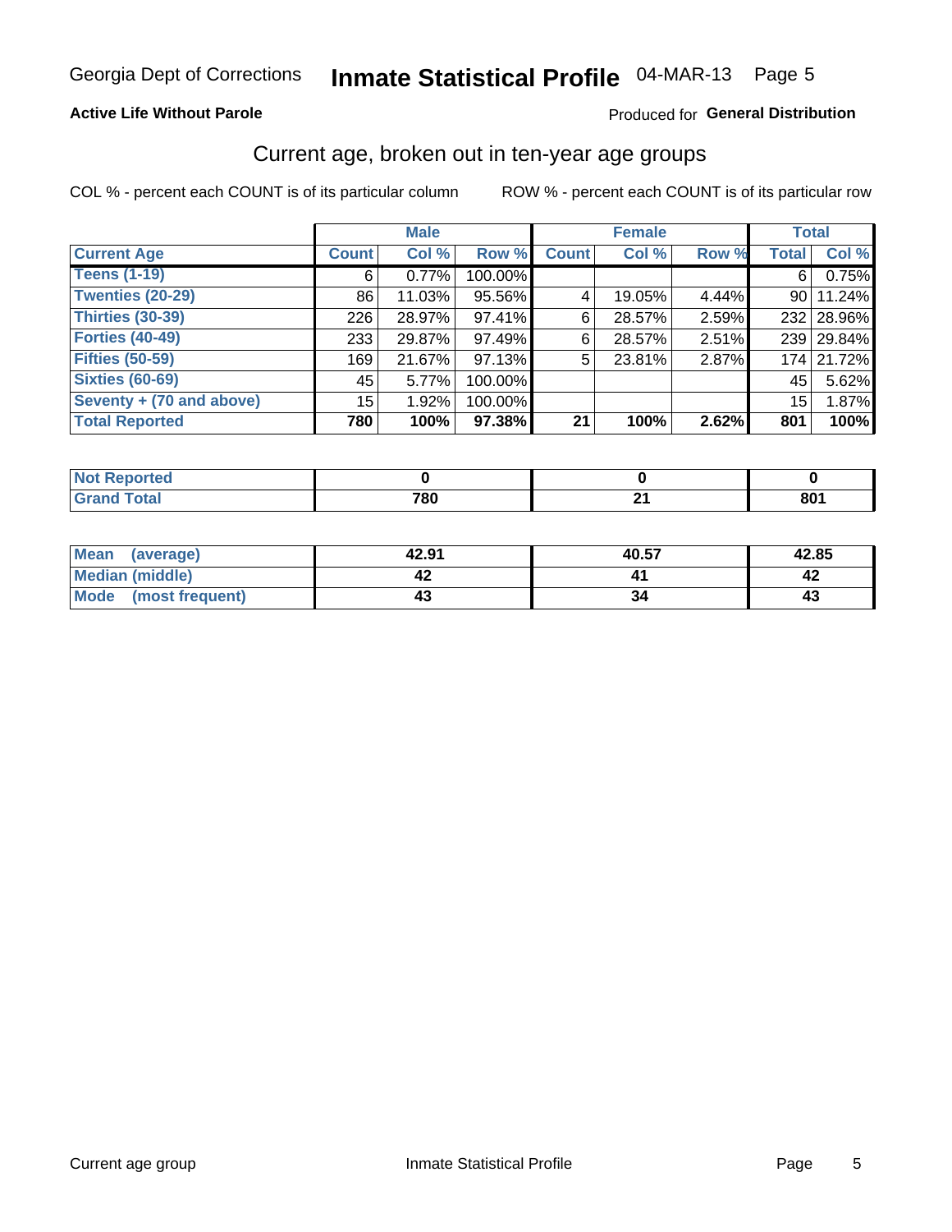Georgia Dept of Corrections **Inmate Statistical Profile** 04-MAR-13

**Active Life Without Parole**

Produced for **General Distribution**

## Current age, broken out in ten-year age groups

COL % - percent each COUNT is of its particular column    ROW % - percent each COUNT is of its particular row

| | Male | | | Female | | | Total | |
|---|---|---|---|---|---|---|---|---|
| **Current Age** | **Count** | **Col %** | **Row %** | **Count** | **Col %** | **Row %** | **Total** | **Col %** |
| **Teens (1-19)** | 6 | 0.77% | 100.00% | | | | 6 | 0.75% |
| **Twenties (20-29)** | 86 | 11.03% | 95.56% | 4 | 19.05% | 4.44% | 90 | 11.24% |
| **Thirties (30-39)** | 226 | 28.97% | 97.41% | 6 | 28.57% | 2.59% | 232 | 28.96% |
| **Forties (40-49)** | 233 | 29.87% | 97.49% | 6 | 28.57% | 2.51% | 239 | 29.84% |
| **Fifties (50-59)** | 169 | 21.67% | 97.13% | 5 | 23.81% | 2.87% | 174 | 21.72% |
| **Sixties (60-69)** | 45 | 5.77% | 100.00% | | | | 45 | 5.62% |
| **Seventy + (70 and above)** | 15 | 1.92% | 100.00% | | | | 15 | 1.87% |
| **Total Reported** | **780** | **100%** | **97.38%** | **21** | **100%** | **2.62%** | **801** | **100%** |

| | Male | Female | Total |
|---|---|---|---|
| **Not Reported** | **0** | **0** | **0** |
| **Grand Total** | **780** | **21** | **801** |

| | Male | Female | Total |
|---|---|---|---|
| **Mean (average)** | **42.91** | **40.57** | **42.85** |
| **Median (middle)** | **42** | **41** | **42** |
| **Mode (most frequent)** | **43** | **34** | **43** |

Current age group    Inmate Statistical Profile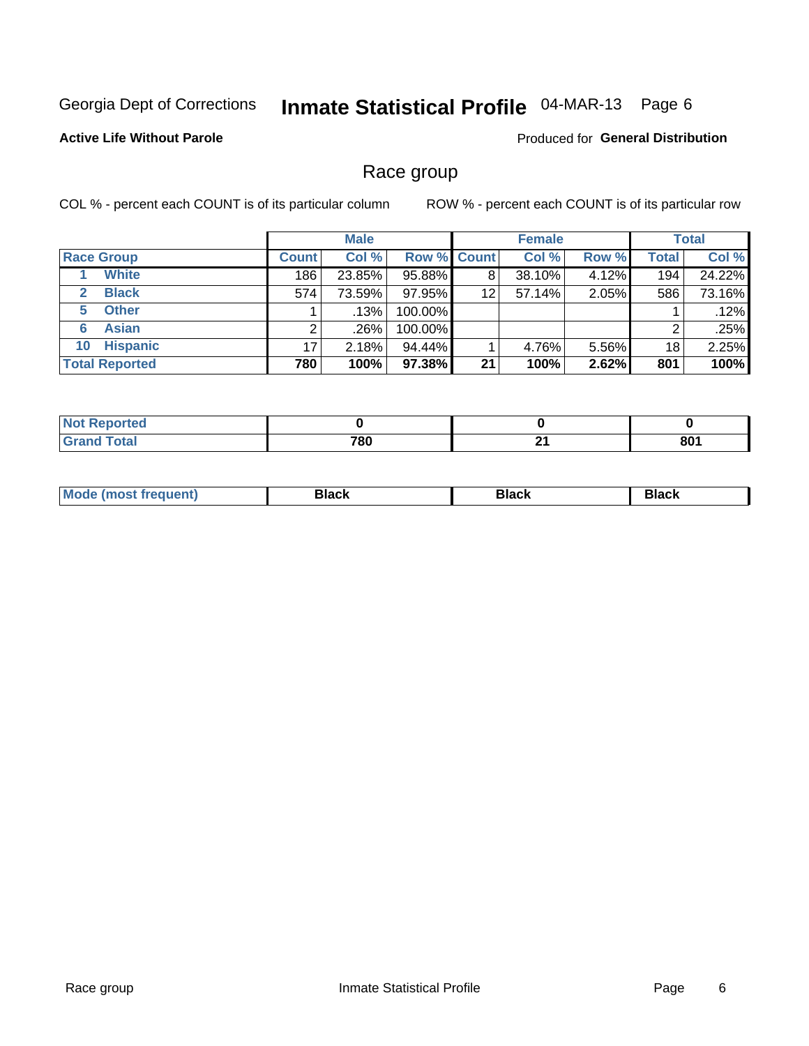Georgia Dept of Corrections **Inmate Statistical Profile** 04-MAR-13

**Active Life Without Parole**

Produced for **General Distribution**

## Race group

COL % - percent each COUNT is of its particular column

ROW % - percent each COUNT is of its particular row

| | Male | | | Female | | | Total | |
|---|---|---|---|---|---|---|---|---|
| **Race Group** | **Count** | **Col %** | **Row %** | **Count** | **Col %** | **Row %** | **Total** | **Col %** |
| 1 **White** | 186 | 23.85% | 95.88% | 8 | 38.10% | 4.12% | 194 | 24.22% |
| 2 **Black** | 574 | 73.59% | 97.95% | 12 | 57.14% | 2.05% | 586 | 73.16% |
| 5 **Other** | 1 | .13% | 100.00% | | | | 1 | .12% |
| 6 **Asian** | 2 | .26% | 100.00% | | | | 2 | .25% |
| 10 **Hispanic** | 17 | 2.18% | 94.44% | 1 | 4.76% | 5.56% | 18 | 2.25% |
| **Total Reported** | **780** | **100%** | **97.38%** | **21** | **100%** | **2.62%** | **801** | **100%** |

| | Male | Female | Total |
|---|---|---|---|
| **Not Reported** | **0** | **0** | **0** |
| **Grand Total** | **780** | **21** | **801** |

| | Male | Female | Total |
|---|---|---|---|
| **Mode (most frequent)** | **Black** | **Black** | **Black** |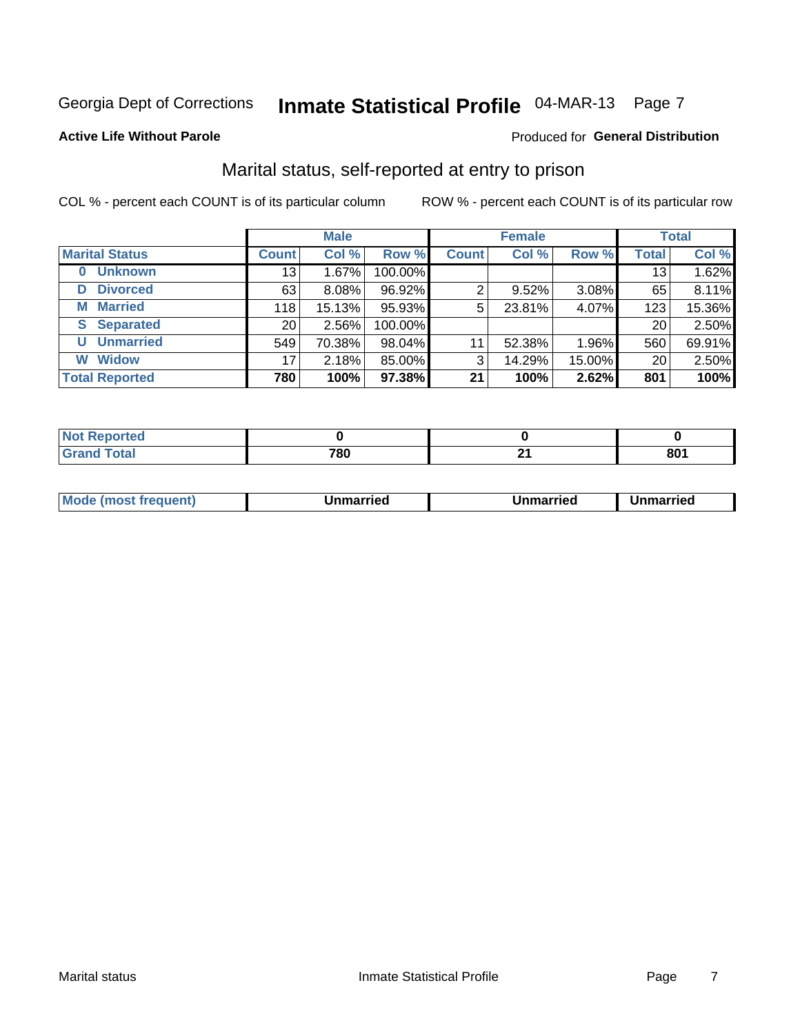Georgia Dept of Corrections **Inmate Statistical Profile** 04-MAR-13 Page 7

**Active Life Without Parole**

Produced for **General Distribution**

## Marital status, self-reported at entry to prison

COL % - percent each COUNT is of its particular column

ROW % - percent each COUNT is of its particular row

| | Male | | | Female | | | Total | |
|---|---|---|---|---|---|---|---|---|
| **Marital Status** | **Count** | **Col %** | **Row %** | **Count** | **Col %** | **Row %** | **Total** | **Col %** |
| **0 Unknown** | 13 | 1.67% | 100.00% | | | | 13 | 1.62% |
| **D Divorced** | 63 | 8.08% | 96.92% | 2 | 9.52% | 3.08% | 65 | 8.11% |
| **M Married** | 118 | 15.13% | 95.93% | 5 | 23.81% | 4.07% | 123 | 15.36% |
| **S Separated** | 20 | 2.56% | 100.00% | | | | 20 | 2.50% |
| **U Unmarried** | 549 | 70.38% | 98.04% | 11 | 52.38% | 1.96% | 560 | 69.91% |
| **W Widow** | 17 | 2.18% | 85.00% | 3 | 14.29% | 15.00% | 20 | 2.50% |
| **Total Reported** | **780** | **100%** | **97.38%** | **21** | **100%** | **2.62%** | **801** | **100%** |

| | Male | Female | Total |
|---|---|---|---|
| **Not Reported** | **0** | **0** | **0** |
| **Grand Total** | **780** | **21** | **801** |

| | Male | Female | Total |
|---|---|---|---|
| **Mode (most frequent)** | **Unmarried** | **Unmarried** | **Unmarried** |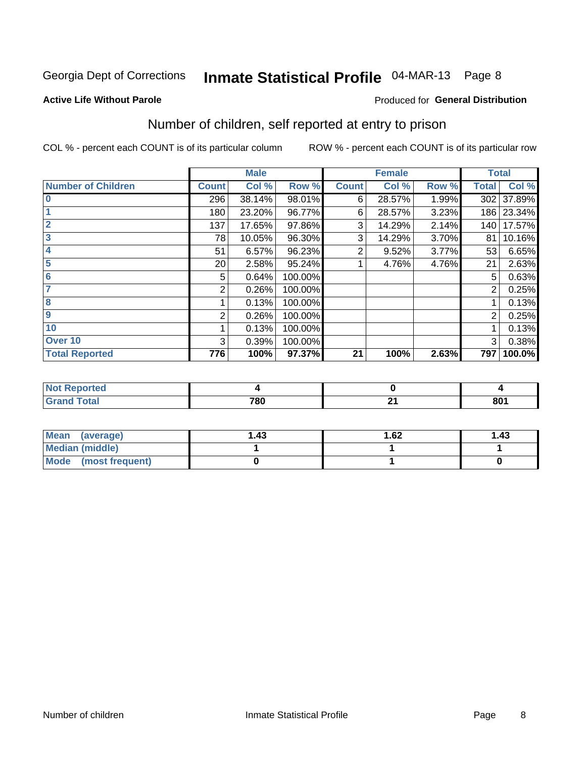Georgia Dept of Corrections **Inmate Statistical Profile** 04-MAR-13

**Active Life Without Parole**

Produced for **General Distribution**

## Number of children, self reported at entry to prison

COL % - percent each COUNT is of its particular column    ROW % - percent each COUNT is of its particular row

| | Male | | | Female | | | Total | |
|---|---|---|---|---|---|---|---|---|
| **Number of Children** | **Count** | **Col %** | **Row %** | **Count** | **Col %** | **Row %** | **Total** | **Col %** |
| 0 | 296 | 38.14% | 98.01% | 6 | 28.57% | 1.99% | 302 | 37.89% |
| 1 | 180 | 23.20% | 96.77% | 6 | 28.57% | 3.23% | 186 | 23.34% |
| 2 | 137 | 17.65% | 97.86% | 3 | 14.29% | 2.14% | 140 | 17.57% |
| 3 | 78 | 10.05% | 96.30% | 3 | 14.29% | 3.70% | 81 | 10.16% |
| 4 | 51 | 6.57% | 96.23% | 2 | 9.52% | 3.77% | 53 | 6.65% |
| 5 | 20 | 2.58% | 95.24% | 1 | 4.76% | 4.76% | 21 | 2.63% |
| 6 | 5 | 0.64% | 100.00% | | | | 5 | 0.63% |
| 7 | 2 | 0.26% | 100.00% | | | | 2 | 0.25% |
| 8 | 1 | 0.13% | 100.00% | | | | 1 | 0.13% |
| 9 | 2 | 0.26% | 100.00% | | | | 2 | 0.25% |
| 10 | 1 | 0.13% | 100.00% | | | | 1 | 0.13% |
| Over 10 | 3 | 0.39% | 100.00% | | | | 3 | 0.38% |
| **Total Reported** | **776** | **100%** | **97.37%** | **21** | **100%** | **2.63%** | **797** | **100.0%** |

| | Male | Female | Total |
|---|---|---|---|
| **Not Reported** | **4** | **0** | **4** |
| **Grand Total** | **780** | **21** | **801** |

| | Male | Female | Total |
|---|---|---|---|
| **Mean (average)** | **1.43** | **1.62** | **1.43** |
| **Median (middle)** | **1** | **1** | **1** |
| **Mode (most frequent)** | **0** | **1** | **0** |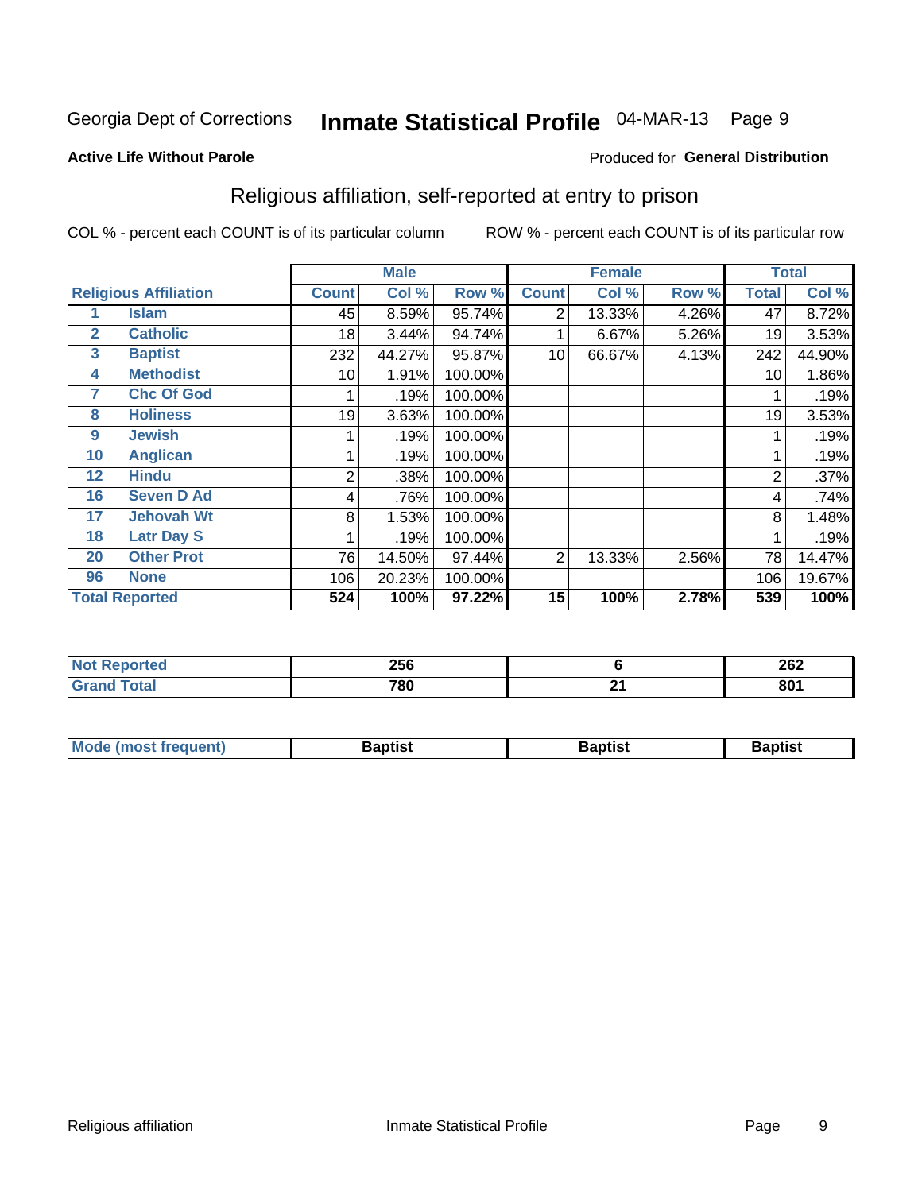Georgia Dept of Corrections **Inmate Statistical Profile** 04-MAR-13

**Active Life Without Parole**

Produced for **General Distribution**

## Religious affiliation, self-reported at entry to prison

COL % - percent each COUNT is of its particular column    ROW % - percent each COUNT is of its particular row

| Religious Affiliation | | Male | | | Female | | | Total | |
|---|---|---|---|---|---|---|---|---|---|
| | | Count | Col % | Row % | Count | Col % | Row % | Total | Col % |
| 1 | Islam | 45 | 8.59% | 95.74% | 2 | 13.33% | 4.26% | 47 | 8.72% |
| 2 | Catholic | 18 | 3.44% | 94.74% | 1 | 6.67% | 5.26% | 19 | 3.53% |
| 3 | Baptist | 232 | 44.27% | 95.87% | 10 | 66.67% | 4.13% | 242 | 44.90% |
| 4 | Methodist | 10 | 1.91% | 100.00% | | | | 10 | 1.86% |
| 7 | Chc Of God | 1 | .19% | 100.00% | | | | 1 | .19% |
| 8 | Holiness | 19 | 3.63% | 100.00% | | | | 19 | 3.53% |
| 9 | Jewish | 1 | .19% | 100.00% | | | | 1 | .19% |
| 10 | Anglican | 1 | .19% | 100.00% | | | | 1 | .19% |
| 12 | Hindu | 2 | .38% | 100.00% | | | | 2 | .37% |
| 16 | Seven D Ad | 4 | .76% | 100.00% | | | | 4 | .74% |
| 17 | Jehovah Wt | 8 | 1.53% | 100.00% | | | | 8 | 1.48% |
| 18 | Latr Day S | 1 | .19% | 100.00% | | | | 1 | .19% |
| 20 | Other Prot | 76 | 14.50% | 97.44% | 2 | 13.33% | 2.56% | 78 | 14.47% |
| 96 | None | 106 | 20.23% | 100.00% | | | | 106 | 19.67% |
| **Total Reported** | | **524** | **100%** | **97.22%** | **15** | **100%** | **2.78%** | **539** | **100%** |

| | Male | Female | Total |
|---|---|---|---|
| Not Reported | 256 | 6 | 262 |
| Grand Total | 780 | 21 | 801 |

| | Male | Female | Total |
|---|---|---|---|
| Mode (most frequent) | Baptist | Baptist | Baptist |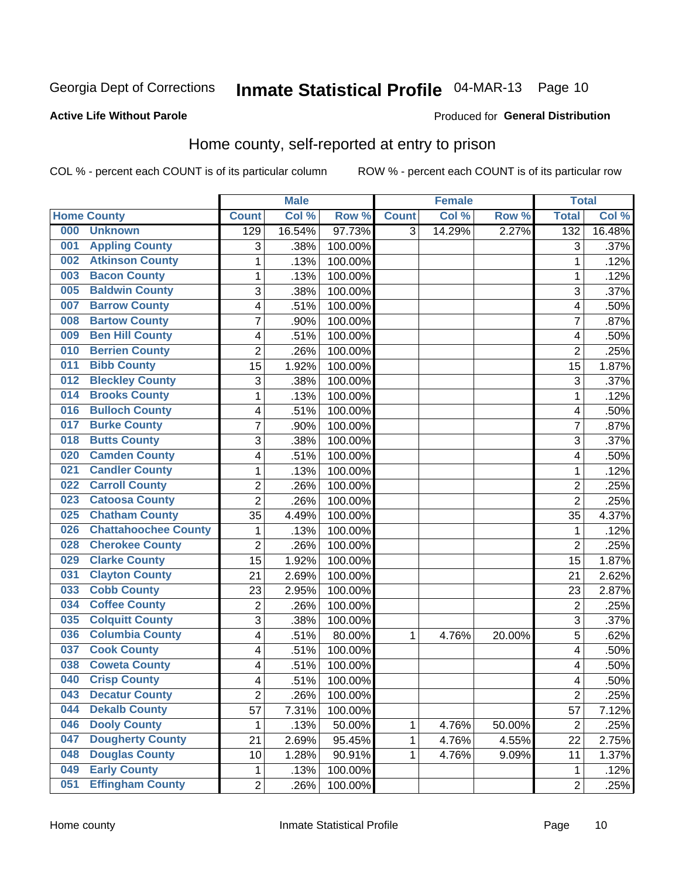Georgia Dept of Corrections **Inmate Statistical Profile** 04-MAR-13 Page 10

**Active Life Without Parole**

Produced for **General Distribution**

## Home county, self-reported at entry to prison

COL % - percent each COUNT is of its particular column ROW % - percent each COUNT is of its particular row

| Home County | | Male | | | Female | | | Total | |
|---|---|---|---|---|---|---|---|---|---|
| | | Count | Col % | Row % | Count | Col % | Row % | Total | Col % |
| 000 | Unknown | 129 | 16.54% | 97.73% | 3 | 14.29% | 2.27% | 132 | 16.48% |
| 001 | Appling County | 3 | .38% | 100.00% | | | | 3 | .37% |
| 002 | Atkinson County | 1 | .13% | 100.00% | | | | 1 | .12% |
| 003 | Bacon County | 1 | .13% | 100.00% | | | | 1 | .12% |
| 005 | Baldwin County | 3 | .38% | 100.00% | | | | 3 | .37% |
| 007 | Barrow County | 4 | .51% | 100.00% | | | | 4 | .50% |
| 008 | Bartow County | 7 | .90% | 100.00% | | | | 7 | .87% |
| 009 | Ben Hill County | 4 | .51% | 100.00% | | | | 4 | .50% |
| 010 | Berrien County | 2 | .26% | 100.00% | | | | 2 | .25% |
| 011 | Bibb County | 15 | 1.92% | 100.00% | | | | 15 | 1.87% |
| 012 | Bleckley County | 3 | .38% | 100.00% | | | | 3 | .37% |
| 014 | Brooks County | 1 | .13% | 100.00% | | | | 1 | .12% |
| 016 | Bulloch County | 4 | .51% | 100.00% | | | | 4 | .50% |
| 017 | Burke County | 7 | .90% | 100.00% | | | | 7 | .87% |
| 018 | Butts County | 3 | .38% | 100.00% | | | | 3 | .37% |
| 020 | Camden County | 4 | .51% | 100.00% | | | | 4 | .50% |
| 021 | Candler County | 1 | .13% | 100.00% | | | | 1 | .12% |
| 022 | Carroll County | 2 | .26% | 100.00% | | | | 2 | .25% |
| 023 | Catoosa County | 2 | .26% | 100.00% | | | | 2 | .25% |
| 025 | Chatham County | 35 | 4.49% | 100.00% | | | | 35 | 4.37% |
| 026 | Chattahoochee County | 1 | .13% | 100.00% | | | | 1 | .12% |
| 028 | Cherokee County | 2 | .26% | 100.00% | | | | 2 | .25% |
| 029 | Clarke County | 15 | 1.92% | 100.00% | | | | 15 | 1.87% |
| 031 | Clayton County | 21 | 2.69% | 100.00% | | | | 21 | 2.62% |
| 033 | Cobb County | 23 | 2.95% | 100.00% | | | | 23 | 2.87% |
| 034 | Coffee County | 2 | .26% | 100.00% | | | | 2 | .25% |
| 035 | Colquitt County | 3 | .38% | 100.00% | | | | 3 | .37% |
| 036 | Columbia County | 4 | .51% | 80.00% | 1 | 4.76% | 20.00% | 5 | .62% |
| 037 | Cook County | 4 | .51% | 100.00% | | | | 4 | .50% |
| 038 | Coweta County | 4 | .51% | 100.00% | | | | 4 | .50% |
| 040 | Crisp County | 4 | .51% | 100.00% | | | | 4 | .50% |
| 043 | Decatur County | 2 | .26% | 100.00% | | | | 2 | .25% |
| 044 | Dekalb County | 57 | 7.31% | 100.00% | | | | 57 | 7.12% |
| 046 | Dooly County | 1 | .13% | 50.00% | 1 | 4.76% | 50.00% | 2 | .25% |
| 047 | Dougherty County | 21 | 2.69% | 95.45% | 1 | 4.76% | 4.55% | 22 | 2.75% |
| 048 | Douglas County | 10 | 1.28% | 90.91% | 1 | 4.76% | 9.09% | 11 | 1.37% |
| 049 | Early County | 1 | .13% | 100.00% | | | | 1 | .12% |
| 051 | Effingham County | 2 | .26% | 100.00% | | | | 2 | .25% |

Home county Inmate Statistical Profile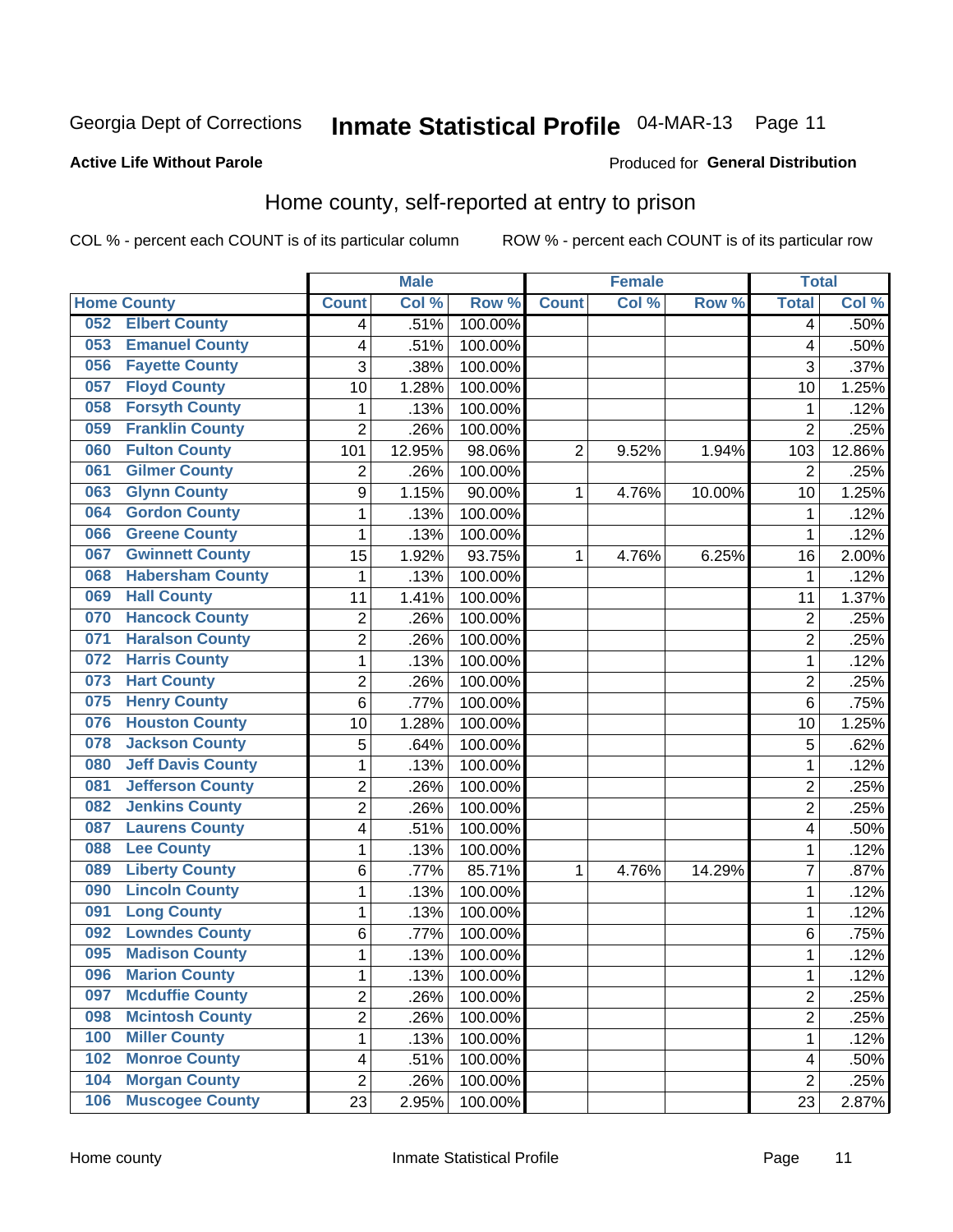Georgia Dept of Corrections **Inmate Statistical Profile** 04-MAR-13

**Active Life Without Parole**

Produced for **General Distribution**

## Home county, self-reported at entry to prison

COL % - percent each COUNT is of its particular column ROW % - percent each COUNT is of its particular row

| Home County | Male | | | Female | | | Total | |
|---|---|---|---|---|---|---|---|---|
| | Count | Col % | Row % | Count | Col % | Row % | Total | Col % |
| 052 Elbert County | 4 | .51% | 100.00% | | | | 4 | .50% |
| 053 Emanuel County | 4 | .51% | 100.00% | | | | 4 | .50% |
| 056 Fayette County | 3 | .38% | 100.00% | | | | 3 | .37% |
| 057 Floyd County | 10 | 1.28% | 100.00% | | | | 10 | 1.25% |
| 058 Forsyth County | 1 | .13% | 100.00% | | | | 1 | .12% |
| 059 Franklin County | 2 | .26% | 100.00% | | | | 2 | .25% |
| 060 Fulton County | 101 | 12.95% | 98.06% | 2 | 9.52% | 1.94% | 103 | 12.86% |
| 061 Gilmer County | 2 | .26% | 100.00% | | | | 2 | .25% |
| 063 Glynn County | 9 | 1.15% | 90.00% | 1 | 4.76% | 10.00% | 10 | 1.25% |
| 064 Gordon County | 1 | .13% | 100.00% | | | | 1 | .12% |
| 066 Greene County | 1 | .13% | 100.00% | | | | 1 | .12% |
| 067 Gwinnett County | 15 | 1.92% | 93.75% | 1 | 4.76% | 6.25% | 16 | 2.00% |
| 068 Habersham County | 1 | .13% | 100.00% | | | | 1 | .12% |
| 069 Hall County | 11 | 1.41% | 100.00% | | | | 11 | 1.37% |
| 070 Hancock County | 2 | .26% | 100.00% | | | | 2 | .25% |
| 071 Haralson County | 2 | .26% | 100.00% | | | | 2 | .25% |
| 072 Harris County | 1 | .13% | 100.00% | | | | 1 | .12% |
| 073 Hart County | 2 | .26% | 100.00% | | | | 2 | .25% |
| 075 Henry County | 6 | .77% | 100.00% | | | | 6 | .75% |
| 076 Houston County | 10 | 1.28% | 100.00% | | | | 10 | 1.25% |
| 078 Jackson County | 5 | .64% | 100.00% | | | | 5 | .62% |
| 080 Jeff Davis County | 1 | .13% | 100.00% | | | | 1 | .12% |
| 081 Jefferson County | 2 | .26% | 100.00% | | | | 2 | .25% |
| 082 Jenkins County | 2 | .26% | 100.00% | | | | 2 | .25% |
| 087 Laurens County | 4 | .51% | 100.00% | | | | 4 | .50% |
| 088 Lee County | 1 | .13% | 100.00% | | | | 1 | .12% |
| 089 Liberty County | 6 | .77% | 85.71% | 1 | 4.76% | 14.29% | 7 | .87% |
| 090 Lincoln County | 1 | .13% | 100.00% | | | | 1 | .12% |
| 091 Long County | 1 | .13% | 100.00% | | | | 1 | .12% |
| 092 Lowndes County | 6 | .77% | 100.00% | | | | 6 | .75% |
| 095 Madison County | 1 | .13% | 100.00% | | | | 1 | .12% |
| 096 Marion County | 1 | .13% | 100.00% | | | | 1 | .12% |
| 097 Mcduffie County | 2 | .26% | 100.00% | | | | 2 | .25% |
| 098 Mcintosh County | 2 | .26% | 100.00% | | | | 2 | .25% |
| 100 Miller County | 1 | .13% | 100.00% | | | | 1 | .12% |
| 102 Monroe County | 4 | .51% | 100.00% | | | | 4 | .50% |
| 104 Morgan County | 2 | .26% | 100.00% | | | | 2 | .25% |
| 106 Muscogee County | 23 | 2.95% | 100.00% | | | | 23 | 2.87% |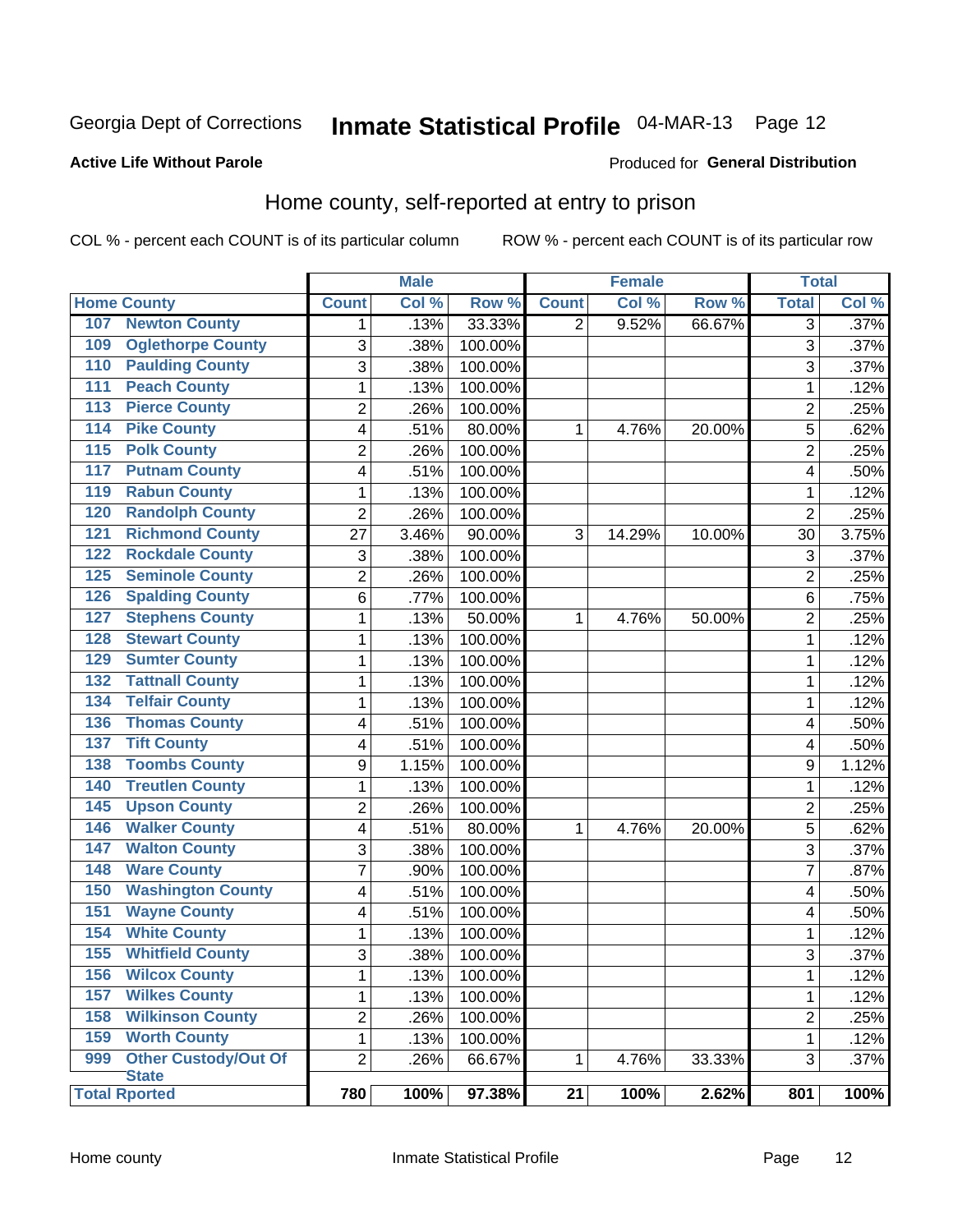Georgia Dept of Corrections **Inmate Statistical Profile** 04-MAR-13

**Active Life Without Parole**

Produced for **General Distribution**

## Home county, self-reported at entry to prison

COL % - percent each COUNT is of its particular column ROW % - percent each COUNT is of its particular row

| | | Male | | | Female | | | Total | |
|---|---|---|---|---|---|---|---|---|---|
| **Home County** | | **Count** | **Col %** | **Row %** | **Count** | **Col %** | **Row %** | **Total** | **Col %** |
| 107 | Newton County | 1 | .13% | 33.33% | 2 | 9.52% | 66.67% | 3 | .37% |
| 109 | Oglethorpe County | 3 | .38% | 100.00% | | | | 3 | .37% |
| 110 | Paulding County | 3 | .38% | 100.00% | | | | 3 | .37% |
| 111 | Peach County | 1 | .13% | 100.00% | | | | 1 | .12% |
| 113 | Pierce County | 2 | .26% | 100.00% | | | | 2 | .25% |
| 114 | Pike County | 4 | .51% | 80.00% | 1 | 4.76% | 20.00% | 5 | .62% |
| 115 | Polk County | 2 | .26% | 100.00% | | | | 2 | .25% |
| 117 | Putnam County | 4 | .51% | 100.00% | | | | 4 | .50% |
| 119 | Rabun County | 1 | .13% | 100.00% | | | | 1 | .12% |
| 120 | Randolph County | 2 | .26% | 100.00% | | | | 2 | .25% |
| 121 | Richmond County | 27 | 3.46% | 90.00% | 3 | 14.29% | 10.00% | 30 | 3.75% |
| 122 | Rockdale County | 3 | .38% | 100.00% | | | | 3 | .37% |
| 125 | Seminole County | 2 | .26% | 100.00% | | | | 2 | .25% |
| 126 | Spalding County | 6 | .77% | 100.00% | | | | 6 | .75% |
| 127 | Stephens County | 1 | .13% | 50.00% | 1 | 4.76% | 50.00% | 2 | .25% |
| 128 | Stewart County | 1 | .13% | 100.00% | | | | 1 | .12% |
| 129 | Sumter County | 1 | .13% | 100.00% | | | | 1 | .12% |
| 132 | Tattnall County | 1 | .13% | 100.00% | | | | 1 | .12% |
| 134 | Telfair County | 1 | .13% | 100.00% | | | | 1 | .12% |
| 136 | Thomas County | 4 | .51% | 100.00% | | | | 4 | .50% |
| 137 | Tift County | 4 | .51% | 100.00% | | | | 4 | .50% |
| 138 | Toombs County | 9 | 1.15% | 100.00% | | | | 9 | 1.12% |
| 140 | Treutlen County | 1 | .13% | 100.00% | | | | 1 | .12% |
| 145 | Upson County | 2 | .26% | 100.00% | | | | 2 | .25% |
| 146 | Walker County | 4 | .51% | 80.00% | 1 | 4.76% | 20.00% | 5 | .62% |
| 147 | Walton County | 3 | .38% | 100.00% | | | | 3 | .37% |
| 148 | Ware County | 7 | .90% | 100.00% | | | | 7 | .87% |
| 150 | Washington County | 4 | .51% | 100.00% | | | | 4 | .50% |
| 151 | Wayne County | 4 | .51% | 100.00% | | | | 4 | .50% |
| 154 | White County | 1 | .13% | 100.00% | | | | 1 | .12% |
| 155 | Whitfield County | 3 | .38% | 100.00% | | | | 3 | .37% |
| 156 | Wilcox County | 1 | .13% | 100.00% | | | | 1 | .12% |
| 157 | Wilkes County | 1 | .13% | 100.00% | | | | 1 | .12% |
| 158 | Wilkinson County | 2 | .26% | 100.00% | | | | 2 | .25% |
| 159 | Worth County | 1 | .13% | 100.00% | | | | 1 | .12% |
| 999 | Other Custody/Out Of State | 2 | .26% | 66.67% | 1 | 4.76% | 33.33% | 3 | .37% |
| **Total Rported** | | **780** | **100%** | **97.38%** | **21** | **100%** | **2.62%** | **801** | **100%** |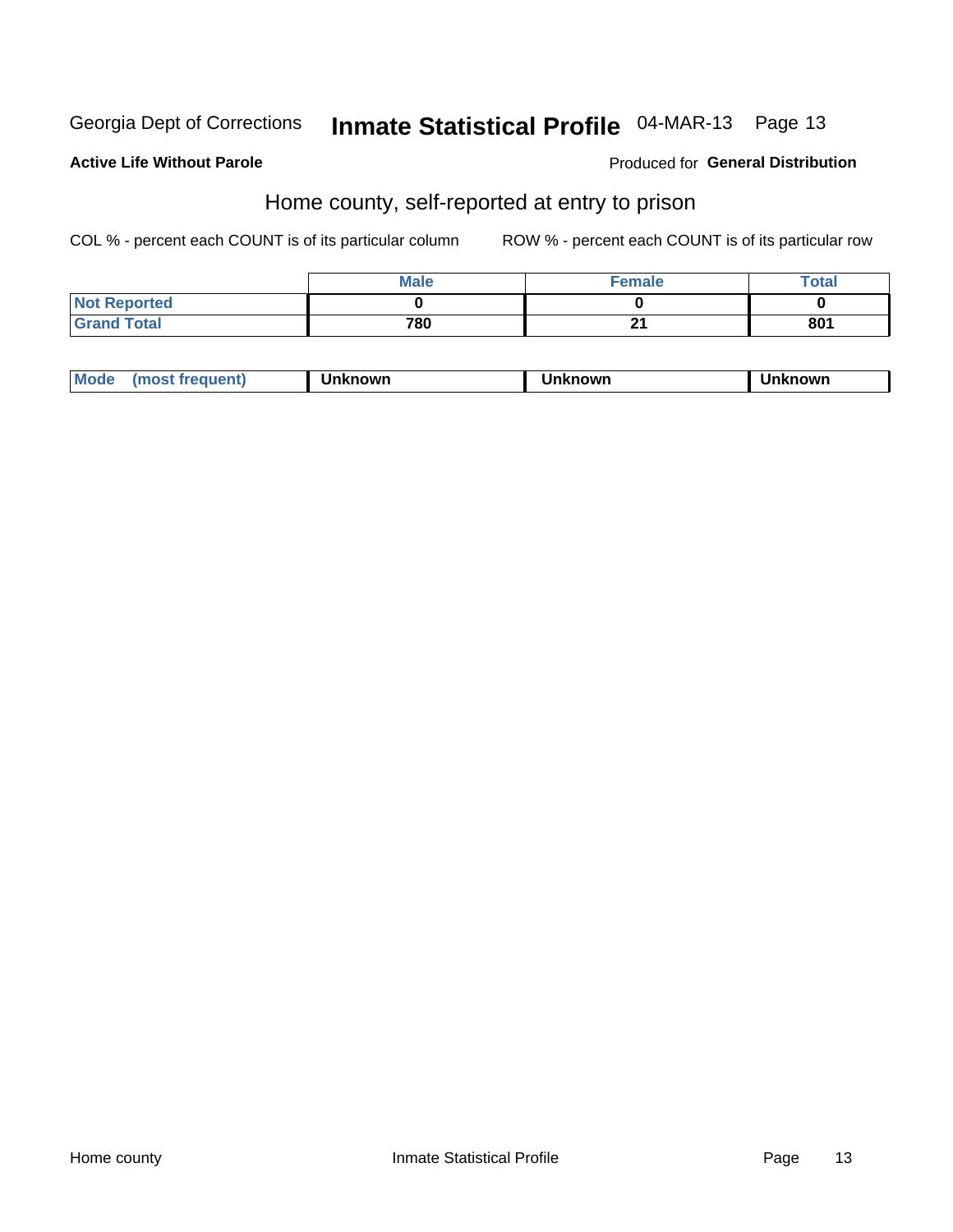Georgia Dept of Corrections **Inmate Statistical Profile** 04-MAR-13

**Active Life Without Parole** Produced for **General Distribution**

## Home county, self-reported at entry to prison

COL % - percent each COUNT is of its particular column ROW % - percent each COUNT is of its particular row

| | Male | Female | Total |
|---|---|---|---|
| Not Reported | 0 | 0 | 0 |
| Grand Total | 780 | 21 | 801 |

| Mode (most frequent) | Unknown | Unknown | Unknown |
|---|---|---|---|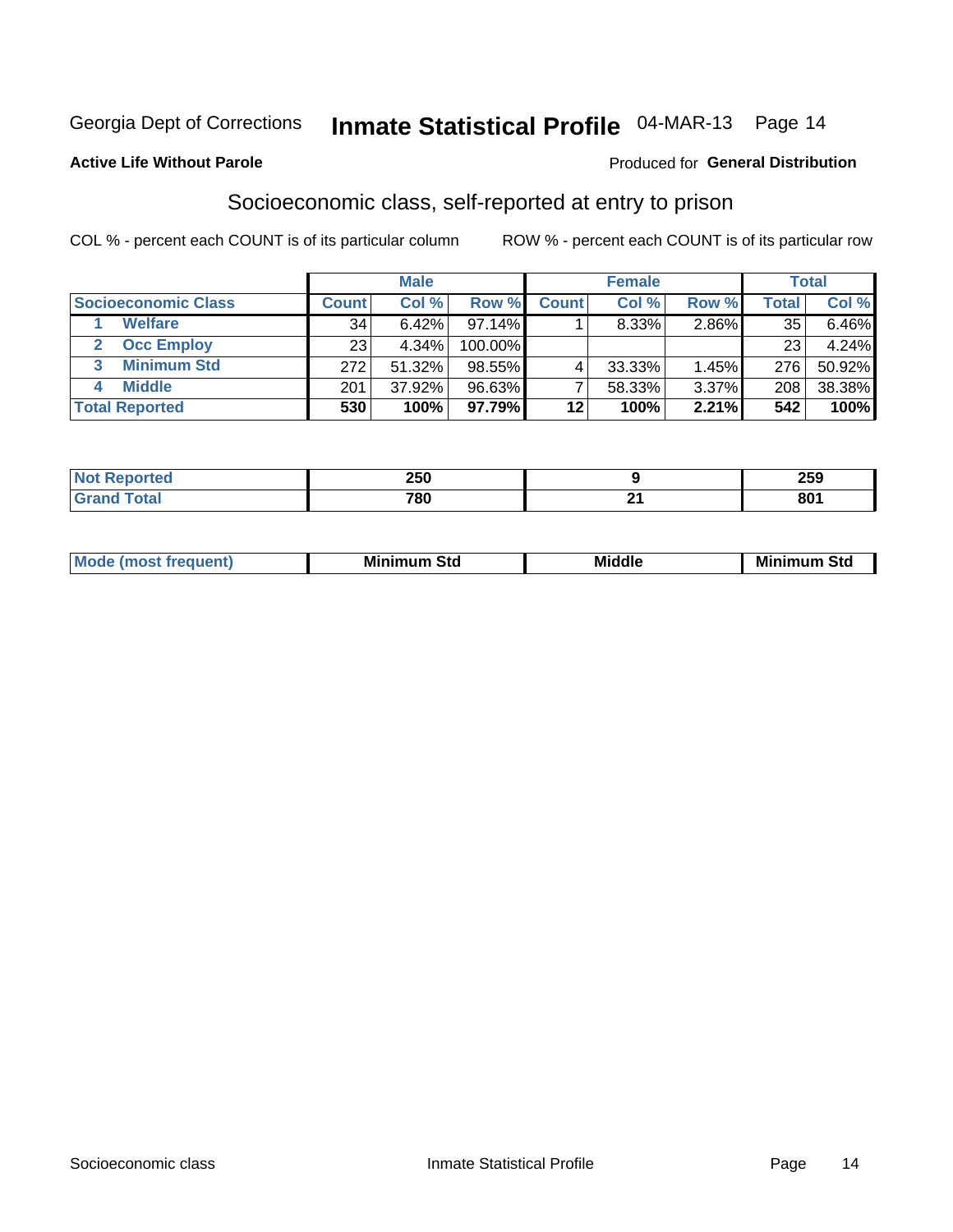Georgia Dept of Corrections **Inmate Statistical Profile** 04-MAR-13

**Active Life Without Parole**

Produced for **General Distribution**

## Socioeconomic class, self-reported at entry to prison

COL % - percent each COUNT is of its particular column

ROW % - percent each COUNT is of its particular row

| | Male | | | Female | | | Total | |
|---|---|---|---|---|---|---|---|---|
| **Socioeconomic Class** | **Count** | **Col %** | **Row %** | **Count** | **Col %** | **Row %** | **Total** | **Col %** |
| 1 **Welfare** | 34 | 6.42% | 97.14% | 1 | 8.33% | 2.86% | 35 | 6.46% |
| 2 **Occ Employ** | 23 | 4.34% | 100.00% | | | | 23 | 4.24% |
| 3 **Minimum Std** | 272 | 51.32% | 98.55% | 4 | 33.33% | 1.45% | 276 | 50.92% |
| 4 **Middle** | 201 | 37.92% | 96.63% | 7 | 58.33% | 3.37% | 208 | 38.38% |
| **Total Reported** | **530** | **100%** | **97.79%** | **12** | **100%** | **2.21%** | **542** | **100%** |

| | Male | Female | Total |
|---|---|---|---|
| **Not Reported** | **250** | **9** | **259** |
| **Grand Total** | **780** | **21** | **801** |

| | Male | Female | Total |
|---|---|---|---|
| **Mode (most frequent)** | **Minimum Std** | **Middle** | **Minimum Std** |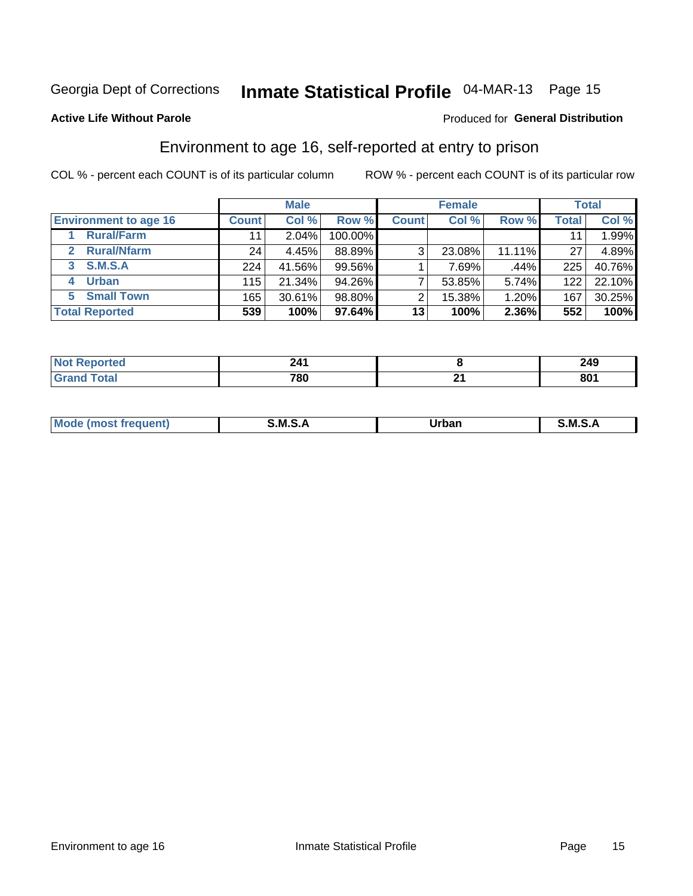Georgia Dept of Corrections **Inmate Statistical Profile** 04-MAR-13 Page 15

**Active Life Without Parole**

Produced for **General Distribution**

## Environment to age 16, self-reported at entry to prison

COL % - percent each COUNT is of its particular column

ROW % - percent each COUNT is of its particular row

| | Male | | | Female | | | Total | |
|---|---|---|---|---|---|---|---|---|
| **Environment to age 16** | **Count** | **Col %** | **Row %** | **Count** | **Col %** | **Row %** | **Total** | **Col %** |
| 1 **Rural/Farm** | 11 | 2.04% | 100.00% | | | | 11 | 1.99% |
| 2 **Rural/Nfarm** | 24 | 4.45% | 88.89% | 3 | 23.08% | 11.11% | 27 | 4.89% |
| 3 **S.M.S.A** | 224 | 41.56% | 99.56% | 1 | 7.69% | .44% | 225 | 40.76% |
| 4 **Urban** | 115 | 21.34% | 94.26% | 7 | 53.85% | 5.74% | 122 | 22.10% |
| 5 **Small Town** | 165 | 30.61% | 98.80% | 2 | 15.38% | 1.20% | 167 | 30.25% |
| **Total Reported** | **539** | **100%** | **97.64%** | **13** | **100%** | **2.36%** | **552** | **100%** |

| | Male | Female | Total |
|---|---|---|---|
| **Not Reported** | **241** | **8** | **249** |
| **Grand Total** | **780** | **21** | **801** |

| | Male | Female | Total |
|---|---|---|---|
| **Mode (most frequent)** | **S.M.S.A** | **Urban** | **S.M.S.A** |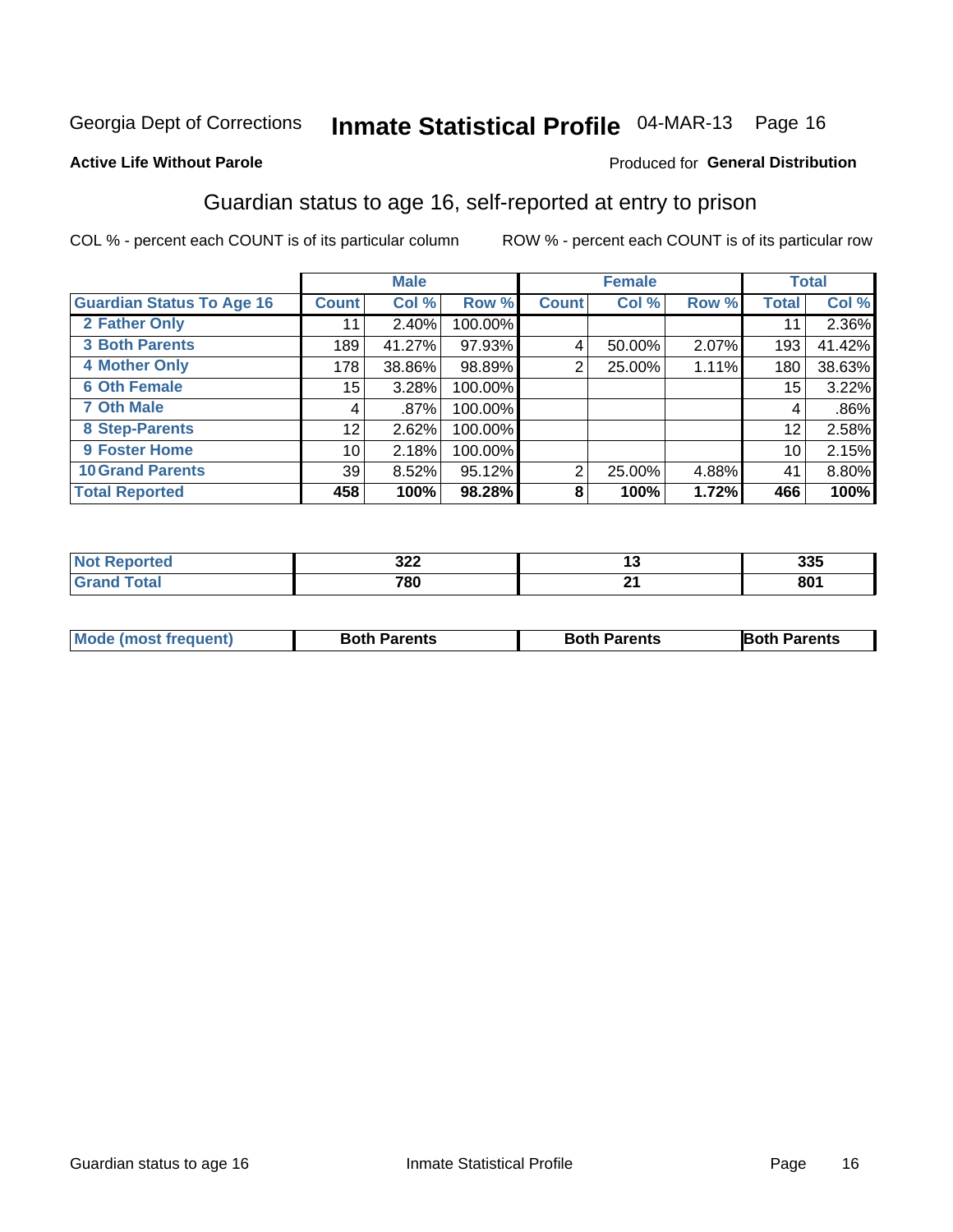Georgia Dept of Corrections **Inmate Statistical Profile** 04-MAR-13

**Active Life Without Parole**

Produced for **General Distribution**

## Guardian status to age 16, self-reported at entry to prison

COL % - percent each COUNT is of its particular column ROW % - percent each COUNT is of its particular row

| | Male | | | Female | | | Total | |
|---|---|---|---|---|---|---|---|---|
| **Guardian Status To Age 16** | **Count** | **Col %** | **Row %** | **Count** | **Col %** | **Row %** | **Total** | **Col %** |
| 2 Father Only | 11 | 2.40% | 100.00% | | | | 11 | 2.36% |
| 3 Both Parents | 189 | 41.27% | 97.93% | 4 | 50.00% | 2.07% | 193 | 41.42% |
| 4 Mother Only | 178 | 38.86% | 98.89% | 2 | 25.00% | 1.11% | 180 | 38.63% |
| 6 Oth Female | 15 | 3.28% | 100.00% | | | | 15 | 3.22% |
| 7 Oth Male | 4 | .87% | 100.00% | | | | 4 | .86% |
| 8 Step-Parents | 12 | 2.62% | 100.00% | | | | 12 | 2.58% |
| 9 Foster Home | 10 | 2.18% | 100.00% | | | | 10 | 2.15% |
| 10 Grand Parents | 39 | 8.52% | 95.12% | 2 | 25.00% | 4.88% | 41 | 8.80% |
| **Total Reported** | **458** | **100%** | **98.28%** | **8** | **100%** | **1.72%** | **466** | **100%** |

| | Male | Female | Total |
|---|---|---|---|
| Not Reported | 322 | 13 | 335 |
| Grand Total | 780 | 21 | 801 |

| | Male | Female | Total |
|---|---|---|---|
| Mode (most frequent) | Both Parents | Both Parents | Both Parents |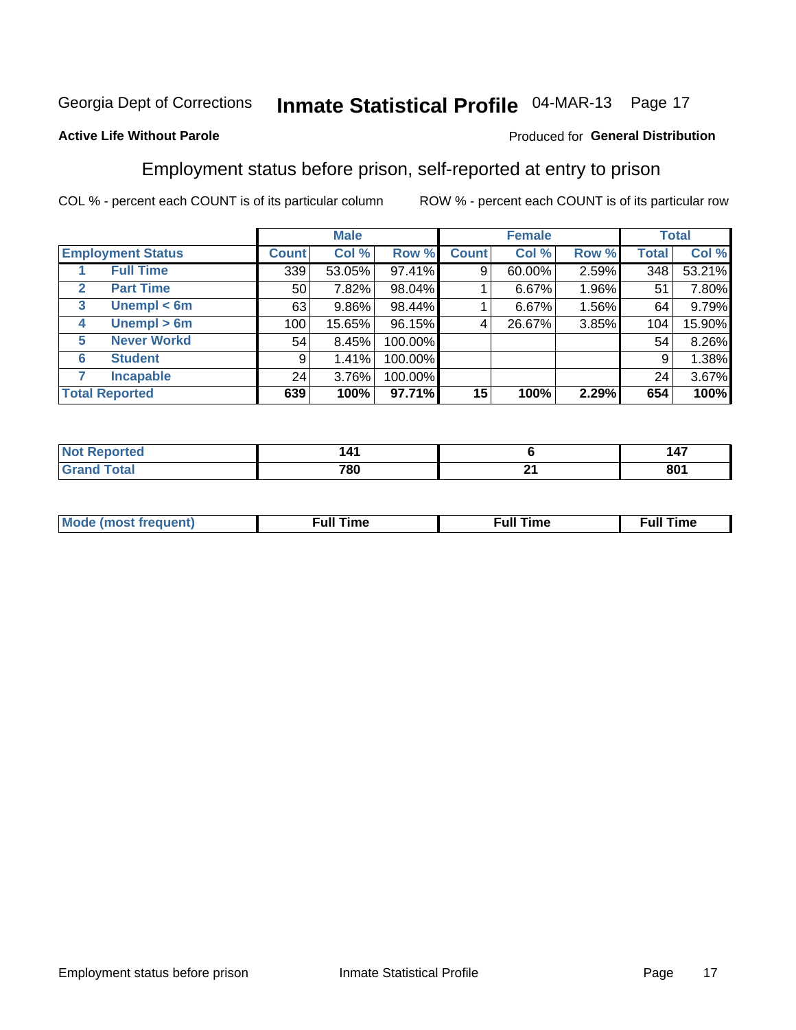Georgia Dept of Corrections **Inmate Statistical Profile** 04-MAR-13

**Active Life Without Parole**

Produced for **General Distribution**

## Employment status before prison, self-reported at entry to prison

COL % - percent each COUNT is of its particular column ROW % - percent each COUNT is of its particular row

| Employment Status | | Male | | | Female | | | Total | |
|---|---|---|---|---|---|---|---|---|---|
| | | Count | Col % | Row % | Count | Col % | Row % | Total | Col % |
| 1 | Full Time | 339 | 53.05% | 97.41% | 9 | 60.00% | 2.59% | 348 | 53.21% |
| 2 | Part Time | 50 | 7.82% | 98.04% | 1 | 6.67% | 1.96% | 51 | 7.80% |
| 3 | Unempl < 6m | 63 | 9.86% | 98.44% | 1 | 6.67% | 1.56% | 64 | 9.79% |
| 4 | Unempl > 6m | 100 | 15.65% | 96.15% | 4 | 26.67% | 3.85% | 104 | 15.90% |
| 5 | Never Workd | 54 | 8.45% | 100.00% | | | | 54 | 8.26% |
| 6 | Student | 9 | 1.41% | 100.00% | | | | 9 | 1.38% |
| 7 | Incapable | 24 | 3.76% | 100.00% | | | | 24 | 3.67% |
| **Total Reported** | | **639** | **100%** | **97.71%** | **15** | **100%** | **2.29%** | **654** | **100%** |

| | Male | Female | Total |
|---|---|---|---|
| Not Reported | 141 | 6 | 147 |
| Grand Total | 780 | 21 | 801 |

| | Male | Female | Total |
|---|---|---|---|
| Mode (most frequent) | Full Time | Full Time | Full Time |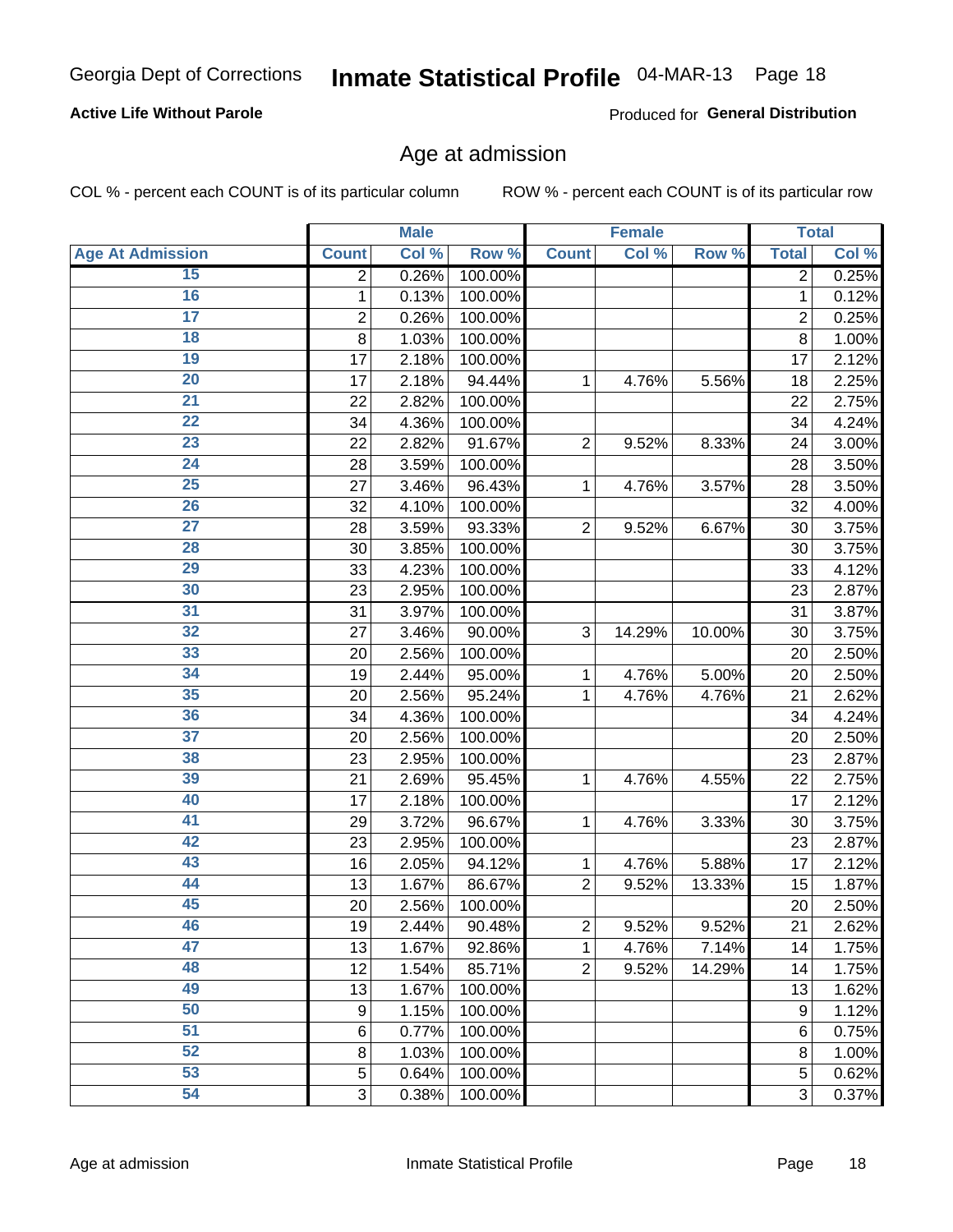**Active Life Without Parole**

Produced for **General Distribution**

## Age at admission

COL % - percent each COUNT is of its particular column

ROW % - percent each COUNT is of its particular row

| | Male | | | Female | | | Total | |
|---|---|---|---|---|---|---|---|---|
| Age At Admission | Count | Col % | Row % | Count | Col % | Row % | Total | Col % |
| 15 | 2 | 0.26% | 100.00% | | | | 2 | 0.25% |
| 16 | 1 | 0.13% | 100.00% | | | | 1 | 0.12% |
| 17 | 2 | 0.26% | 100.00% | | | | 2 | 0.25% |
| 18 | 8 | 1.03% | 100.00% | | | | 8 | 1.00% |
| 19 | 17 | 2.18% | 100.00% | | | | 17 | 2.12% |
| 20 | 17 | 2.18% | 94.44% | 1 | 4.76% | 5.56% | 18 | 2.25% |
| 21 | 22 | 2.82% | 100.00% | | | | 22 | 2.75% |
| 22 | 34 | 4.36% | 100.00% | | | | 34 | 4.24% |
| 23 | 22 | 2.82% | 91.67% | 2 | 9.52% | 8.33% | 24 | 3.00% |
| 24 | 28 | 3.59% | 100.00% | | | | 28 | 3.50% |
| 25 | 27 | 3.46% | 96.43% | 1 | 4.76% | 3.57% | 28 | 3.50% |
| 26 | 32 | 4.10% | 100.00% | | | | 32 | 4.00% |
| 27 | 28 | 3.59% | 93.33% | 2 | 9.52% | 6.67% | 30 | 3.75% |
| 28 | 30 | 3.85% | 100.00% | | | | 30 | 3.75% |
| 29 | 33 | 4.23% | 100.00% | | | | 33 | 4.12% |
| 30 | 23 | 2.95% | 100.00% | | | | 23 | 2.87% |
| 31 | 31 | 3.97% | 100.00% | | | | 31 | 3.87% |
| 32 | 27 | 3.46% | 90.00% | 3 | 14.29% | 10.00% | 30 | 3.75% |
| 33 | 20 | 2.56% | 100.00% | | | | 20 | 2.50% |
| 34 | 19 | 2.44% | 95.00% | 1 | 4.76% | 5.00% | 20 | 2.50% |
| 35 | 20 | 2.56% | 95.24% | 1 | 4.76% | 4.76% | 21 | 2.62% |
| 36 | 34 | 4.36% | 100.00% | | | | 34 | 4.24% |
| 37 | 20 | 2.56% | 100.00% | | | | 20 | 2.50% |
| 38 | 23 | 2.95% | 100.00% | | | | 23 | 2.87% |
| 39 | 21 | 2.69% | 95.45% | 1 | 4.76% | 4.55% | 22 | 2.75% |
| 40 | 17 | 2.18% | 100.00% | | | | 17 | 2.12% |
| 41 | 29 | 3.72% | 96.67% | 1 | 4.76% | 3.33% | 30 | 3.75% |
| 42 | 23 | 2.95% | 100.00% | | | | 23 | 2.87% |
| 43 | 16 | 2.05% | 94.12% | 1 | 4.76% | 5.88% | 17 | 2.12% |
| 44 | 13 | 1.67% | 86.67% | 2 | 9.52% | 13.33% | 15 | 1.87% |
| 45 | 20 | 2.56% | 100.00% | | | | 20 | 2.50% |
| 46 | 19 | 2.44% | 90.48% | 2 | 9.52% | 9.52% | 21 | 2.62% |
| 47 | 13 | 1.67% | 92.86% | 1 | 4.76% | 7.14% | 14 | 1.75% |
| 48 | 12 | 1.54% | 85.71% | 2 | 9.52% | 14.29% | 14 | 1.75% |
| 49 | 13 | 1.67% | 100.00% | | | | 13 | 1.62% |
| 50 | 9 | 1.15% | 100.00% | | | | 9 | 1.12% |
| 51 | 6 | 0.77% | 100.00% | | | | 6 | 0.75% |
| 52 | 8 | 1.03% | 100.00% | | | | 8 | 1.00% |
| 53 | 5 | 0.64% | 100.00% | | | | 5 | 0.62% |
| 54 | 3 | 0.38% | 100.00% | | | | 3 | 0.37% |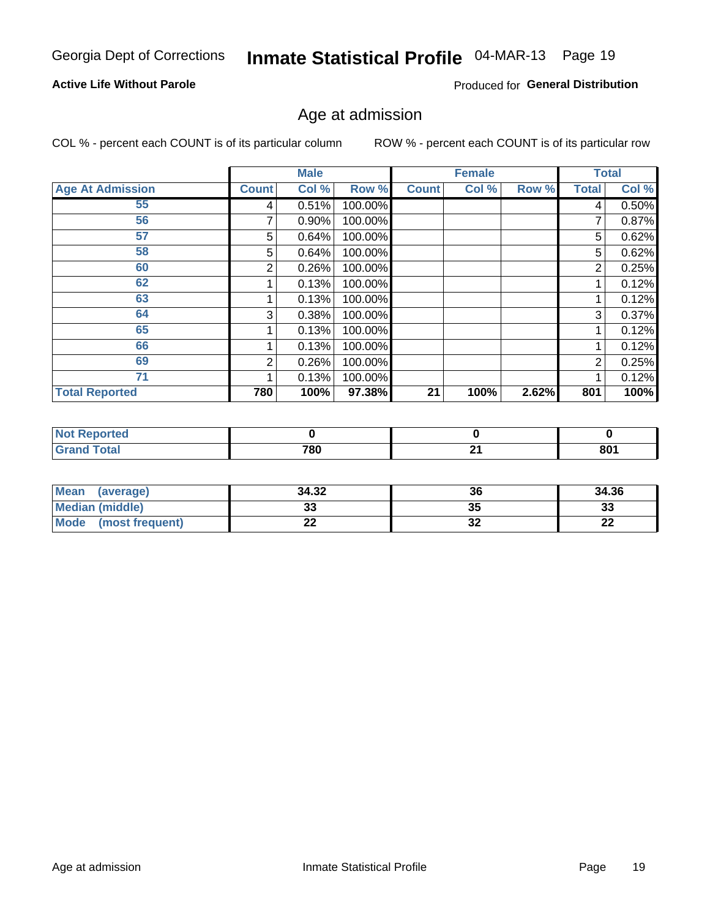Georgia Dept of Corrections **Inmate Statistical Profile** 04-MAR-13

**Active Life Without Parole**

Produced for **General Distribution**

## Age at admission

COL % - percent each COUNT is of its particular column    ROW % - percent each COUNT is of its particular row

| | Male | | | Female | | | Total | |
|---|---|---|---|---|---|---|---|---|
| **Age At Admission** | **Count** | **Col %** | **Row %** | **Count** | **Col %** | **Row %** | **Total** | **Col %** |
| 55 | 4 | 0.51% | 100.00% | | | | 4 | 0.50% |
| 56 | 7 | 0.90% | 100.00% | | | | 7 | 0.87% |
| 57 | 5 | 0.64% | 100.00% | | | | 5 | 0.62% |
| 58 | 5 | 0.64% | 100.00% | | | | 5 | 0.62% |
| 60 | 2 | 0.26% | 100.00% | | | | 2 | 0.25% |
| 62 | 1 | 0.13% | 100.00% | | | | 1 | 0.12% |
| 63 | 1 | 0.13% | 100.00% | | | | 1 | 0.12% |
| 64 | 3 | 0.38% | 100.00% | | | | 3 | 0.37% |
| 65 | 1 | 0.13% | 100.00% | | | | 1 | 0.12% |
| 66 | 1 | 0.13% | 100.00% | | | | 1 | 0.12% |
| 69 | 2 | 0.26% | 100.00% | | | | 2 | 0.25% |
| 71 | 1 | 0.13% | 100.00% | | | | 1 | 0.12% |
| **Total Reported** | **780** | **100%** | **97.38%** | **21** | **100%** | **2.62%** | **801** | **100%** |

| | Male | Female | Total |
|---|---|---|---|
| **Not Reported** | **0** | **0** | **0** |
| **Grand Total** | **780** | **21** | **801** |

| | Male | Female | Total |
|---|---|---|---|
| **Mean (average)** | **34.32** | **36** | **34.36** |
| **Median (middle)** | **33** | **35** | **33** |
| **Mode (most frequent)** | **22** | **32** | **22** |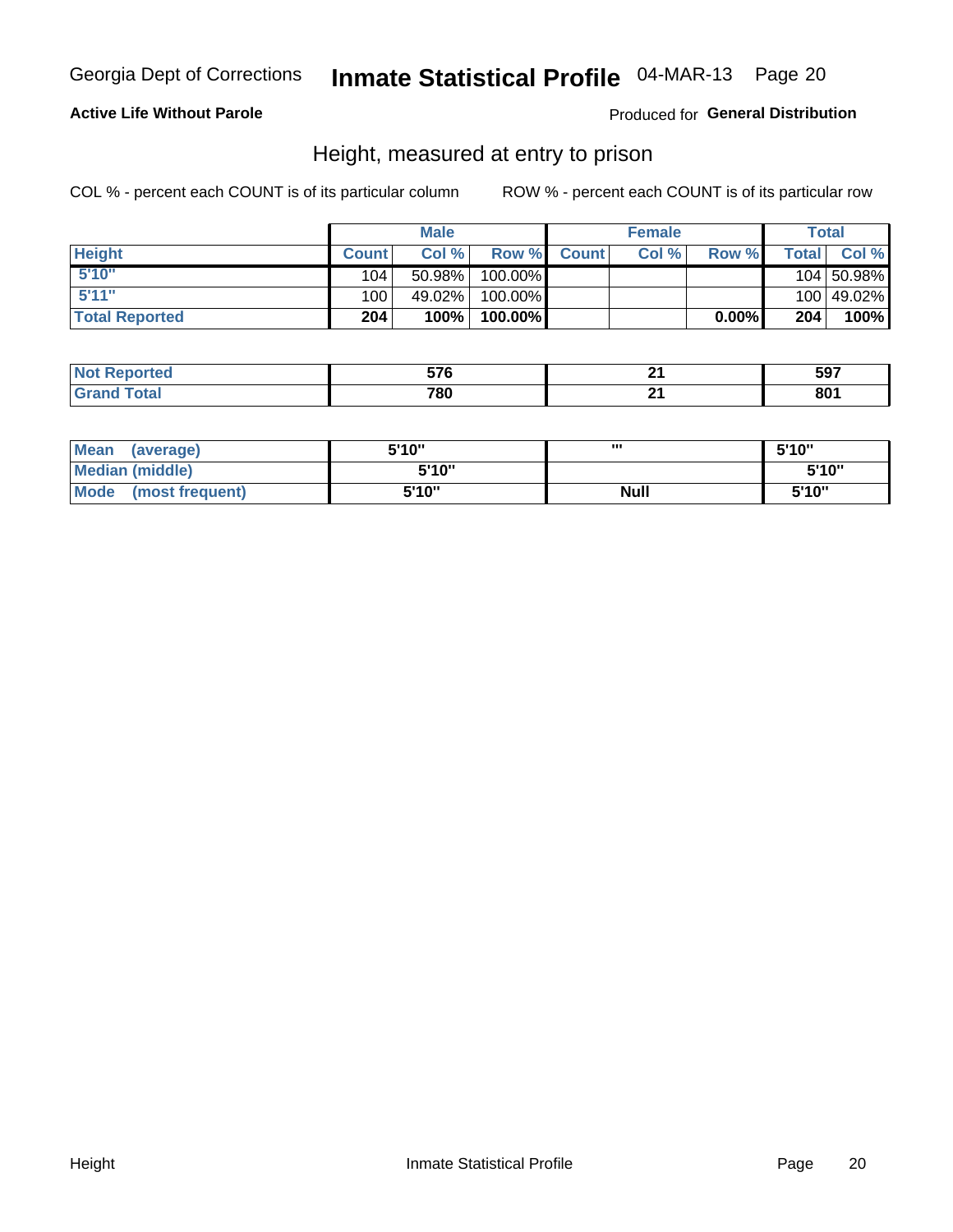Georgia Dept of Corrections **Inmate Statistical Profile** 04-MAR-13 Page 20

**Active Life Without Parole**

Produced for **General Distribution**

## Height, measured at entry to prison

COL % - percent each COUNT is of its particular column

ROW % - percent each COUNT is of its particular row

| | Male | | | Female | | | Total | |
|---|---|---|---|---|---|---|---|---|
| **Height** | **Count** | **Col %** | **Row %** | **Count** | **Col %** | **Row %** | **Total** | **Col %** |
| **5'10"** | 104 | 50.98% | 100.00% | | | | 104 | 50.98% |
| **5'11"** | 100 | 49.02% | 100.00% | | | | 100 | 49.02% |
| **Total Reported** | **204** | **100%** | **100.00%** | | | **0.00%** | **204** | **100%** |

| | Male | Female | Total |
|---|---|---|---|
| **Not Reported** | **576** | **21** | **597** |
| **Grand Total** | **780** | **21** | **801** |

| | Male | Female | Total |
|---|---|---|---|
| **Mean (average)** | **5'10"** | **'''** | **5'10"** |
| **Median (middle)** | **5'10"** | | **5'10"** |
| **Mode (most frequent)** | **5'10"** | **Null** | **5'10"** |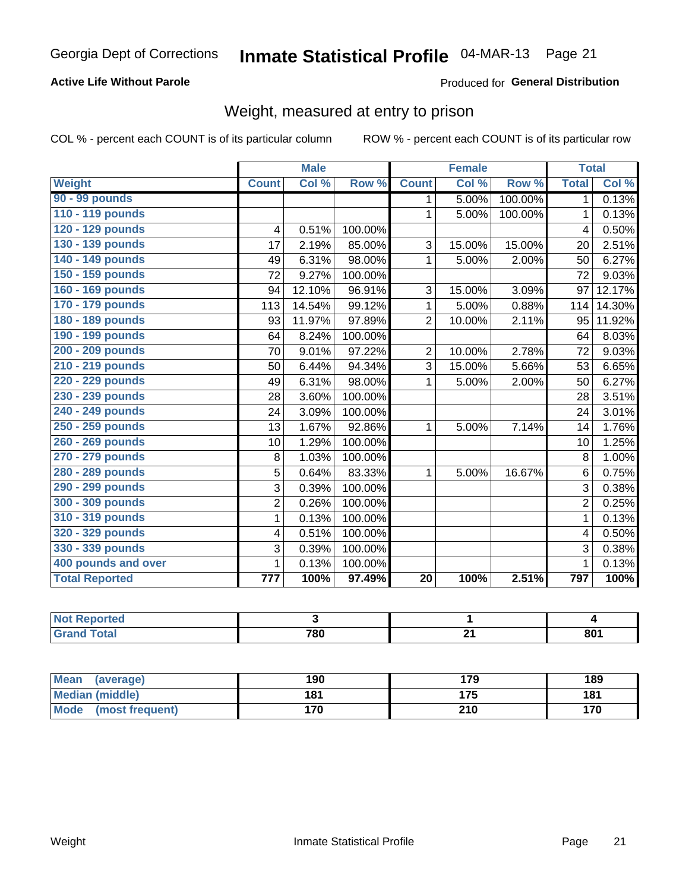Georgia Dept of Corrections **Inmate Statistical Profile** 04-MAR-13 Page 21

**Active Life Without Parole**

Produced for **General Distribution**

## Weight, measured at entry to prison

COL % - percent each COUNT is of its particular column ROW % - percent each COUNT is of its particular row

| | Male | | | Female | | | Total | |
|---|---|---|---|---|---|---|---|---|
| Weight | Count | Col % | Row % | Count | Col % | Row % | Total | Col % |
| 90 - 99 pounds | | | | 1 | 5.00% | 100.00% | 1 | 0.13% |
| 110 - 119 pounds | | | | 1 | 5.00% | 100.00% | 1 | 0.13% |
| 120 - 129 pounds | 4 | 0.51% | 100.00% | | | | 4 | 0.50% |
| 130 - 139 pounds | 17 | 2.19% | 85.00% | 3 | 15.00% | 15.00% | 20 | 2.51% |
| 140 - 149 pounds | 49 | 6.31% | 98.00% | 1 | 5.00% | 2.00% | 50 | 6.27% |
| 150 - 159 pounds | 72 | 9.27% | 100.00% | | | | 72 | 9.03% |
| 160 - 169 pounds | 94 | 12.10% | 96.91% | 3 | 15.00% | 3.09% | 97 | 12.17% |
| 170 - 179 pounds | 113 | 14.54% | 99.12% | 1 | 5.00% | 0.88% | 114 | 14.30% |
| 180 - 189 pounds | 93 | 11.97% | 97.89% | 2 | 10.00% | 2.11% | 95 | 11.92% |
| 190 - 199 pounds | 64 | 8.24% | 100.00% | | | | 64 | 8.03% |
| 200 - 209 pounds | 70 | 9.01% | 97.22% | 2 | 10.00% | 2.78% | 72 | 9.03% |
| 210 - 219 pounds | 50 | 6.44% | 94.34% | 3 | 15.00% | 5.66% | 53 | 6.65% |
| 220 - 229 pounds | 49 | 6.31% | 98.00% | 1 | 5.00% | 2.00% | 50 | 6.27% |
| 230 - 239 pounds | 28 | 3.60% | 100.00% | | | | 28 | 3.51% |
| 240 - 249 pounds | 24 | 3.09% | 100.00% | | | | 24 | 3.01% |
| 250 - 259 pounds | 13 | 1.67% | 92.86% | 1 | 5.00% | 7.14% | 14 | 1.76% |
| 260 - 269 pounds | 10 | 1.29% | 100.00% | | | | 10 | 1.25% |
| 270 - 279 pounds | 8 | 1.03% | 100.00% | | | | 8 | 1.00% |
| 280 - 289 pounds | 5 | 0.64% | 83.33% | 1 | 5.00% | 16.67% | 6 | 0.75% |
| 290 - 299 pounds | 3 | 0.39% | 100.00% | | | | 3 | 0.38% |
| 300 - 309 pounds | 2 | 0.26% | 100.00% | | | | 2 | 0.25% |
| 310 - 319 pounds | 1 | 0.13% | 100.00% | | | | 1 | 0.13% |
| 320 - 329 pounds | 4 | 0.51% | 100.00% | | | | 4 | 0.50% |
| 330 - 339 pounds | 3 | 0.39% | 100.00% | | | | 3 | 0.38% |
| 400 pounds and over | 1 | 0.13% | 100.00% | | | | 1 | 0.13% |
| **Total Reported** | **777** | **100%** | **97.49%** | **20** | **100%** | **2.51%** | **797** | **100%** |

| | Male | Female | Total |
|---|---|---|---|
| Not Reported | 3 | 1 | 4 |
| Grand Total | 780 | 21 | 801 |

| | Male | Female | Total |
|---|---|---|---|
| Mean (average) | 190 | 179 | 189 |
| Median (middle) | 181 | 175 | 181 |
| Mode (most frequent) | 170 | 210 | 170 |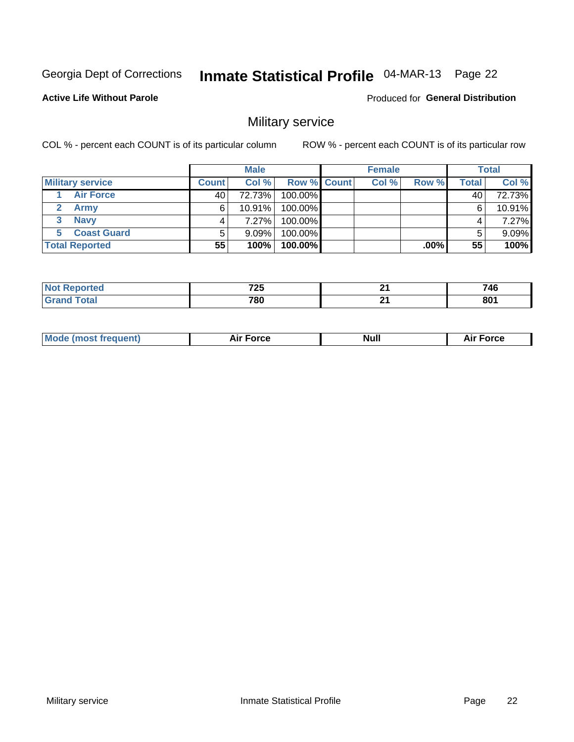Georgia Dept of Corrections **Inmate Statistical Profile** 04-MAR-13 Page 22

**Active Life Without Parole**

Produced for **General Distribution**

## Military service

COL % - percent each COUNT is of its particular column ROW % - percent each COUNT is of its particular row

| | Male | | | Female | | | Total | |
|---|---|---|---|---|---|---|---|---|
| **Military service** | **Count** | **Col %** | **Row %** | **Count** | **Col %** | **Row %** | **Total** | **Col %** |
| **1 Air Force** | 40 | 72.73% | 100.00% | | | | 40 | 72.73% |
| **2 Army** | 6 | 10.91% | 100.00% | | | | 6 | 10.91% |
| **3 Navy** | 4 | 7.27% | 100.00% | | | | 4 | 7.27% |
| **5 Coast Guard** | 5 | 9.09% | 100.00% | | | | 5 | 9.09% |
| **Total Reported** | **55** | **100%** | **100.00%** | | | **.00%** | **55** | **100%** |

| | Male | Female | Total |
|---|---|---|---|
| **Not Reported** | **725** | **21** | **746** |
| **Grand Total** | **780** | **21** | **801** |

| | Male | Female | Total |
|---|---|---|---|
| **Mode (most frequent)** | **Air Force** | **Null** | **Air Force** |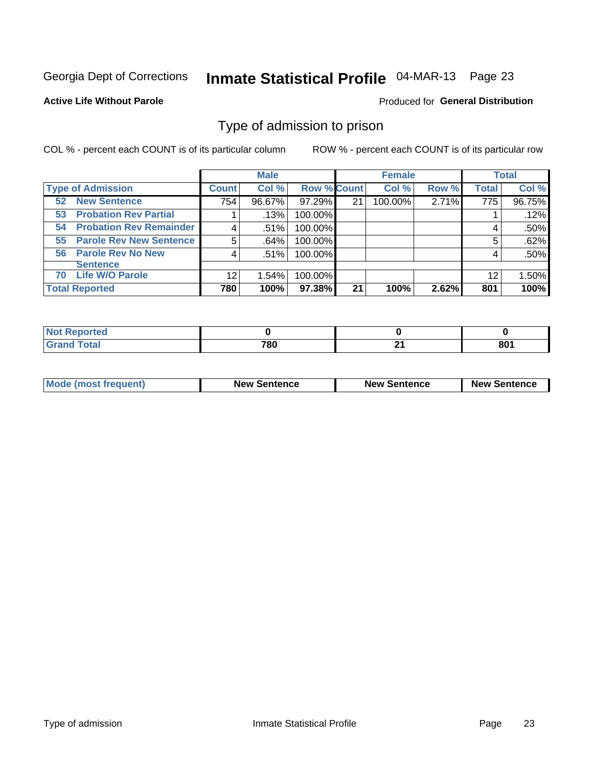Georgia Dept of Corrections **Inmate Statistical Profile** 04-MAR-13 Page 23

**Active Life Without Parole**

Produced for **General Distribution**

## Type of admission to prison

COL % - percent each COUNT is of its particular column

ROW % - percent each COUNT is of its particular row

| | Male | | | Female | | | Total | |
|---|---|---|---|---|---|---|---|---|
| **Type of Admission** | **Count** | **Col %** | **Row %** | **Count** | **Col %** | **Row %** | **Total** | **Col %** |
| **52 New Sentence** | 754 | 96.67% | 97.29% | 21 | 100.00% | 2.71% | 775 | 96.75% |
| **53 Probation Rev Partial** | 1 | .13% | 100.00% | | | | 1 | .12% |
| **54 Probation Rev Remainder** | 4 | .51% | 100.00% | | | | 4 | .50% |
| **55 Parole Rev New Sentence** | 5 | .64% | 100.00% | | | | 5 | .62% |
| **56 Parole Rev No New Sentence** | 4 | .51% | 100.00% | | | | 4 | .50% |
| **70 Life W/O Parole** | 12 | 1.54% | 100.00% | | | | 12 | 1.50% |
| **Total Reported** | **780** | **100%** | **97.38%** | **21** | **100%** | **2.62%** | **801** | **100%** |

| | Male | Female | Total |
|---|---|---|---|
| **Not Reported** | **0** | **0** | **0** |
| **Grand Total** | **780** | **21** | **801** |

| | Male | Female | Total |
|---|---|---|---|
| **Mode (most frequent)** | **New Sentence** | **New Sentence** | **New Sentence** |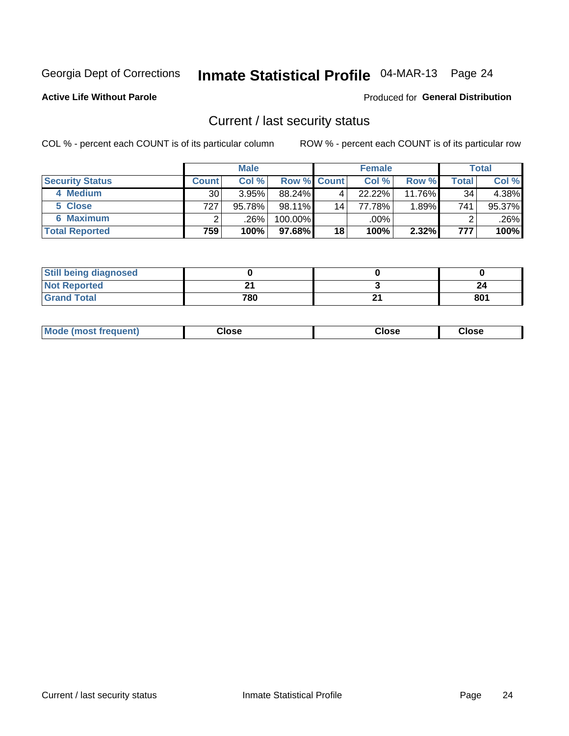Georgia Dept of Corrections **Inmate Statistical Profile** 04-MAR-13 Page 24

**Active Life Without Parole**

Produced for **General Distribution**

## Current / last security status

COL % - percent each COUNT is of its particular column

ROW % - percent each COUNT is of its particular row

| | Male | | | Female | | | Total | |
|---|---|---|---|---|---|---|---|---|
| **Security Status** | **Count** | **Col %** | **Row %** | **Count** | **Col %** | **Row %** | **Total** | **Col %** |
| 4 Medium | 30 | 3.95% | 88.24% | 4 | 22.22% | 11.76% | 34 | 4.38% |
| 5 Close | 727 | 95.78% | 98.11% | 14 | 77.78% | 1.89% | 741 | 95.37% |
| 6 Maximum | 2 | .26% | 100.00% | | .00% | | 2 | .26% |
| **Total Reported** | **759** | **100%** | **97.68%** | **18** | **100%** | **2.32%** | **777** | **100%** |

| | Male | Female | Total |
|---|---|---|---|
| Still being diagnosed | 0 | 0 | 0 |
| Not Reported | 21 | 3 | 24 |
| Grand Total | 780 | 21 | 801 |

| | Male | Female | Total |
|---|---|---|---|
| Mode (most frequent) | Close | Close | Close |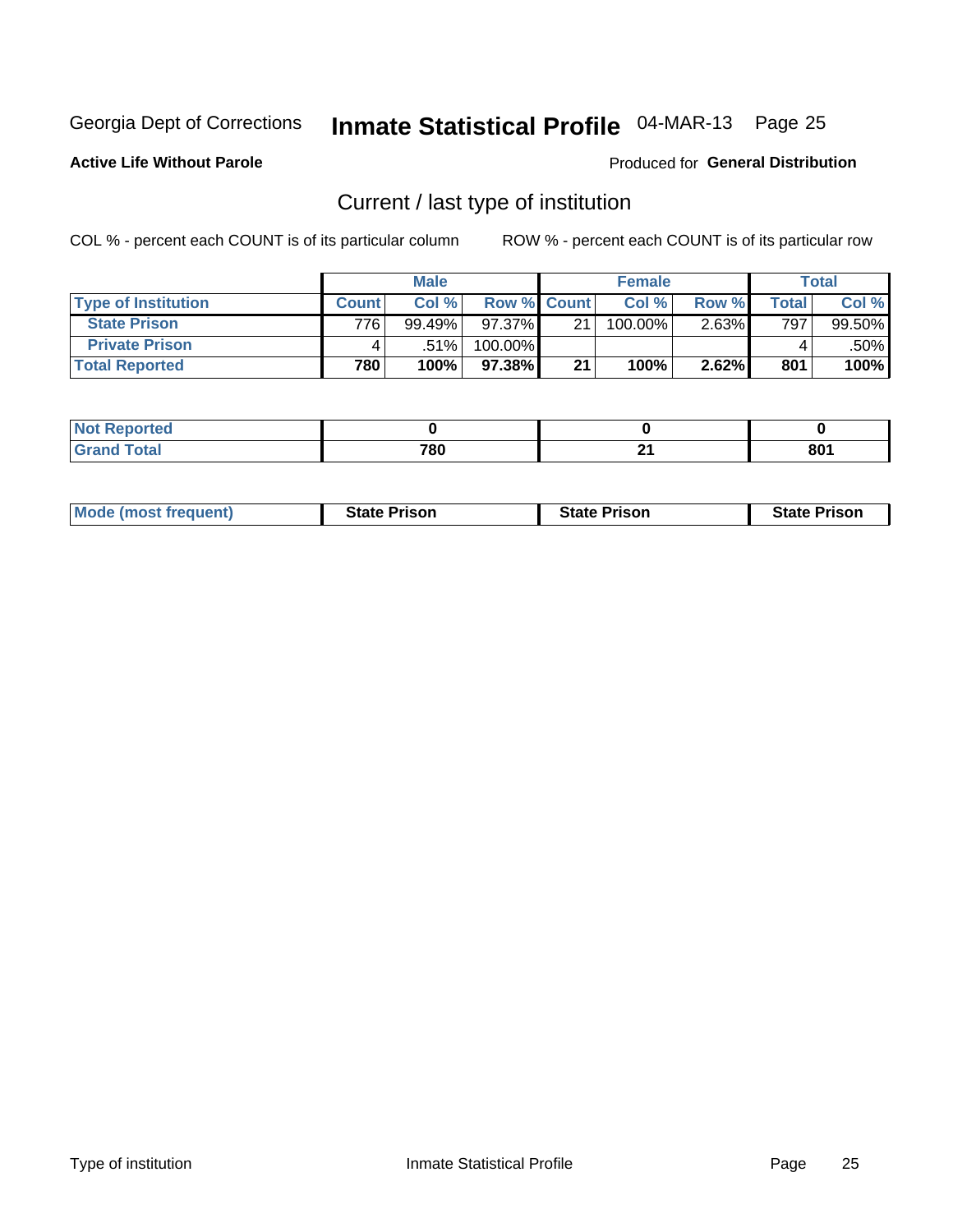Georgia Dept of Corrections **Inmate Statistical Profile** 04-MAR-13

**Active Life Without Parole**

Produced for **General Distribution**

## Current / last type of institution

COL % - percent each COUNT is of its particular column

ROW % - percent each COUNT is of its particular row

| | Male | | | Female | | | Total | |
|---|---|---|---|---|---|---|---|---|
| **Type of Institution** | **Count** | **Col %** | **Row %** | **Count** | **Col %** | **Row %** | **Total** | **Col %** |
| **State Prison** | 776 | 99.49% | 97.37% | 21 | 100.00% | 2.63% | 797 | 99.50% |
| **Private Prison** | 4 | .51% | 100.00% | | | | 4 | .50% |
| **Total Reported** | **780** | **100%** | **97.38%** | **21** | **100%** | **2.62%** | **801** | **100%** |

| | Male | Female | Total |
|---|---|---|---|
| **Not Reported** | **0** | **0** | **0** |
| **Grand Total** | **780** | **21** | **801** |

| | Male | Female | Total |
|---|---|---|---|
| **Mode (most frequent)** | **State Prison** | **State Prison** | **State Prison** |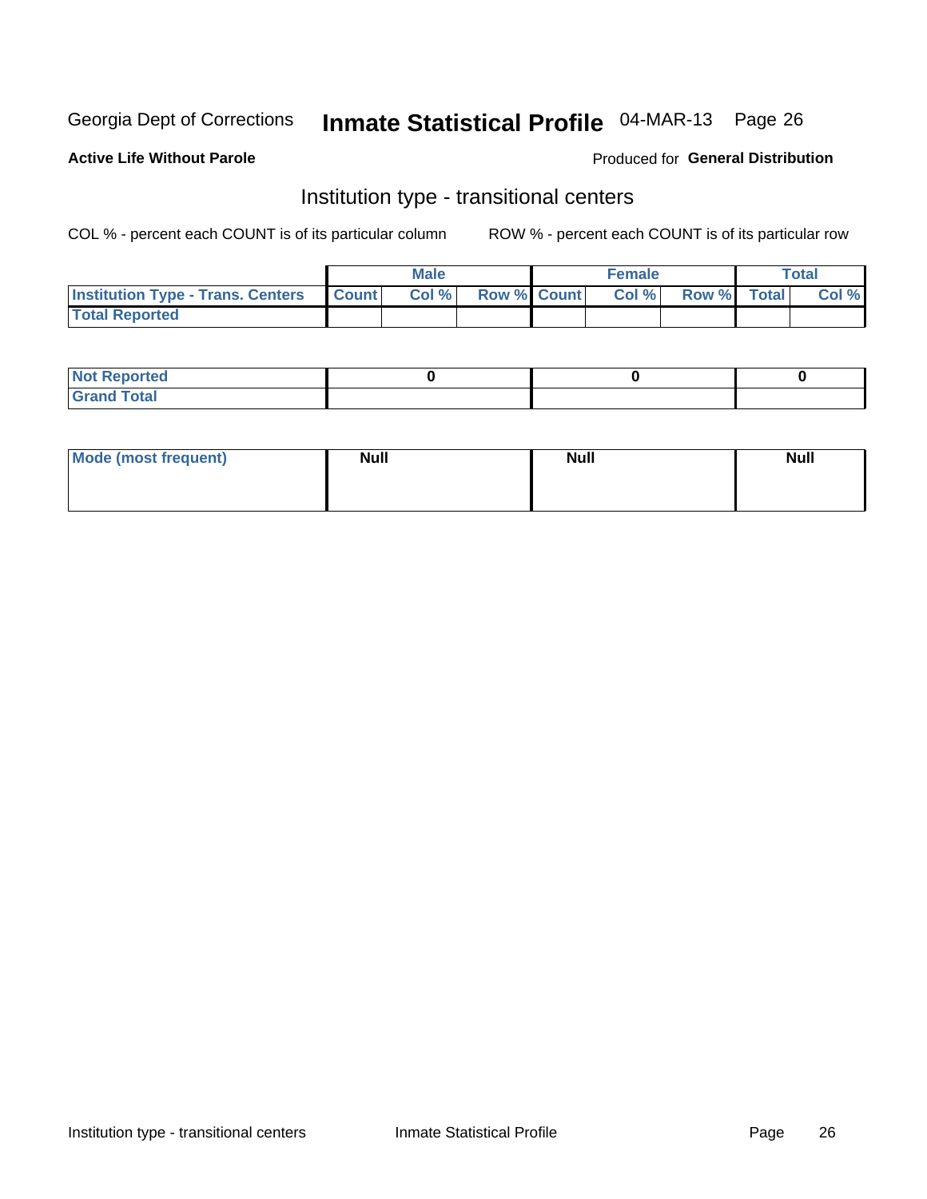Georgia Dept of Corrections **Inmate Statistical Profile** 04-MAR-13

**Active Life Without Parole**

Produced for **General Distribution**

## Institution type - transitional centers

COL % - percent each COUNT is of its particular column

ROW % - percent each COUNT is of its particular row

| | Male | | | Female | | | Total | |
|---|---|---|---|---|---|---|---|---|
| **Institution Type - Trans. Centers** | **Count** | **Col %** | **Row %** | **Count** | **Col %** | **Row %** | **Total** | **Col %** |
| **Total Reported** | | | | | | | | |

| | Male | Female | Total |
|---|---|---|---|
| **Not Reported** | 0 | 0 | 0 |
| **Grand Total** | | | |

| | Male | Female | Total |
|---|---|---|---|
| **Mode (most frequent)** | Null | Null | Null |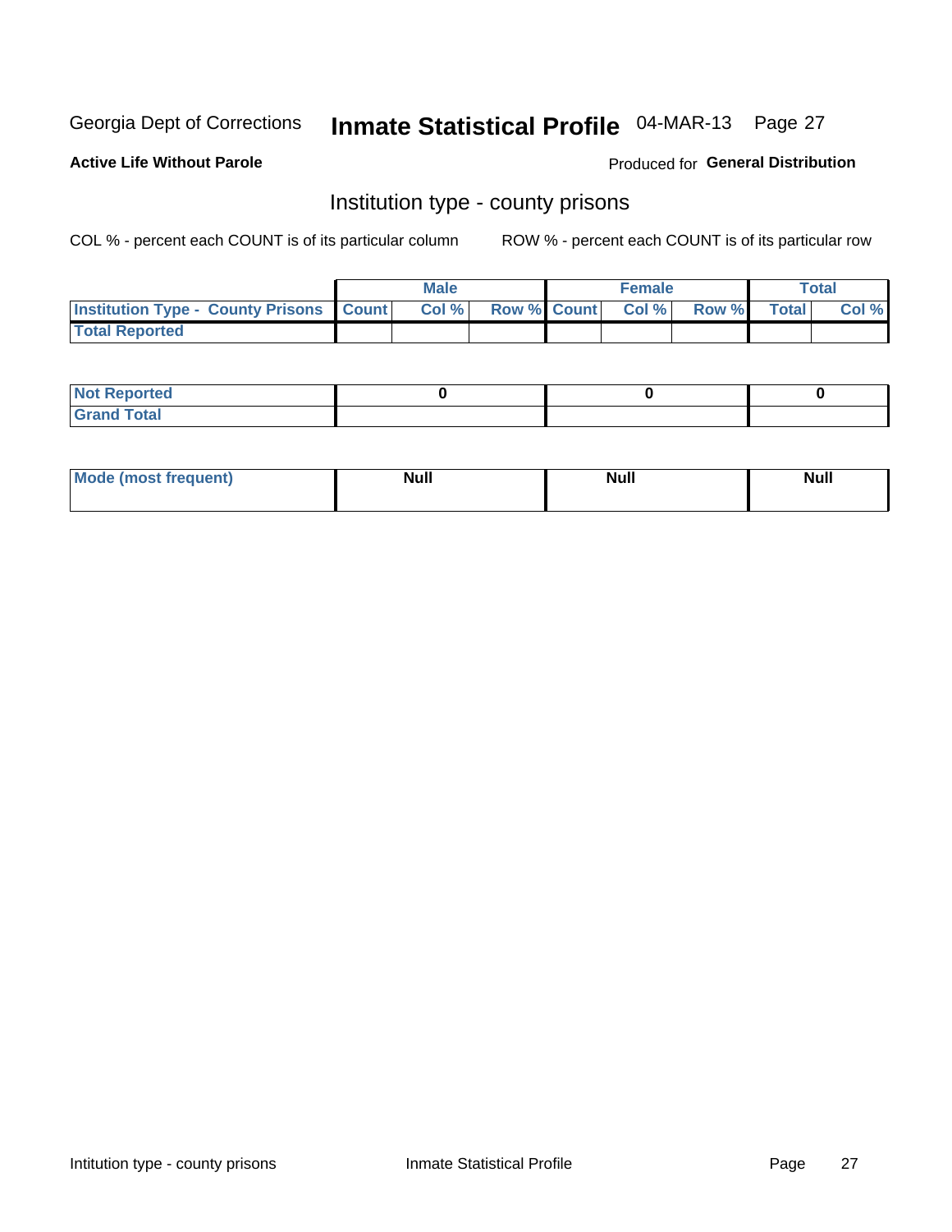Georgia Dept of Corrections **Inmate Statistical Profile** 04-MAR-13

**Active Life Without Parole**

Produced for **General Distribution**

## Institution type - county prisons

COL % - percent each COUNT is of its particular column

ROW % - percent each COUNT is of its particular row

| | Male | | | Female | | | Total | |
|---|---|---|---|---|---|---|---|---|
| **Institution Type - County Prisons** | **Count** | **Col %** | **Row %** | **Count** | **Col %** | **Row %** | **Total** | **Col %** |
| **Total Reported** | | | | | | | | |

| | Male | Female | Total |
|---|---|---|---|
| **Not Reported** | **0** | **0** | **0** |
| **Grand Total** | | | |

| | Male | Female | Total |
|---|---|---|---|
| **Mode (most frequent)** | **Null** | **Null** | **Null** |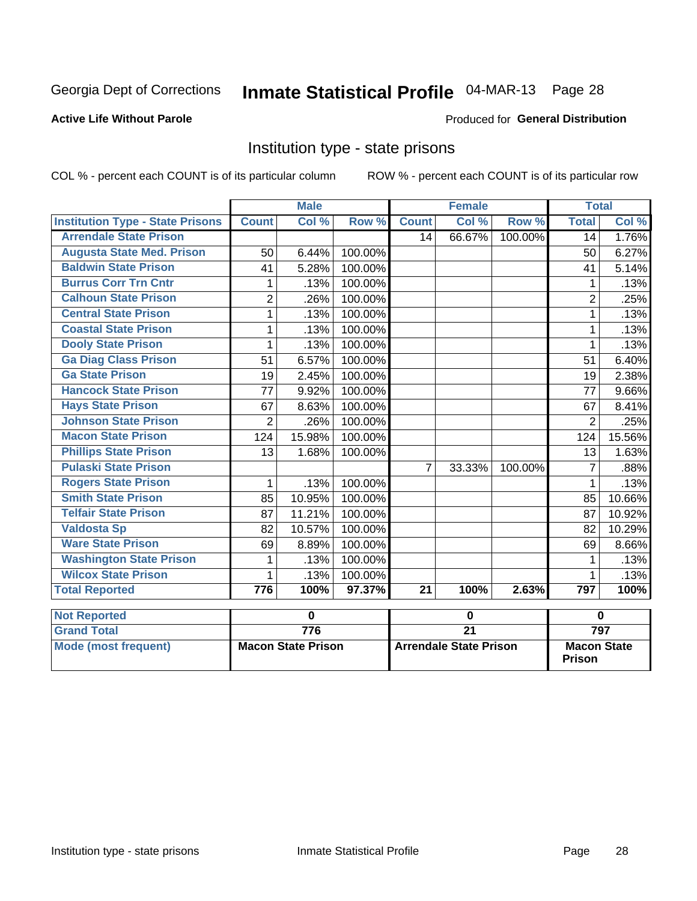Georgia Dept of Corrections **Inmate Statistical Profile** 04-MAR-13

**Active Life Without Parole**

Produced for **General Distribution**

## Institution type - state prisons

COL % - percent each COUNT is of its particular column    ROW % - percent each COUNT is of its particular row

| | Male | | | Female | | | Total | |
|---|---|---|---|---|---|---|---|---|
| **Institution Type - State Prisons** | **Count** | **Col %** | **Row %** | **Count** | **Col %** | **Row %** | **Total** | **Col %** |
| Arrendale State Prison | | | | 14 | 66.67% | 100.00% | 14 | 1.76% |
| Augusta State Med. Prison | 50 | 6.44% | 100.00% | | | | 50 | 6.27% |
| Baldwin State Prison | 41 | 5.28% | 100.00% | | | | 41 | 5.14% |
| Burrus Corr Trn Cntr | 1 | .13% | 100.00% | | | | 1 | .13% |
| Calhoun State Prison | 2 | .26% | 100.00% | | | | 2 | .25% |
| Central State Prison | 1 | .13% | 100.00% | | | | 1 | .13% |
| Coastal State Prison | 1 | .13% | 100.00% | | | | 1 | .13% |
| Dooly State Prison | 1 | .13% | 100.00% | | | | 1 | .13% |
| Ga Diag Class Prison | 51 | 6.57% | 100.00% | | | | 51 | 6.40% |
| Ga State Prison | 19 | 2.45% | 100.00% | | | | 19 | 2.38% |
| Hancock State Prison | 77 | 9.92% | 100.00% | | | | 77 | 9.66% |
| Hays State Prison | 67 | 8.63% | 100.00% | | | | 67 | 8.41% |
| Johnson State Prison | 2 | .26% | 100.00% | | | | 2 | .25% |
| Macon State Prison | 124 | 15.98% | 100.00% | | | | 124 | 15.56% |
| Phillips State Prison | 13 | 1.68% | 100.00% | | | | 13 | 1.63% |
| Pulaski State Prison | | | | 7 | 33.33% | 100.00% | 7 | .88% |
| Rogers State Prison | 1 | .13% | 100.00% | | | | 1 | .13% |
| Smith State Prison | 85 | 10.95% | 100.00% | | | | 85 | 10.66% |
| Telfair State Prison | 87 | 11.21% | 100.00% | | | | 87 | 10.92% |
| Valdosta Sp | 82 | 10.57% | 100.00% | | | | 82 | 10.29% |
| Ware State Prison | 69 | 8.89% | 100.00% | | | | 69 | 8.66% |
| Washington State Prison | 1 | .13% | 100.00% | | | | 1 | .13% |
| Wilcox State Prison | 1 | .13% | 100.00% | | | | 1 | .13% |
| **Total Reported** | **776** | **100%** | **97.37%** | **21** | **100%** | **2.63%** | **797** | **100%** |

| | Male | Female | Total |
|---|---|---|---|
| **Not Reported** | 0 | 0 | 0 |
| **Grand Total** | 776 | 21 | 797 |
| **Mode (most frequent)** | Macon State Prison | Arrendale State Prison | Macon State Prison |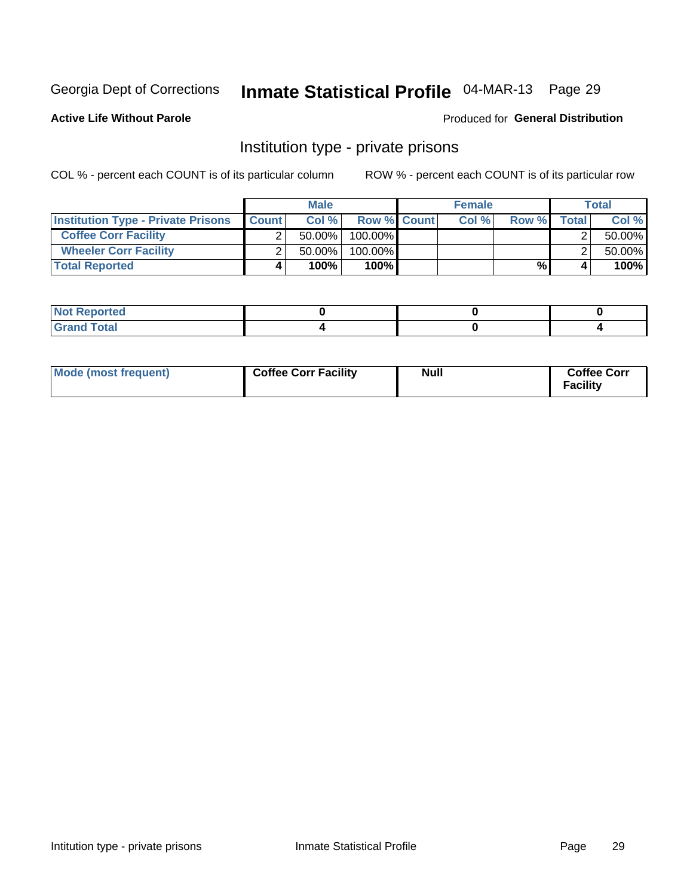Georgia Dept of Corrections **Inmate Statistical Profile** 04-MAR-13 Page 29

**Active Life Without Parole**

Produced for **General Distribution**

## Institution type - private prisons

COL % - percent each COUNT is of its particular column ROW % - percent each COUNT is of its particular row

| | Male | | | Female | | | Total | |
|---|---|---|---|---|---|---|---|---|
| **Institution Type - Private Prisons** | **Count** | **Col %** | **Row %** | **Count** | **Col %** | **Row %** | **Total** | **Col %** |
| **Coffee Corr Facility** | 2 | 50.00% | 100.00% | | | | 2 | 50.00% |
| **Wheeler Corr Facility** | 2 | 50.00% | 100.00% | | | | 2 | 50.00% |
| **Total Reported** | **4** | **100%** | **100%** | | | **%** | **4** | **100%** |

| | Male | Female | Total |
|---|---|---|---|
| **Not Reported** | **0** | **0** | **0** |
| **Grand Total** | **4** | **0** | **4** |

| | Male | Female | Total |
|---|---|---|---|
| **Mode (most frequent)** | **Coffee Corr Facility** | **Null** | **Coffee Corr Facility** |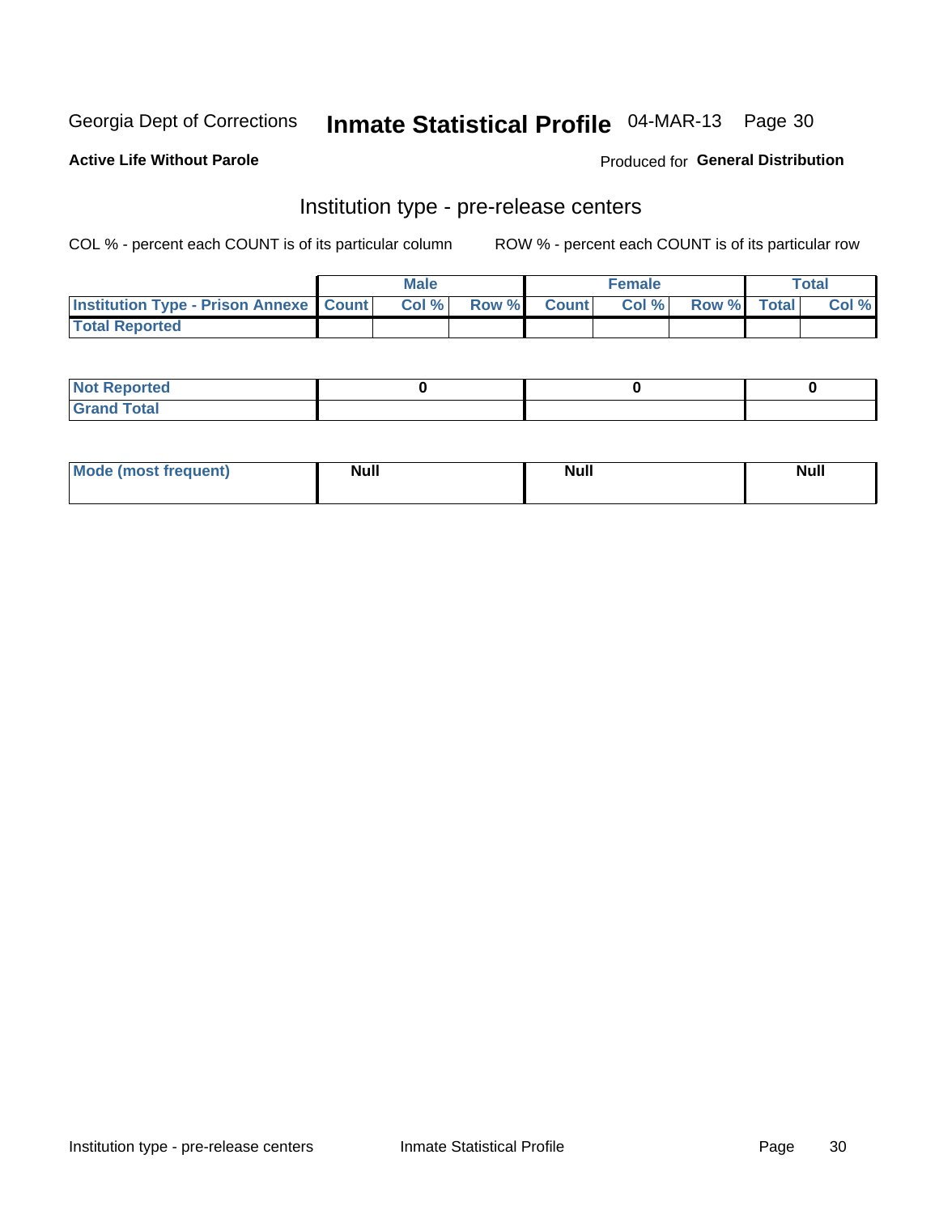Georgia Dept of Corrections **Inmate Statistical Profile** 04-MAR-13 Page 30

**Active Life Without Parole**

Produced for **General Distribution**

## Institution type - pre-release centers

COL % - percent each COUNT is of its particular column ROW % - percent each COUNT is of its particular row

| | Male | | | Female | | | Total | |
|---|---|---|---|---|---|---|---|---|
| Institution Type - Prison Annexe | Count | Col % | Row % | Count | Col % | Row % | Total | Col % |
| Total Reported | | | | | | | | |

| | Male | Female | Total |
|---|---|---|---|
| Not Reported | 0 | 0 | 0 |
| Grand Total | | | |

| | Male | Female | Total |
|---|---|---|---|
| Mode (most frequent) | Null | Null | Null |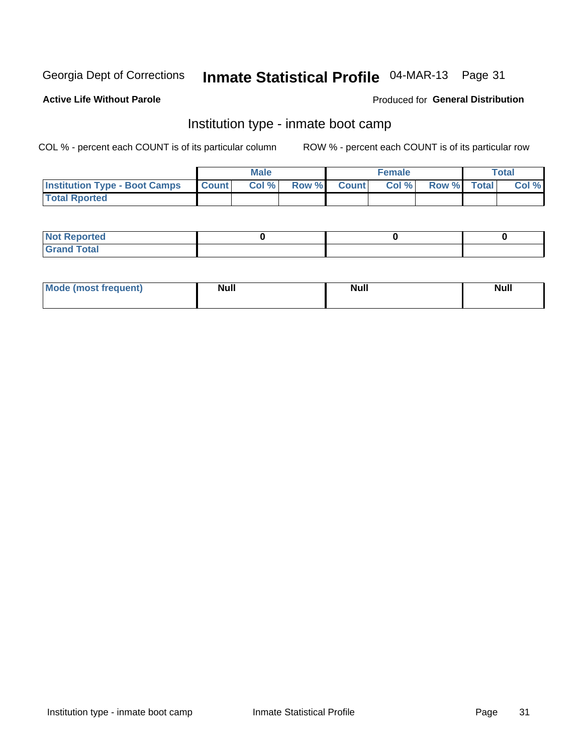Georgia Dept of Corrections **Inmate Statistical Profile** 04-MAR-13

**Active Life Without Parole**

Produced for **General Distribution**

## Institution type - inmate boot camp

COL % - percent each COUNT is of its particular column

ROW % - percent each COUNT is of its particular row

| | Male | | | Female | | | Total | |
|---|---|---|---|---|---|---|---|---|
| **Institution Type - Boot Camps** | **Count** | **Col %** | **Row %** | **Count** | **Col %** | **Row %** | **Total** | **Col %** |
| **Total Rported** | | | | | | | | |

| | Male | Female | Total |
|---|---|---|---|
| **Not Reported** | **0** | **0** | **0** |
| **Grand Total** | | | |

| | Male | Female | Total |
|---|---|---|---|
| **Mode (most frequent)** | **Null** | **Null** | **Null** |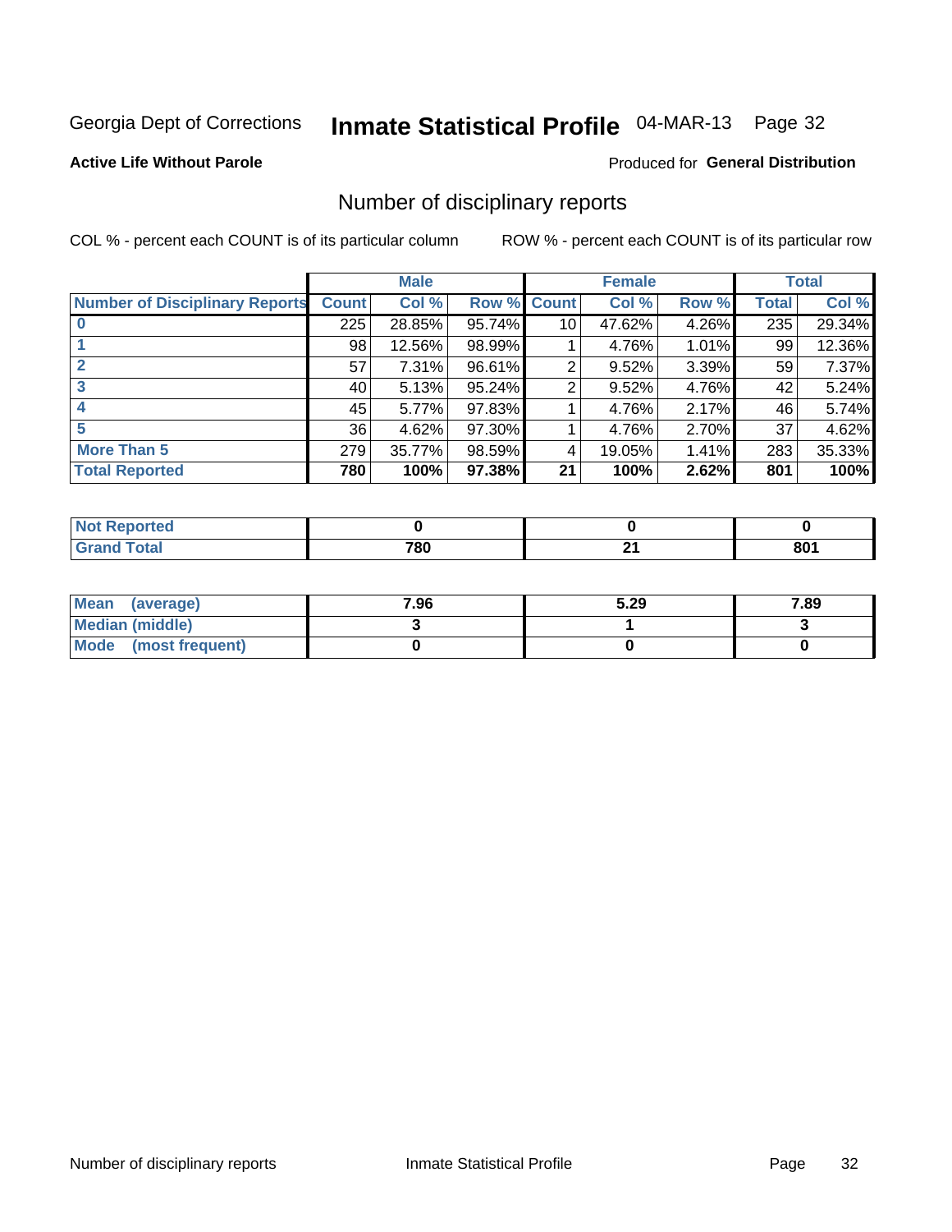Georgia Dept of Corrections **Inmate Statistical Profile** 04-MAR-13

**Active Life Without Parole**

Produced for **General Distribution**

## Number of disciplinary reports

COL % - percent each COUNT is of its particular column ROW % - percent each COUNT is of its particular row

| | Male | | | Female | | | Total | |
|---|---|---|---|---|---|---|---|---|
| **Number of Disciplinary Reports** | **Count** | **Col %** | **Row %** | **Count** | **Col %** | **Row %** | **Total** | **Col %** |
| **0** | 225 | 28.85% | 95.74% | 10 | 47.62% | 4.26% | 235 | 29.34% |
| **1** | 98 | 12.56% | 98.99% | 1 | 4.76% | 1.01% | 99 | 12.36% |
| **2** | 57 | 7.31% | 96.61% | 2 | 9.52% | 3.39% | 59 | 7.37% |
| **3** | 40 | 5.13% | 95.24% | 2 | 9.52% | 4.76% | 42 | 5.24% |
| **4** | 45 | 5.77% | 97.83% | 1 | 4.76% | 2.17% | 46 | 5.74% |
| **5** | 36 | 4.62% | 97.30% | 1 | 4.76% | 2.70% | 37 | 4.62% |
| **More Than 5** | 279 | 35.77% | 98.59% | 4 | 19.05% | 1.41% | 283 | 35.33% |
| **Total Reported** | **780** | **100%** | **97.38%** | **21** | **100%** | **2.62%** | **801** | **100%** |

| | Male | Female | Total |
|---|---|---|---|
| **Not Reported** | **0** | **0** | **0** |
| **Grand Total** | **780** | **21** | **801** |

| | Male | Female | Total |
|---|---|---|---|
| **Mean (average)** | **7.96** | **5.29** | **7.89** |
| **Median (middle)** | **3** | **1** | **3** |
| **Mode (most frequent)** | **0** | **0** | **0** |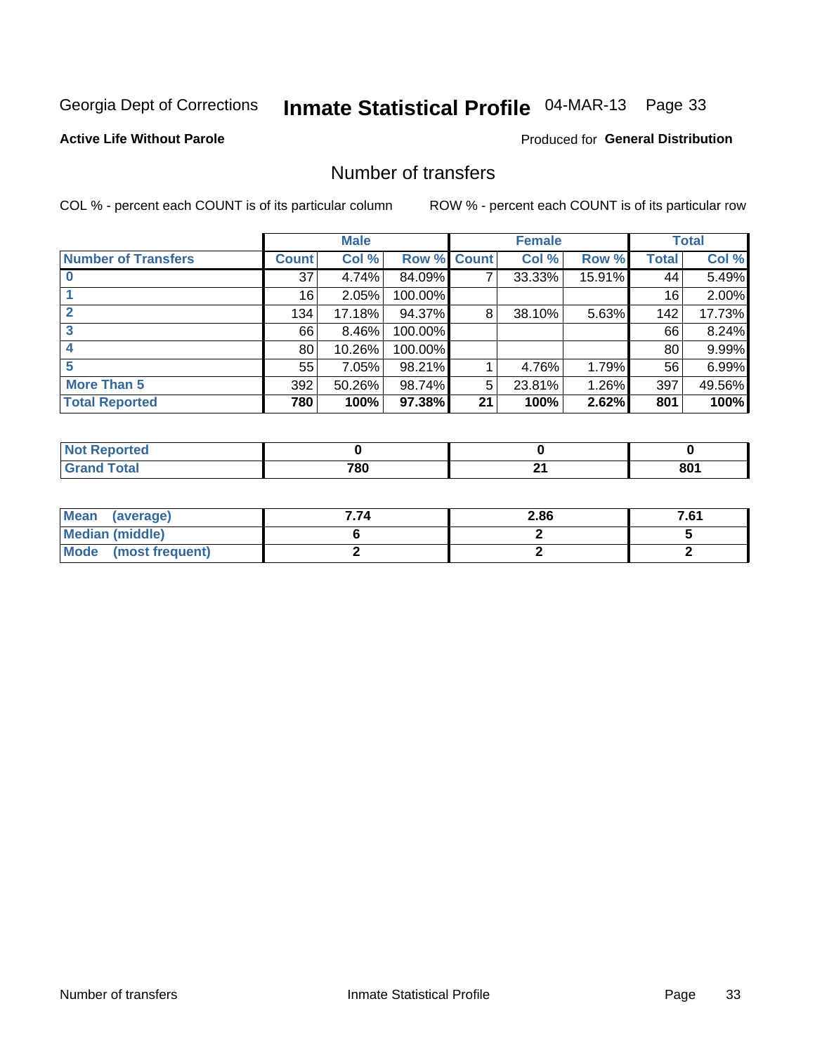Georgia Dept of Corrections **Inmate Statistical Profile** 04-MAR-13

**Active Life Without Parole**

Produced for **General Distribution**

## Number of transfers

COL % - percent each COUNT is of its particular column ROW % - percent each COUNT is of its particular row

| | Male | | | Female | | | Total | |
|---|---|---|---|---|---|---|---|---|
| **Number of Transfers** | **Count** | **Col %** | **Row %** | **Count** | **Col %** | **Row %** | **Total** | **Col %** |
| **0** | 37 | 4.74% | 84.09% | 7 | 33.33% | 15.91% | 44 | 5.49% |
| **1** | 16 | 2.05% | 100.00% | | | | 16 | 2.00% |
| **2** | 134 | 17.18% | 94.37% | 8 | 38.10% | 5.63% | 142 | 17.73% |
| **3** | 66 | 8.46% | 100.00% | | | | 66 | 8.24% |
| **4** | 80 | 10.26% | 100.00% | | | | 80 | 9.99% |
| **5** | 55 | 7.05% | 98.21% | 1 | 4.76% | 1.79% | 56 | 6.99% |
| **More Than 5** | 392 | 50.26% | 98.74% | 5 | 23.81% | 1.26% | 397 | 49.56% |
| **Total Reported** | **780** | **100%** | **97.38%** | **21** | **100%** | **2.62%** | **801** | **100%** |

| | Male | Female | Total |
|---|---|---|---|
| **Not Reported** | **0** | **0** | **0** |
| **Grand Total** | **780** | **21** | **801** |

| | Male | Female | Total |
|---|---|---|---|
| **Mean (average)** | **7.74** | **2.86** | **7.61** |
| **Median (middle)** | **6** | **2** | **5** |
| **Mode (most frequent)** | **2** | **2** | **2** |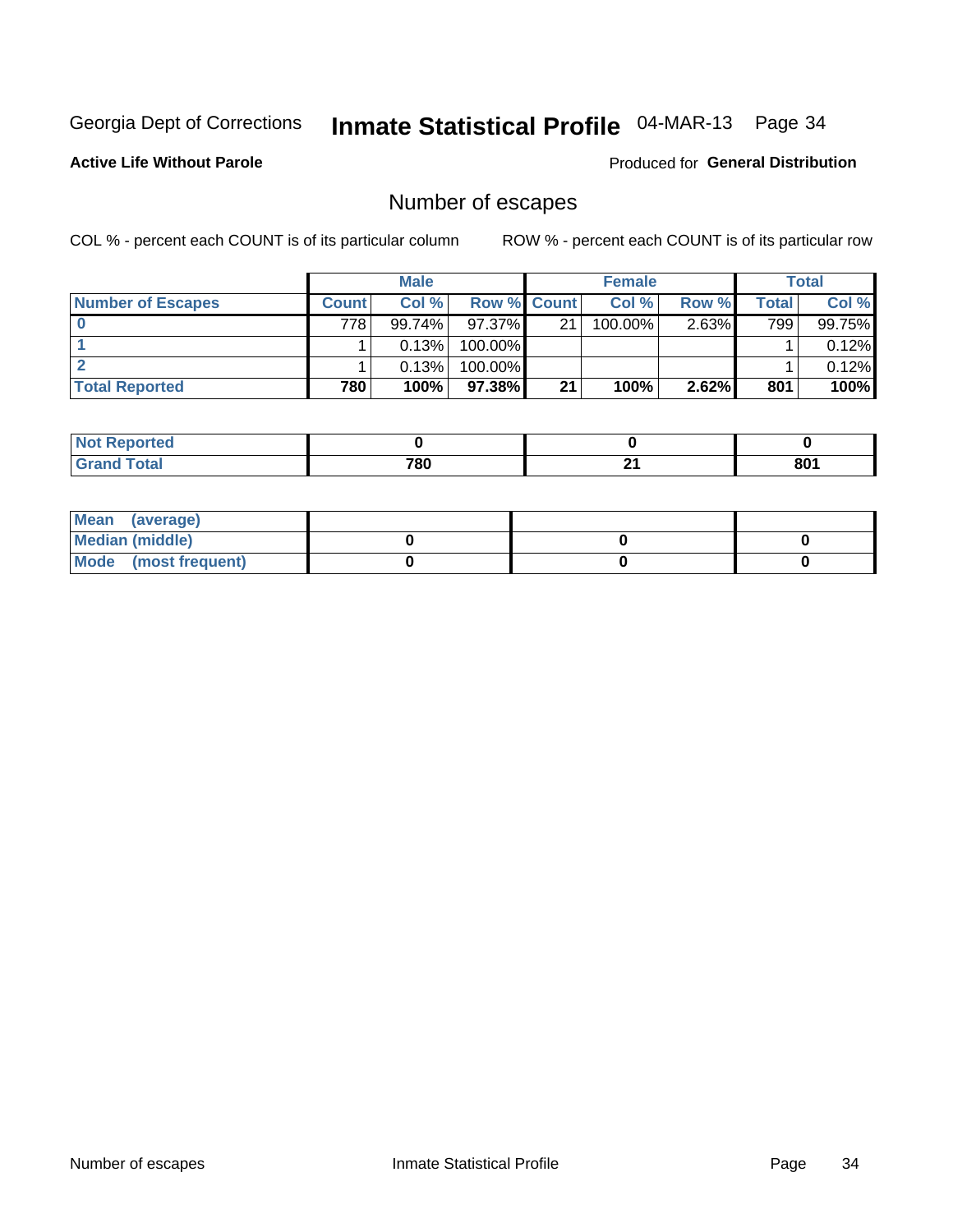Georgia Dept of Corrections **Inmate Statistical Profile** 04-MAR-13

**Active Life Without Parole**

Produced for **General Distribution**

## Number of escapes

COL % - percent each COUNT is of its particular column    ROW % - percent each COUNT is of its particular row

| | Male | | | Female | | | Total | |
|---|---|---|---|---|---|---|---|---|
| Number of Escapes | Count | Col % | Row % | Count | Col % | Row % | Total | Col % |
| 0 | 778 | 99.74% | 97.37% | 21 | 100.00% | 2.63% | 799 | 99.75% |
| 1 | 1 | 0.13% | 100.00% | | | | 1 | 0.12% |
| 2 | 1 | 0.13% | 100.00% | | | | 1 | 0.12% |
| **Total Reported** | **780** | **100%** | **97.38%** | **21** | **100%** | **2.62%** | **801** | **100%** |

| | Male | Female | Total |
|---|---|---|---|
| Not Reported | 0 | 0 | 0 |
| Grand Total | 780 | 21 | 801 |

| | Male | Female | Total |
|---|---|---|---|
| Mean (average) | | | |
| Median (middle) | 0 | 0 | 0 |
| Mode (most frequent) | 0 | 0 | 0 |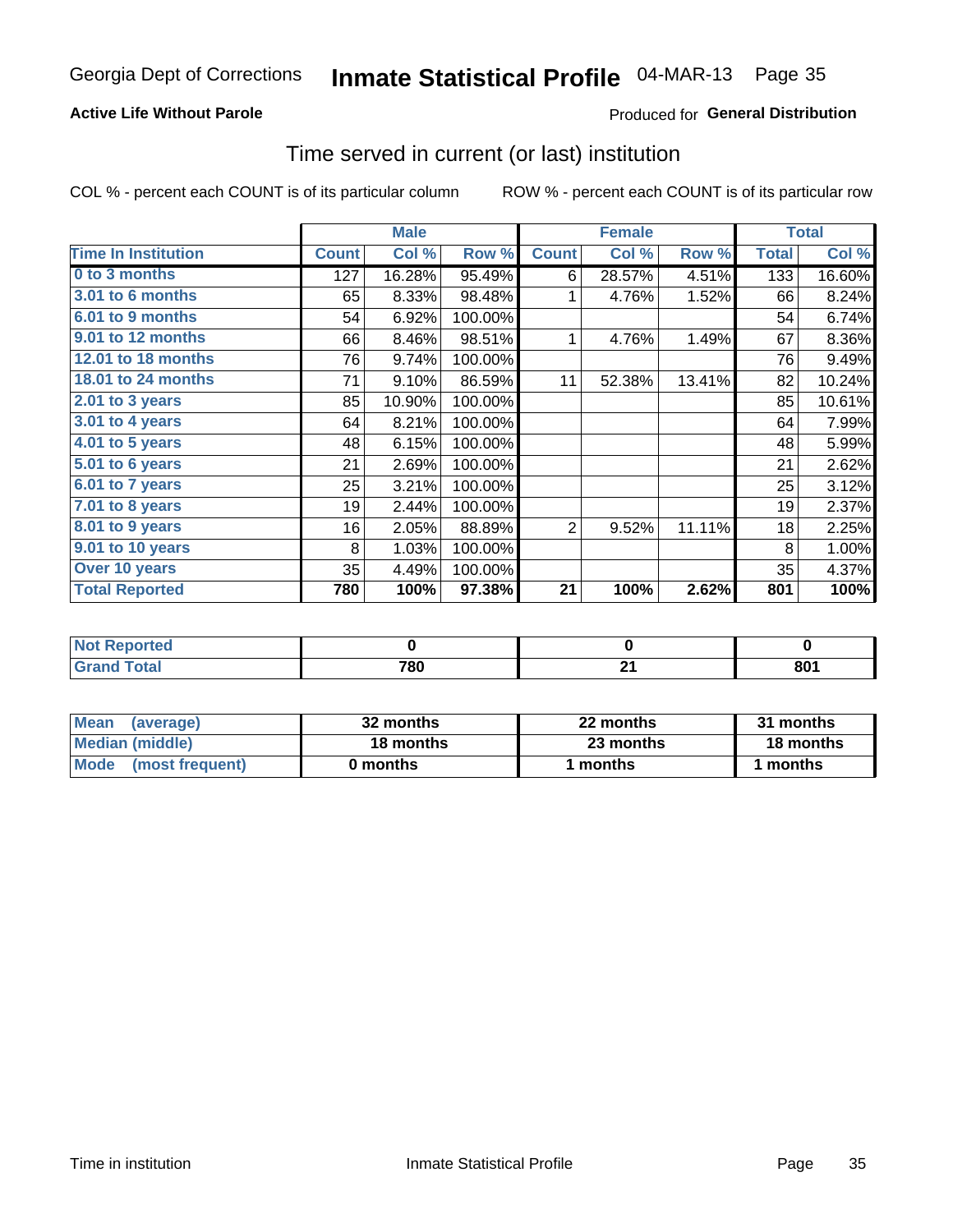Georgia Dept of Corrections **Inmate Statistical Profile** 04-MAR-13 Page 35

**Active Life Without Parole**

Produced for **General Distribution**

## Time served in current (or last) institution

COL % - percent each COUNT is of its particular column ROW % - percent each COUNT is of its particular row

| | Male | | | Female | | | Total | |
|---|---|---|---|---|---|---|---|---|
| **Time In Institution** | **Count** | **Col %** | **Row %** | **Count** | **Col %** | **Row %** | **Total** | **Col %** |
| **0 to 3 months** | 127 | 16.28% | 95.49% | 6 | 28.57% | 4.51% | 133 | 16.60% |
| **3.01 to 6 months** | 65 | 8.33% | 98.48% | 1 | 4.76% | 1.52% | 66 | 8.24% |
| **6.01 to 9 months** | 54 | 6.92% | 100.00% | | | | 54 | 6.74% |
| **9.01 to 12 months** | 66 | 8.46% | 98.51% | 1 | 4.76% | 1.49% | 67 | 8.36% |
| **12.01 to 18 months** | 76 | 9.74% | 100.00% | | | | 76 | 9.49% |
| **18.01 to 24 months** | 71 | 9.10% | 86.59% | 11 | 52.38% | 13.41% | 82 | 10.24% |
| **2.01 to 3 years** | 85 | 10.90% | 100.00% | | | | 85 | 10.61% |
| **3.01 to 4 years** | 64 | 8.21% | 100.00% | | | | 64 | 7.99% |
| **4.01 to 5 years** | 48 | 6.15% | 100.00% | | | | 48 | 5.99% |
| **5.01 to 6 years** | 21 | 2.69% | 100.00% | | | | 21 | 2.62% |
| **6.01 to 7 years** | 25 | 3.21% | 100.00% | | | | 25 | 3.12% |
| **7.01 to 8 years** | 19 | 2.44% | 100.00% | | | | 19 | 2.37% |
| **8.01 to 9 years** | 16 | 2.05% | 88.89% | 2 | 9.52% | 11.11% | 18 | 2.25% |
| **9.01 to 10 years** | 8 | 1.03% | 100.00% | | | | 8 | 1.00% |
| **Over 10 years** | 35 | 4.49% | 100.00% | | | | 35 | 4.37% |
| **Total Reported** | **780** | **100%** | **97.38%** | **21** | **100%** | **2.62%** | **801** | **100%** |

| | Male | Female | Total |
|---|---|---|---|
| **Not Reported** | **0** | **0** | **0** |
| **Grand Total** | **780** | **21** | **801** |

| | Male | Female | Total |
|---|---|---|---|
| **Mean (average)** | **32 months** | **22 months** | **31 months** |
| **Median (middle)** | **18 months** | **23 months** | **18 months** |
| **Mode (most frequent)** | **0 months** | **1 months** | **1 months** |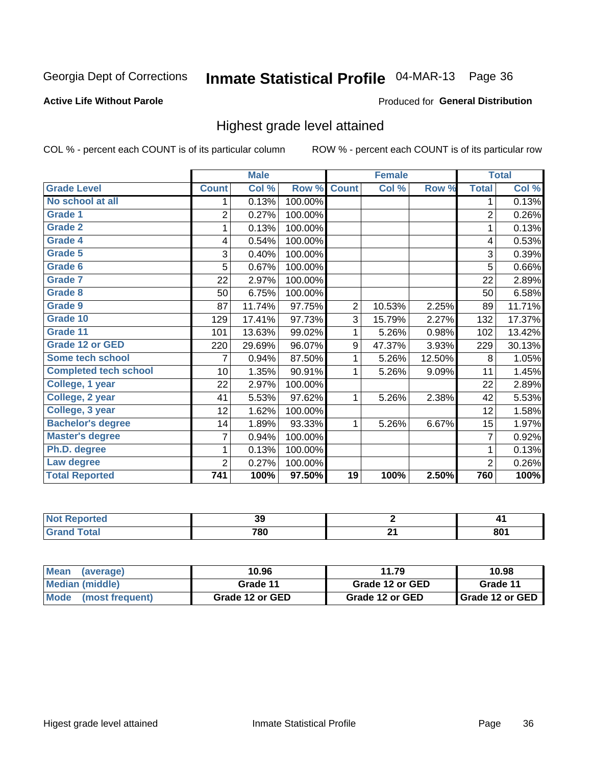Georgia Dept of Corrections **Inmate Statistical Profile** 04-MAR-13

**Active Life Without Parole**

Produced for **General Distribution**

## Highest grade level attained

COL % - percent each COUNT is of its particular column ROW % - percent each COUNT is of its particular row

| | Male | | | Female | | | Total | |
|---|---|---|---|---|---|---|---|---|
| **Grade Level** | **Count** | **Col %** | **Row %** | **Count** | **Col %** | **Row %** | **Total** | **Col %** |
| No school at all | 1 | 0.13% | 100.00% | | | | 1 | 0.13% |
| Grade 1 | 2 | 0.27% | 100.00% | | | | 2 | 0.26% |
| Grade 2 | 1 | 0.13% | 100.00% | | | | 1 | 0.13% |
| Grade 4 | 4 | 0.54% | 100.00% | | | | 4 | 0.53% |
| Grade 5 | 3 | 0.40% | 100.00% | | | | 3 | 0.39% |
| Grade 6 | 5 | 0.67% | 100.00% | | | | 5 | 0.66% |
| Grade 7 | 22 | 2.97% | 100.00% | | | | 22 | 2.89% |
| Grade 8 | 50 | 6.75% | 100.00% | | | | 50 | 6.58% |
| Grade 9 | 87 | 11.74% | 97.75% | 2 | 10.53% | 2.25% | 89 | 11.71% |
| Grade 10 | 129 | 17.41% | 97.73% | 3 | 15.79% | 2.27% | 132 | 17.37% |
| Grade 11 | 101 | 13.63% | 99.02% | 1 | 5.26% | 0.98% | 102 | 13.42% |
| Grade 12 or GED | 220 | 29.69% | 96.07% | 9 | 47.37% | 3.93% | 229 | 30.13% |
| Some tech school | 7 | 0.94% | 87.50% | 1 | 5.26% | 12.50% | 8 | 1.05% |
| Completed tech school | 10 | 1.35% | 90.91% | 1 | 5.26% | 9.09% | 11 | 1.45% |
| College, 1 year | 22 | 2.97% | 100.00% | | | | 22 | 2.89% |
| College, 2 year | 41 | 5.53% | 97.62% | 1 | 5.26% | 2.38% | 42 | 5.53% |
| College, 3 year | 12 | 1.62% | 100.00% | | | | 12 | 1.58% |
| Bachelor's degree | 14 | 1.89% | 93.33% | 1 | 5.26% | 6.67% | 15 | 1.97% |
| Master's degree | 7 | 0.94% | 100.00% | | | | 7 | 0.92% |
| Ph.D. degree | 1 | 0.13% | 100.00% | | | | 1 | 0.13% |
| Law degree | 2 | 0.27% | 100.00% | | | | 2 | 0.26% |
| **Total Reported** | **741** | **100%** | **97.50%** | **19** | **100%** | **2.50%** | **760** | **100%** |

| | Male | Female | Total |
|---|---|---|---|
| Not Reported | 39 | 2 | 41 |
| Grand Total | 780 | 21 | 801 |

| | Male | Female | Total |
|---|---|---|---|
| Mean (average) | 10.96 | 11.79 | 10.98 |
| Median (middle) | Grade 11 | Grade 12 or GED | Grade 11 |
| Mode (most frequent) | Grade 12 or GED | Grade 12 or GED | Grade 12 or GED |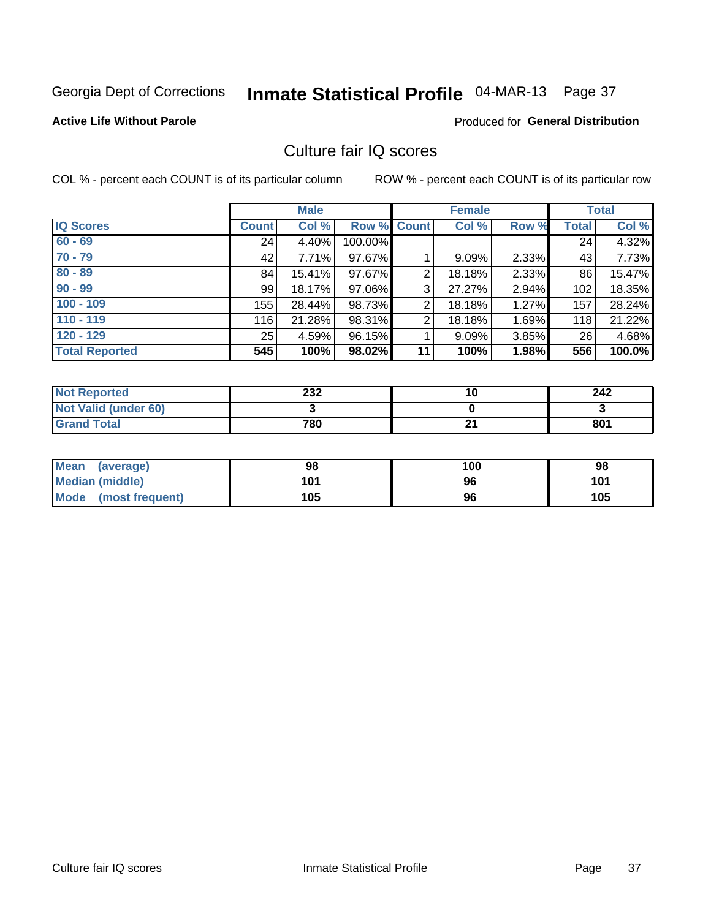Georgia Dept of Corrections **Inmate Statistical Profile** 04-MAR-13

**Active Life Without Parole**

Produced for **General Distribution**

## Culture fair IQ scores

COL % - percent each COUNT is of its particular column

ROW % - percent each COUNT is of its particular row

| | Male | | | Female | | | Total | |
|---|---|---|---|---|---|---|---|---|
| **IQ Scores** | **Count** | **Col %** | **Row %** | **Count** | **Col %** | **Row %** | **Total** | **Col %** |
| 60 - 69 | 24 | 4.40% | 100.00% | | | | 24 | 4.32% |
| 70 - 79 | 42 | 7.71% | 97.67% | 1 | 9.09% | 2.33% | 43 | 7.73% |
| 80 - 89 | 84 | 15.41% | 97.67% | 2 | 18.18% | 2.33% | 86 | 15.47% |
| 90 - 99 | 99 | 18.17% | 97.06% | 3 | 27.27% | 2.94% | 102 | 18.35% |
| 100 - 109 | 155 | 28.44% | 98.73% | 2 | 18.18% | 1.27% | 157 | 28.24% |
| 110 - 119 | 116 | 21.28% | 98.31% | 2 | 18.18% | 1.69% | 118 | 21.22% |
| 120 - 129 | 25 | 4.59% | 96.15% | 1 | 9.09% | 3.85% | 26 | 4.68% |
| **Total Reported** | **545** | **100%** | **98.02%** | **11** | **100%** | **1.98%** | **556** | **100.0%** |

| | Male | Female | Total |
|---|---|---|---|
| **Not Reported** | **232** | **10** | **242** |
| **Not Valid (under 60)** | **3** | **0** | **3** |
| **Grand Total** | **780** | **21** | **801** |

| | Male | Female | Total |
|---|---|---|---|
| **Mean (average)** | **98** | **100** | **98** |
| **Median (middle)** | **101** | **96** | **101** |
| **Mode (most frequent)** | **105** | **96** | **105** |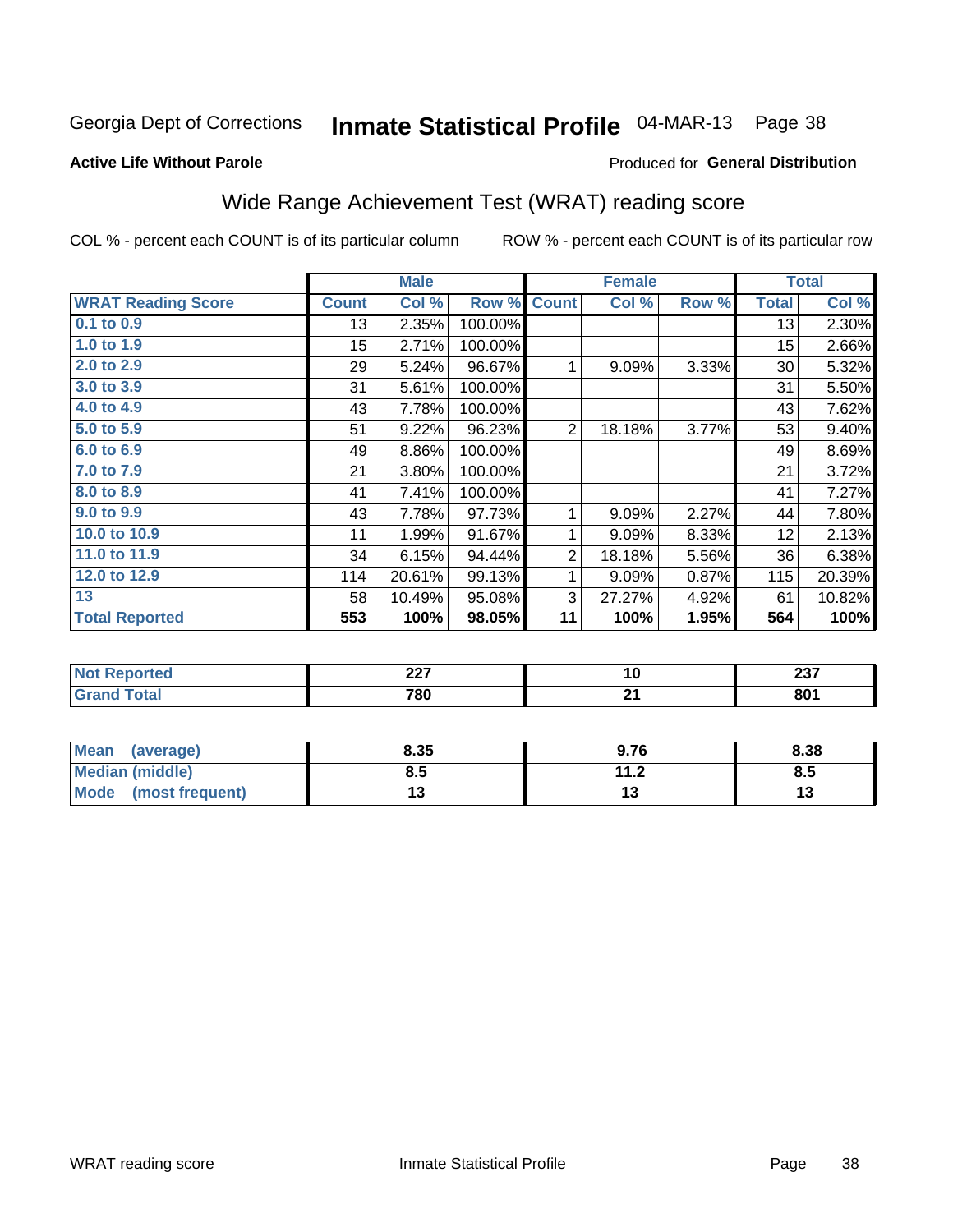Georgia Dept of Corrections **Inmate Statistical Profile** 04-MAR-13

**Active Life Without Parole**

Produced for **General Distribution**

## Wide Range Achievement Test (WRAT) reading score

COL % - percent each COUNT is of its particular column ROW % - percent each COUNT is of its particular row

| | Male | | | Female | | | Total | |
|---|---|---|---|---|---|---|---|---|
| **WRAT Reading Score** | **Count** | **Col %** | **Row %** | **Count** | **Col %** | **Row %** | **Total** | **Col %** |
| 0.1 to 0.9 | 13 | 2.35% | 100.00% | | | | 13 | 2.30% |
| 1.0 to 1.9 | 15 | 2.71% | 100.00% | | | | 15 | 2.66% |
| 2.0 to 2.9 | 29 | 5.24% | 96.67% | 1 | 9.09% | 3.33% | 30 | 5.32% |
| 3.0 to 3.9 | 31 | 5.61% | 100.00% | | | | 31 | 5.50% |
| 4.0 to 4.9 | 43 | 7.78% | 100.00% | | | | 43 | 7.62% |
| 5.0 to 5.9 | 51 | 9.22% | 96.23% | 2 | 18.18% | 3.77% | 53 | 9.40% |
| 6.0 to 6.9 | 49 | 8.86% | 100.00% | | | | 49 | 8.69% |
| 7.0 to 7.9 | 21 | 3.80% | 100.00% | | | | 21 | 3.72% |
| 8.0 to 8.9 | 41 | 7.41% | 100.00% | | | | 41 | 7.27% |
| 9.0 to 9.9 | 43 | 7.78% | 97.73% | 1 | 9.09% | 2.27% | 44 | 7.80% |
| 10.0 to 10.9 | 11 | 1.99% | 91.67% | 1 | 9.09% | 8.33% | 12 | 2.13% |
| 11.0 to 11.9 | 34 | 6.15% | 94.44% | 2 | 18.18% | 5.56% | 36 | 6.38% |
| 12.0 to 12.9 | 114 | 20.61% | 99.13% | 1 | 9.09% | 0.87% | 115 | 20.39% |
| 13 | 58 | 10.49% | 95.08% | 3 | 27.27% | 4.92% | 61 | 10.82% |
| **Total Reported** | **553** | **100%** | **98.05%** | **11** | **100%** | **1.95%** | **564** | **100%** |

| | Male | Female | Total |
|---|---|---|---|
| Not Reported | 227 | 10 | 237 |
| Grand Total | 780 | 21 | 801 |

| | Male | Female | Total |
|---|---|---|---|
| Mean (average) | 8.35 | 9.76 | 8.38 |
| Median (middle) | 8.5 | 11.2 | 8.5 |
| Mode (most frequent) | 13 | 13 | 13 |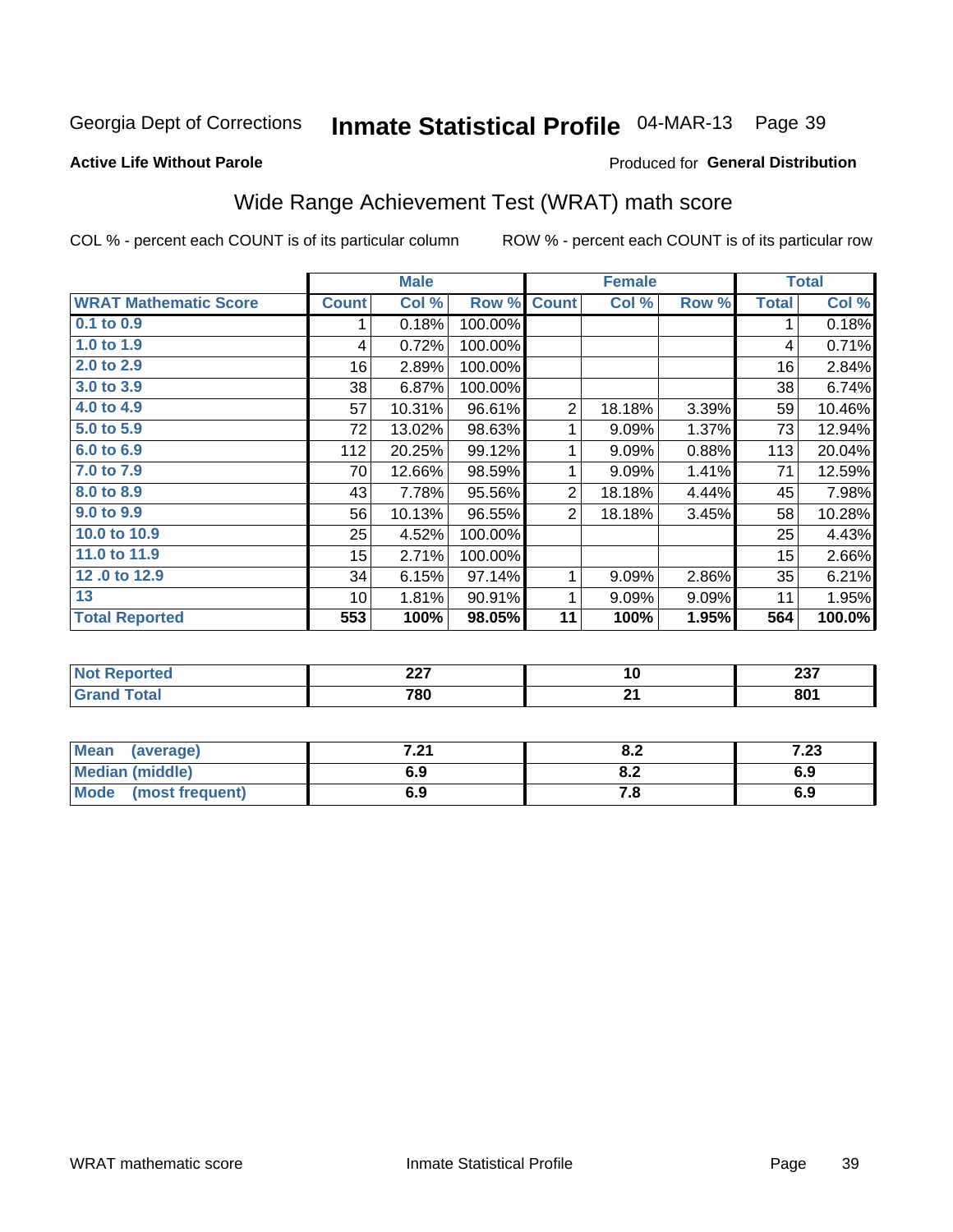Georgia Dept of Corrections **Inmate Statistical Profile** 04-MAR-13 Page 39

**Active Life Without Parole**

Produced for **General Distribution**

## Wide Range Achievement Test (WRAT) math score

COL % - percent each COUNT is of its particular column ROW % - percent each COUNT is of its particular row

| | Male | | | Female | | | Total | |
|---|---|---|---|---|---|---|---|---|
| **WRAT Mathematic Score** | **Count** | **Col %** | **Row %** | **Count** | **Col %** | **Row %** | **Total** | **Col %** |
| **0.1 to 0.9** | 1 | 0.18% | 100.00% | | | | 1 | 0.18% |
| **1.0 to 1.9** | 4 | 0.72% | 100.00% | | | | 4 | 0.71% |
| **2.0 to 2.9** | 16 | 2.89% | 100.00% | | | | 16 | 2.84% |
| **3.0 to 3.9** | 38 | 6.87% | 100.00% | | | | 38 | 6.74% |
| **4.0 to 4.9** | 57 | 10.31% | 96.61% | 2 | 18.18% | 3.39% | 59 | 10.46% |
| **5.0 to 5.9** | 72 | 13.02% | 98.63% | 1 | 9.09% | 1.37% | 73 | 12.94% |
| **6.0 to 6.9** | 112 | 20.25% | 99.12% | 1 | 9.09% | 0.88% | 113 | 20.04% |
| **7.0 to 7.9** | 70 | 12.66% | 98.59% | 1 | 9.09% | 1.41% | 71 | 12.59% |
| **8.0 to 8.9** | 43 | 7.78% | 95.56% | 2 | 18.18% | 4.44% | 45 | 7.98% |
| **9.0 to 9.9** | 56 | 10.13% | 96.55% | 2 | 18.18% | 3.45% | 58 | 10.28% |
| **10.0 to 10.9** | 25 | 4.52% | 100.00% | | | | 25 | 4.43% |
| **11.0 to 11.9** | 15 | 2.71% | 100.00% | | | | 15 | 2.66% |
| **12 .0 to 12.9** | 34 | 6.15% | 97.14% | 1 | 9.09% | 2.86% | 35 | 6.21% |
| **13** | 10 | 1.81% | 90.91% | 1 | 9.09% | 9.09% | 11 | 1.95% |
| **Total Reported** | **553** | **100%** | **98.05%** | **11** | **100%** | **1.95%** | **564** | **100.0%** |

| | Male | Female | Total |
|---|---|---|---|
| **Not Reported** | **227** | **10** | **237** |
| **Grand Total** | **780** | **21** | **801** |

| | Male | Female | Total |
|---|---|---|---|
| **Mean (average)** | **7.21** | **8.2** | **7.23** |
| **Median (middle)** | **6.9** | **8.2** | **6.9** |
| **Mode (most frequent)** | **6.9** | **7.8** | **6.9** |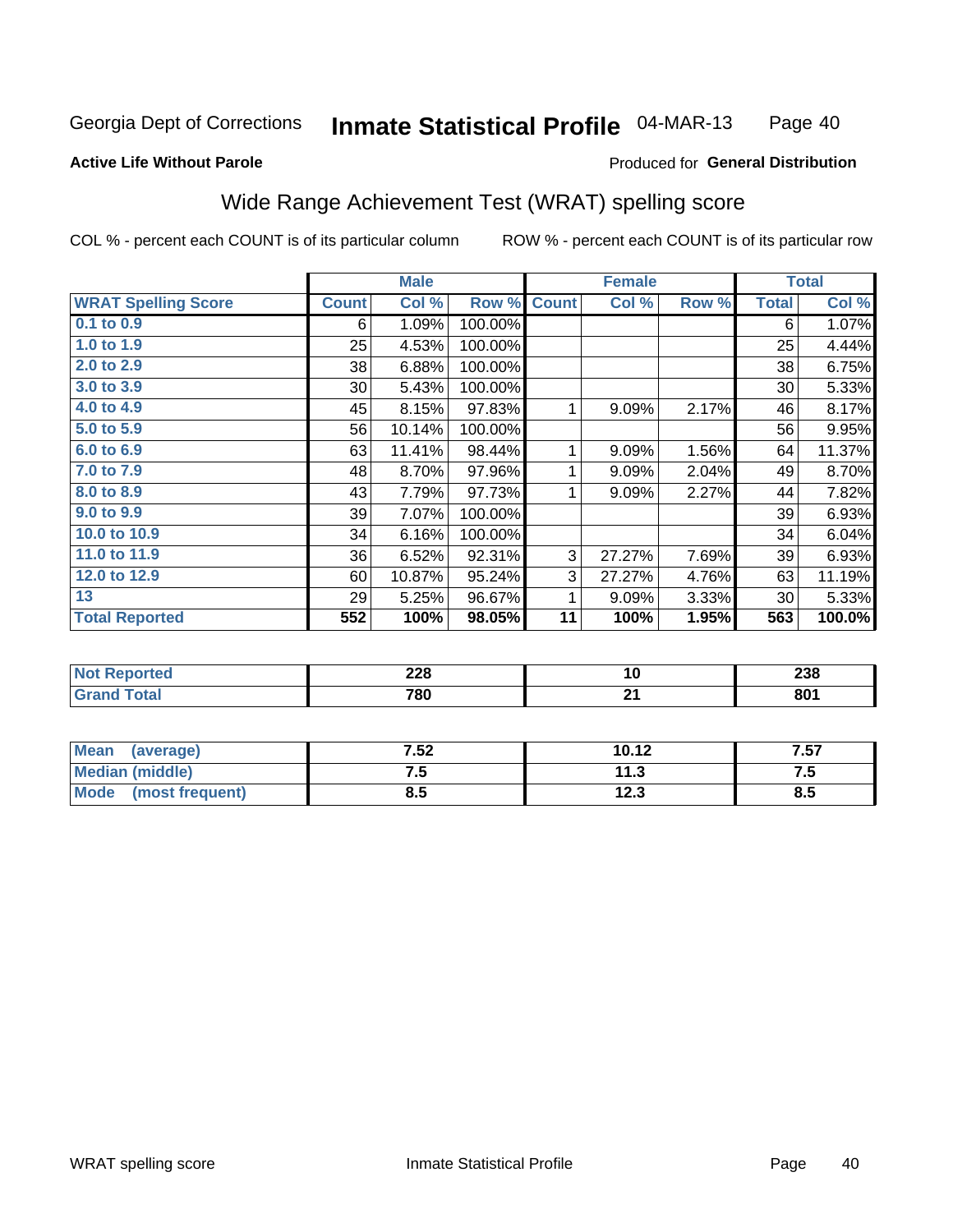Georgia Dept of Corrections **Inmate Statistical Profile** 04-MAR-13

**Active Life Without Parole**

Produced for **General Distribution**

## Wide Range Achievement Test (WRAT) spelling score

COL % - percent each COUNT is of its particular column ROW % - percent each COUNT is of its particular row

| | Male | | | Female | | | Total | |
|---|---|---|---|---|---|---|---|---|
| **WRAT Spelling Score** | **Count** | **Col %** | **Row %** | **Count** | **Col %** | **Row %** | **Total** | **Col %** |
| 0.1 to 0.9 | 6 | 1.09% | 100.00% | | | | 6 | 1.07% |
| 1.0 to 1.9 | 25 | 4.53% | 100.00% | | | | 25 | 4.44% |
| 2.0 to 2.9 | 38 | 6.88% | 100.00% | | | | 38 | 6.75% |
| 3.0 to 3.9 | 30 | 5.43% | 100.00% | | | | 30 | 5.33% |
| 4.0 to 4.9 | 45 | 8.15% | 97.83% | 1 | 9.09% | 2.17% | 46 | 8.17% |
| 5.0 to 5.9 | 56 | 10.14% | 100.00% | | | | 56 | 9.95% |
| 6.0 to 6.9 | 63 | 11.41% | 98.44% | 1 | 9.09% | 1.56% | 64 | 11.37% |
| 7.0 to 7.9 | 48 | 8.70% | 97.96% | 1 | 9.09% | 2.04% | 49 | 8.70% |
| 8.0 to 8.9 | 43 | 7.79% | 97.73% | 1 | 9.09% | 2.27% | 44 | 7.82% |
| 9.0 to 9.9 | 39 | 7.07% | 100.00% | | | | 39 | 6.93% |
| 10.0 to 10.9 | 34 | 6.16% | 100.00% | | | | 34 | 6.04% |
| 11.0 to 11.9 | 36 | 6.52% | 92.31% | 3 | 27.27% | 7.69% | 39 | 6.93% |
| 12.0 to 12.9 | 60 | 10.87% | 95.24% | 3 | 27.27% | 4.76% | 63 | 11.19% |
| 13 | 29 | 5.25% | 96.67% | 1 | 9.09% | 3.33% | 30 | 5.33% |
| **Total Reported** | **552** | **100%** | **98.05%** | **11** | **100%** | **1.95%** | **563** | **100.0%** |

| | Male | Female | Total |
|---|---|---|---|
| Not Reported | 228 | 10 | 238 |
| Grand Total | 780 | 21 | 801 |

| | Male | Female | Total |
|---|---|---|---|
| Mean (average) | 7.52 | 10.12 | 7.57 |
| Median (middle) | 7.5 | 11.3 | 7.5 |
| Mode (most frequent) | 8.5 | 12.3 | 8.5 |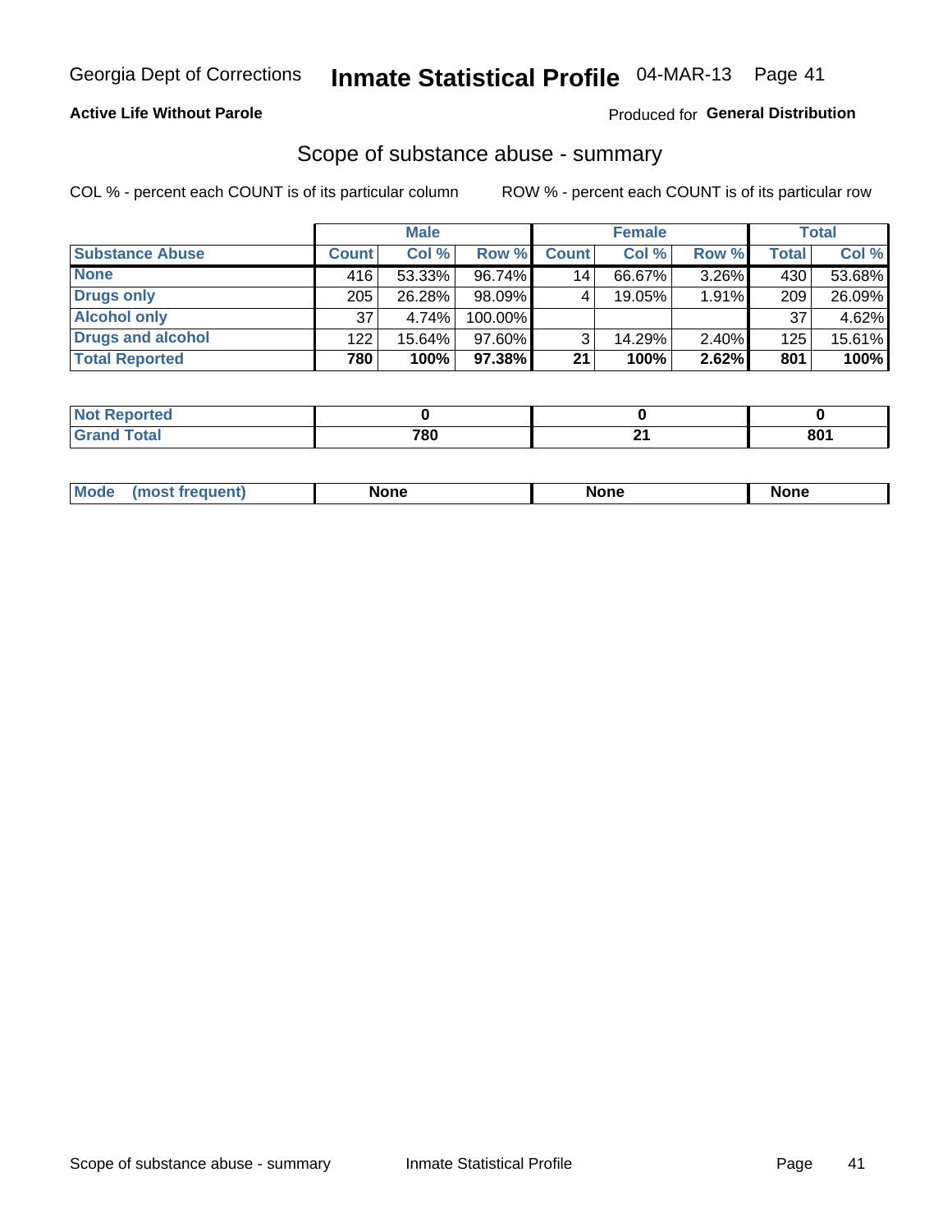Georgia Dept of Corrections **Inmate Statistical Profile** 04-MAR-13

**Active Life Without Parole**

Produced for **General Distribution**

## Scope of substance abuse - summary

COL % - percent each COUNT is of its particular column ROW % - percent each COUNT is of its particular row

| | Male | | | Female | | | Total | |
|---|---|---|---|---|---|---|---|---|
| **Substance Abuse** | **Count** | **Col %** | **Row %** | **Count** | **Col %** | **Row %** | **Total** | **Col %** |
| **None** | 416 | 53.33% | 96.74% | 14 | 66.67% | 3.26% | 430 | 53.68% |
| **Drugs only** | 205 | 26.28% | 98.09% | 4 | 19.05% | 1.91% | 209 | 26.09% |
| **Alcohol only** | 37 | 4.74% | 100.00% | | | | 37 | 4.62% |
| **Drugs and alcohol** | 122 | 15.64% | 97.60% | 3 | 14.29% | 2.40% | 125 | 15.61% |
| **Total Reported** | **780** | **100%** | **97.38%** | **21** | **100%** | **2.62%** | **801** | **100%** |

| | Male | Female | Total |
|---|---|---|---|
| **Not Reported** | **0** | **0** | **0** |
| **Grand Total** | **780** | **21** | **801** |

| | Male | Female | Total |
|---|---|---|---|
| **Mode (most frequent)** | **None** | **None** | **None** |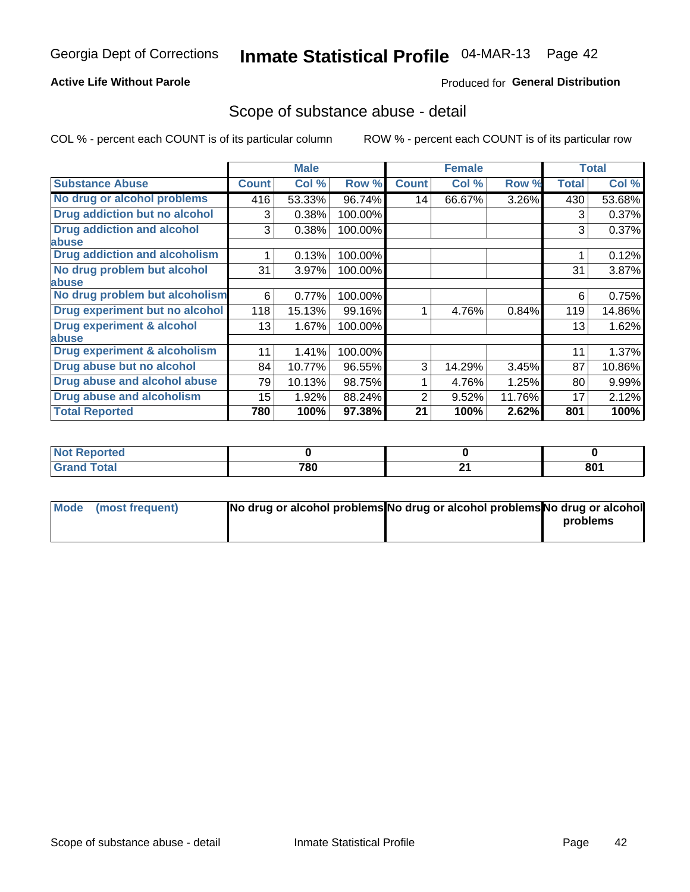Georgia Dept of Corrections **Inmate Statistical Profile** 04-MAR-13

**Active Life Without Parole**

Produced for **General Distribution**

## Scope of substance abuse - detail

COL % - percent each COUNT is of its particular column ROW % - percent each COUNT is of its particular row

| | Male | | | Female | | | Total | |
|---|---|---|---|---|---|---|---|---|
| **Substance Abuse** | **Count** | **Col %** | **Row %** | **Count** | **Col %** | **Row %** | **Total** | **Col %** |
| **No drug or alcohol problems** | 416 | 53.33% | 96.74% | 14 | 66.67% | 3.26% | 430 | 53.68% |
| **Drug addiction but no alcohol** | 3 | 0.38% | 100.00% | | | | 3 | 0.37% |
| **Drug addiction and alcohol abuse** | 3 | 0.38% | 100.00% | | | | 3 | 0.37% |
| **Drug addiction and alcoholism** | 1 | 0.13% | 100.00% | | | | 1 | 0.12% |
| **No drug problem but alcohol abuse** | 31 | 3.97% | 100.00% | | | | 31 | 3.87% |
| **No drug problem but alcoholism** | 6 | 0.77% | 100.00% | | | | 6 | 0.75% |
| **Drug experiment but no alcohol** | 118 | 15.13% | 99.16% | 1 | 4.76% | 0.84% | 119 | 14.86% |
| **Drug experiment & alcohol abuse** | 13 | 1.67% | 100.00% | | | | 13 | 1.62% |
| **Drug experiment & alcoholism** | 11 | 1.41% | 100.00% | | | | 11 | 1.37% |
| **Drug abuse but no alcohol** | 84 | 10.77% | 96.55% | 3 | 14.29% | 3.45% | 87 | 10.86% |
| **Drug abuse and alcohol abuse** | 79 | 10.13% | 98.75% | 1 | 4.76% | 1.25% | 80 | 9.99% |
| **Drug abuse and alcoholism** | 15 | 1.92% | 88.24% | 2 | 9.52% | 11.76% | 17 | 2.12% |
| **Total Reported** | **780** | **100%** | **97.38%** | **21** | **100%** | **2.62%** | **801** | **100%** |

| | Male | Female | Total |
|---|---|---|---|
| **Not Reported** | **0** | **0** | **0** |
| **Grand Total** | **780** | **21** | **801** |

| | Male | Female | Total |
|---|---|---|---|
| **Mode (most frequent)** | **No drug or alcohol problems** | **No drug or alcohol problems** | **No drug or alcohol problems** |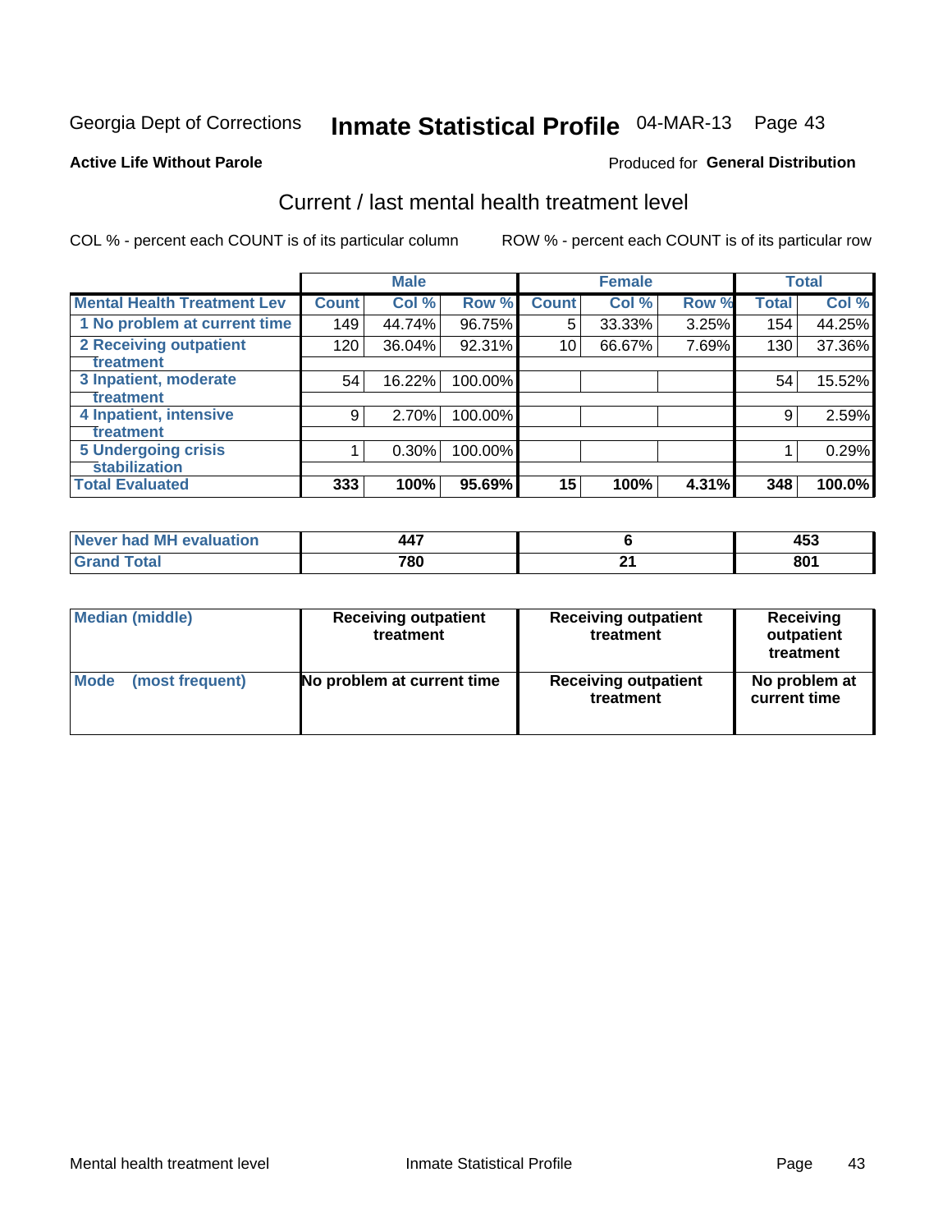Georgia Dept of Corrections **Inmate Statistical Profile** 04-MAR-13

**Active Life Without Parole**

Produced for **General Distribution**

## Current / last mental health treatment level

COL % - percent each COUNT is of its particular column     ROW % - percent each COUNT is of its particular row

| | Male | | | Female | | | Total | |
|---|---|---|---|---|---|---|---|---|
| **Mental Health Treatment Lev** | **Count** | **Col %** | **Row %** | **Count** | **Col %** | **Row %** | **Total** | **Col %** |
| 1 No problem at current time | 149 | 44.74% | 96.75% | 5 | 33.33% | 3.25% | 154 | 44.25% |
| 2 Receiving outpatient treatment | 120 | 36.04% | 92.31% | 10 | 66.67% | 7.69% | 130 | 37.36% |
| 3 Inpatient, moderate treatment | 54 | 16.22% | 100.00% | | | | 54 | 15.52% |
| 4 Inpatient, intensive treatment | 9 | 2.70% | 100.00% | | | | 9 | 2.59% |
| 5 Undergoing crisis stabilization | 1 | 0.30% | 100.00% | | | | 1 | 0.29% |
| **Total Evaluated** | **333** | **100%** | **95.69%** | **15** | **100%** | **4.31%** | **348** | **100.0%** |

| | Male | Female | Total |
|---|---|---|---|
| **Never had MH evaluation** | **447** | **6** | **453** |
| **Grand Total** | **780** | **21** | **801** |

| | Male | Female | Total |
|---|---|---|---|
| **Median (middle)** | **Receiving outpatient treatment** | **Receiving outpatient treatment** | **Receiving outpatient treatment** |
| **Mode (most frequent)** | **No problem at current time** | **Receiving outpatient treatment** | **No problem at current time** |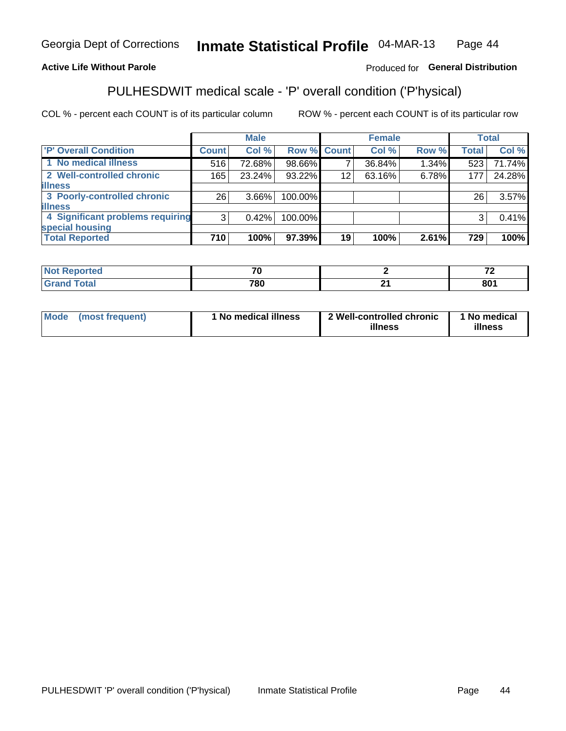Georgia Dept of Corrections **Inmate Statistical Profile** 04-MAR-13

**Active Life Without Parole**

Produced for **General Distribution**

## PULHESDWIT medical scale - 'P' overall condition ('P'hysical)

COL % - percent each COUNT is of its particular column

ROW % - percent each COUNT is of its particular row

| | Male | | | Female | | | Total | |
|---|---|---|---|---|---|---|---|---|
| **'P' Overall Condition** | **Count** | **Col %** | **Row %** | **Count** | **Col %** | **Row %** | **Total** | **Col %** |
| 1 No medical illness | 516 | 72.68% | 98.66% | 7 | 36.84% | 1.34% | 523 | 71.74% |
| 2 Well-controlled chronic illness | 165 | 23.24% | 93.22% | 12 | 63.16% | 6.78% | 177 | 24.28% |
| 3 Poorly-controlled chronic illness | 26 | 3.66% | 100.00% | | | | 26 | 3.57% |
| 4 Significant problems requiring special housing | 3 | 0.42% | 100.00% | | | | 3 | 0.41% |
| **Total Reported** | **710** | **100%** | **97.39%** | **19** | **100%** | **2.61%** | **729** | **100%** |

| | Male | Female | Total |
|---|---|---|---|
| **Not Reported** | **70** | **2** | **72** |
| **Grand Total** | **780** | **21** | **801** |

| | Male | Female | Total |
|---|---|---|---|
| **Mode (most frequent)** | **1 No medical illness** | **2 Well-controlled chronic illness** | **1 No medical illness** |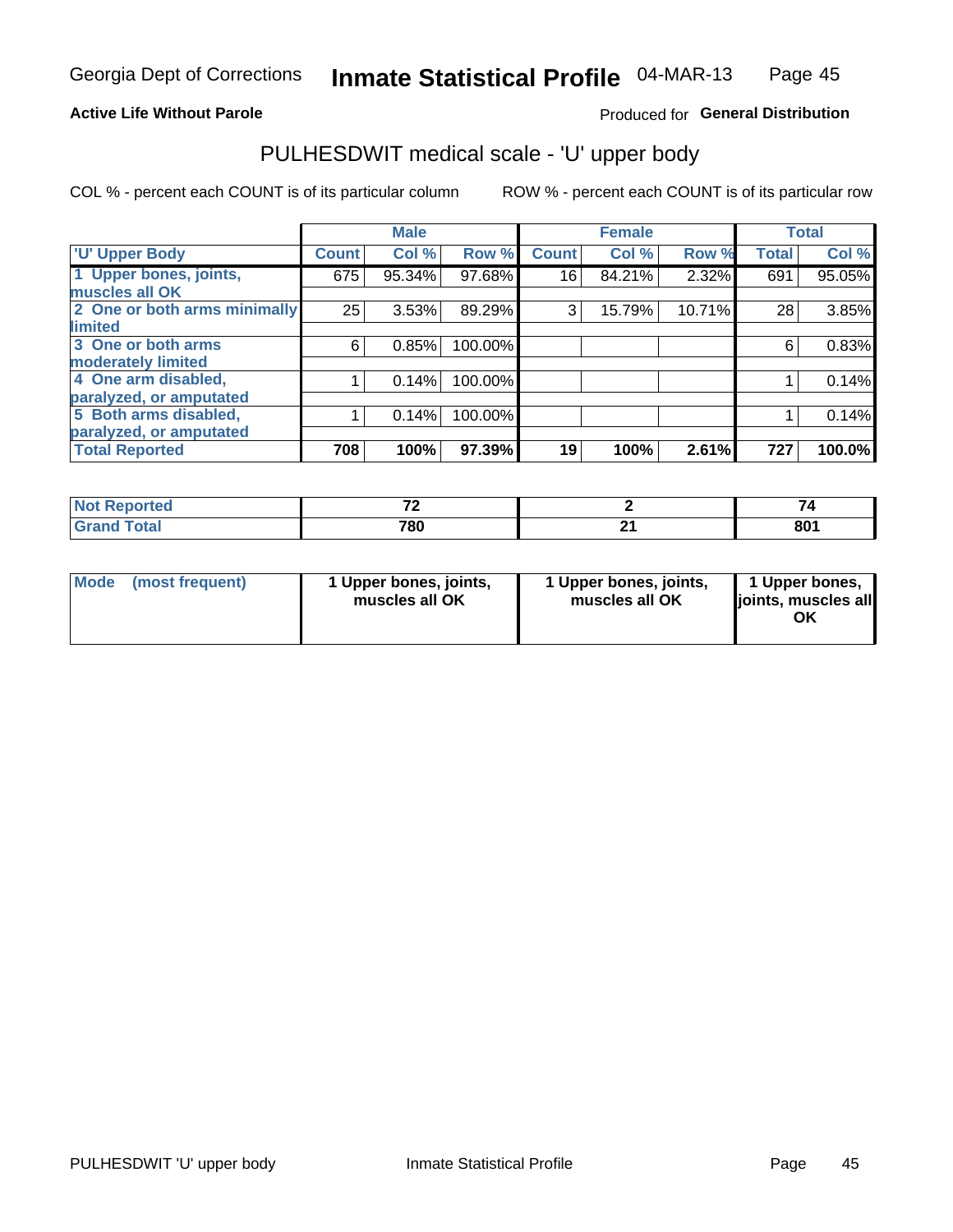Georgia Dept of Corrections **Inmate Statistical Profile** 04-MAR-13

**Active Life Without Parole** Produced for **General Distribution**

## PULHESDWIT medical scale - 'U' upper body

COL % - percent each COUNT is of its particular column ROW % - percent each COUNT is of its particular row

| | Male | | | Female | | | Total | |
|---|---|---|---|---|---|---|---|---|
| 'U' Upper Body | Count | Col % | Row % | Count | Col % | Row % | Total | Col % |
| 1 Upper bones, joints, muscles all OK | 675 | 95.34% | 97.68% | 16 | 84.21% | 2.32% | 691 | 95.05% |
| 2 One or both arms minimally limited | 25 | 3.53% | 89.29% | 3 | 15.79% | 10.71% | 28 | 3.85% |
| 3 One or both arms moderately limited | 6 | 0.85% | 100.00% | | | | 6 | 0.83% |
| 4 One arm disabled, paralyzed, or amputated | 1 | 0.14% | 100.00% | | | | 1 | 0.14% |
| 5 Both arms disabled, paralyzed, or amputated | 1 | 0.14% | 100.00% | | | | 1 | 0.14% |
| **Total Reported** | **708** | **100%** | **97.39%** | **19** | **100%** | **2.61%** | **727** | **100.0%** |

| | Male | Female | Total |
|---|---|---|---|
| Not Reported | 72 | 2 | 74 |
| Grand Total | 780 | 21 | 801 |

| | Male | Female | Total |
|---|---|---|---|
| Mode (most frequent) | 1 Upper bones, joints, muscles all OK | 1 Upper bones, joints, muscles all OK | 1 Upper bones, joints, muscles all OK |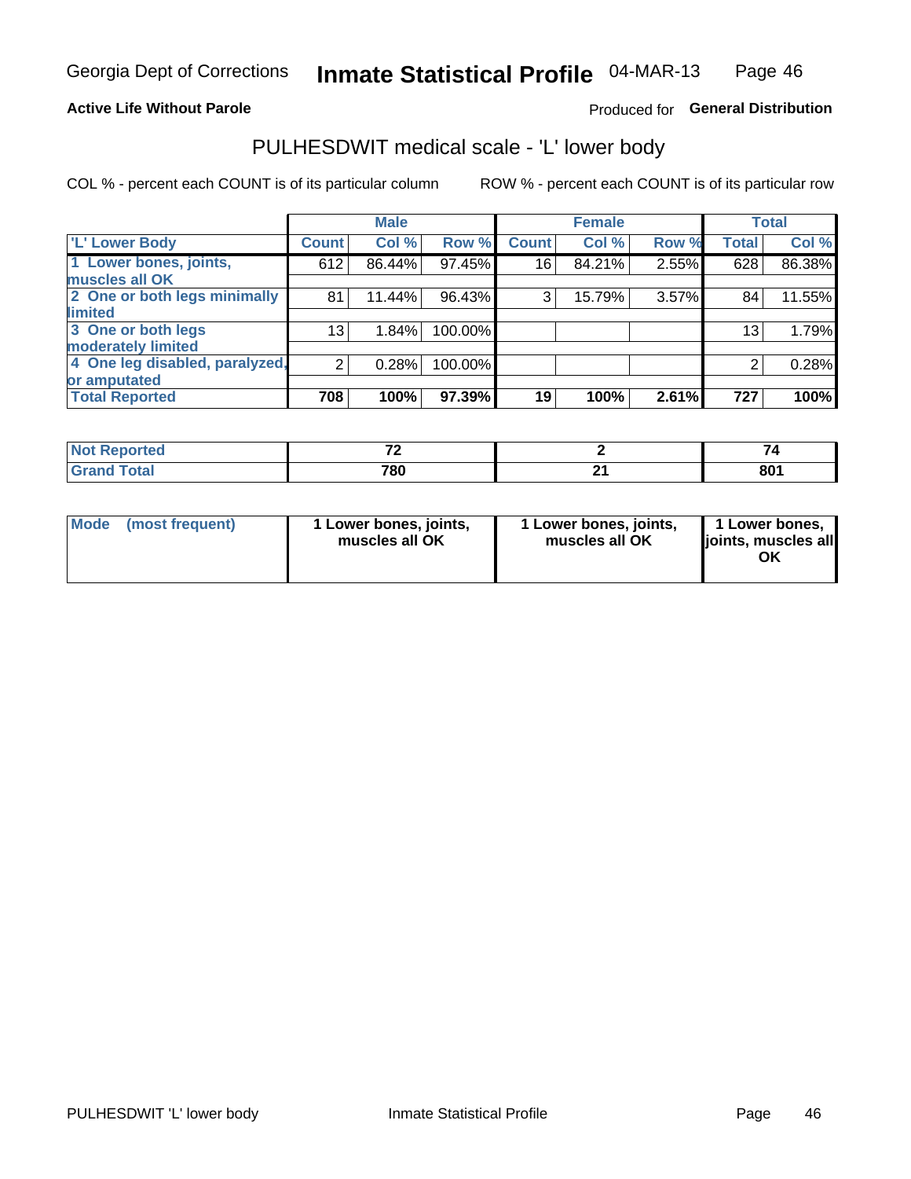Georgia Dept of Corrections **Inmate Statistical Profile** 04-MAR-13

**Active Life Without Parole**

Produced for **General Distribution**

## PULHESDWIT medical scale - 'L' lower body

COL % - percent each COUNT is of its particular column

ROW % - percent each COUNT is of its particular row

| | Male | | | Female | | | Total | |
|---|---|---|---|---|---|---|---|---|
| 'L' Lower Body | Count | Col % | Row % | Count | Col % | Row % | Total | Col % |
| 1 Lower bones, joints, muscles all OK | 612 | 86.44% | 97.45% | 16 | 84.21% | 2.55% | 628 | 86.38% |
| 2 One or both legs minimally limited | 81 | 11.44% | 96.43% | 3 | 15.79% | 3.57% | 84 | 11.55% |
| 3 One or both legs moderately limited | 13 | 1.84% | 100.00% | | | | 13 | 1.79% |
| 4 One leg disabled, paralyzed, or amputated | 2 | 0.28% | 100.00% | | | | 2 | 0.28% |
| **Total Reported** | **708** | **100%** | **97.39%** | **19** | **100%** | **2.61%** | **727** | **100%** |

| | Male | Female | Total |
|---|---|---|---|
| Not Reported | 72 | 2 | 74 |
| Grand Total | 780 | 21 | 801 |

| | Male | Female | Total |
|---|---|---|---|
| Mode (most frequent) | 1 Lower bones, joints, muscles all OK | 1 Lower bones, joints, muscles all OK | 1 Lower bones, joints, muscles all OK |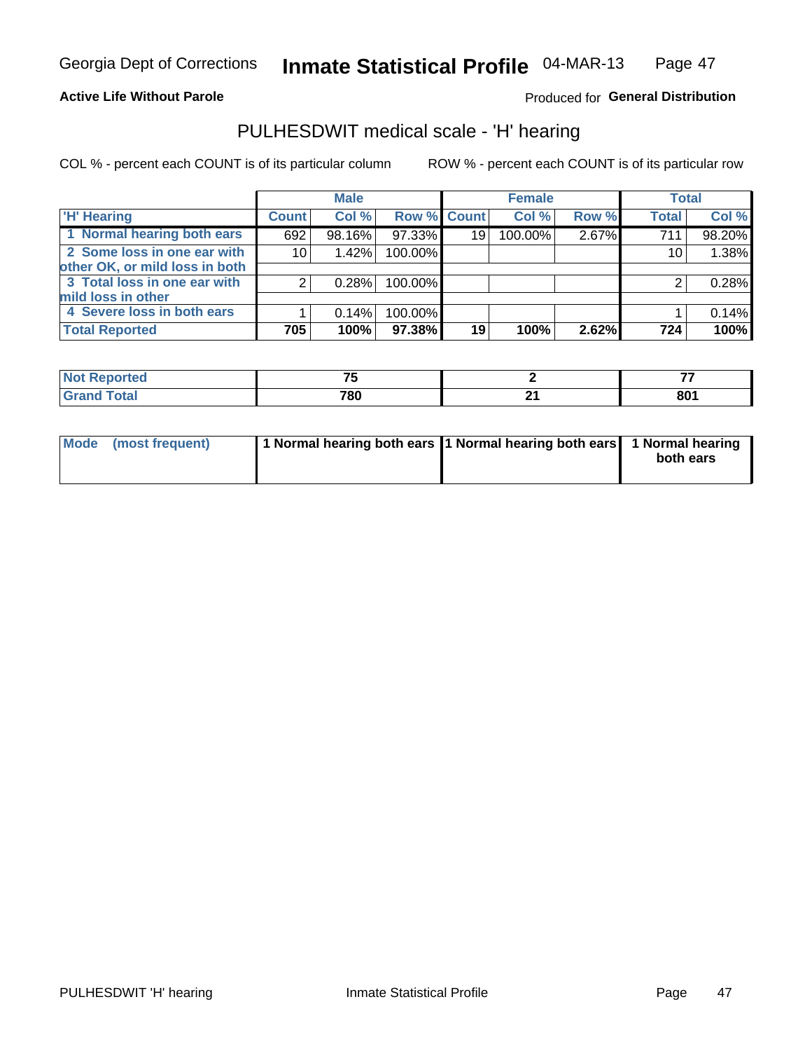**Active Life Without Parole**

Produced for **General Distribution**

## PULHESDWIT medical scale - 'H' hearing

COL % - percent each COUNT is of its particular column

ROW % - percent each COUNT is of its particular row

| | Male | | | Female | | | Total | |
|---|---|---|---|---|---|---|---|---|
| **'H' Hearing** | **Count** | **Col %** | **Row %** | **Count** | **Col %** | **Row %** | **Total** | **Col %** |
| **1 Normal hearing both ears** | 692 | 98.16% | 97.33% | 19 | 100.00% | 2.67% | 711 | 98.20% |
| **2 Some loss in one ear with other OK, or mild loss in both** | 10 | 1.42% | 100.00% | | | | 10 | 1.38% |
| **3 Total loss in one ear with mild loss in other** | 2 | 0.28% | 100.00% | | | | 2 | 0.28% |
| **4 Severe loss in both ears** | 1 | 0.14% | 100.00% | | | | 1 | 0.14% |
| **Total Reported** | **705** | **100%** | **97.38%** | **19** | **100%** | **2.62%** | **724** | **100%** |

| | Male | Female | Total |
|---|---|---|---|
| **Not Reported** | **75** | **2** | **77** |
| **Grand Total** | **780** | **21** | **801** |

| | Male | Female | Total |
|---|---|---|---|
| **Mode (most frequent)** | **1 Normal hearing both ears** | **1 Normal hearing both ears** | **1 Normal hearing both ears** |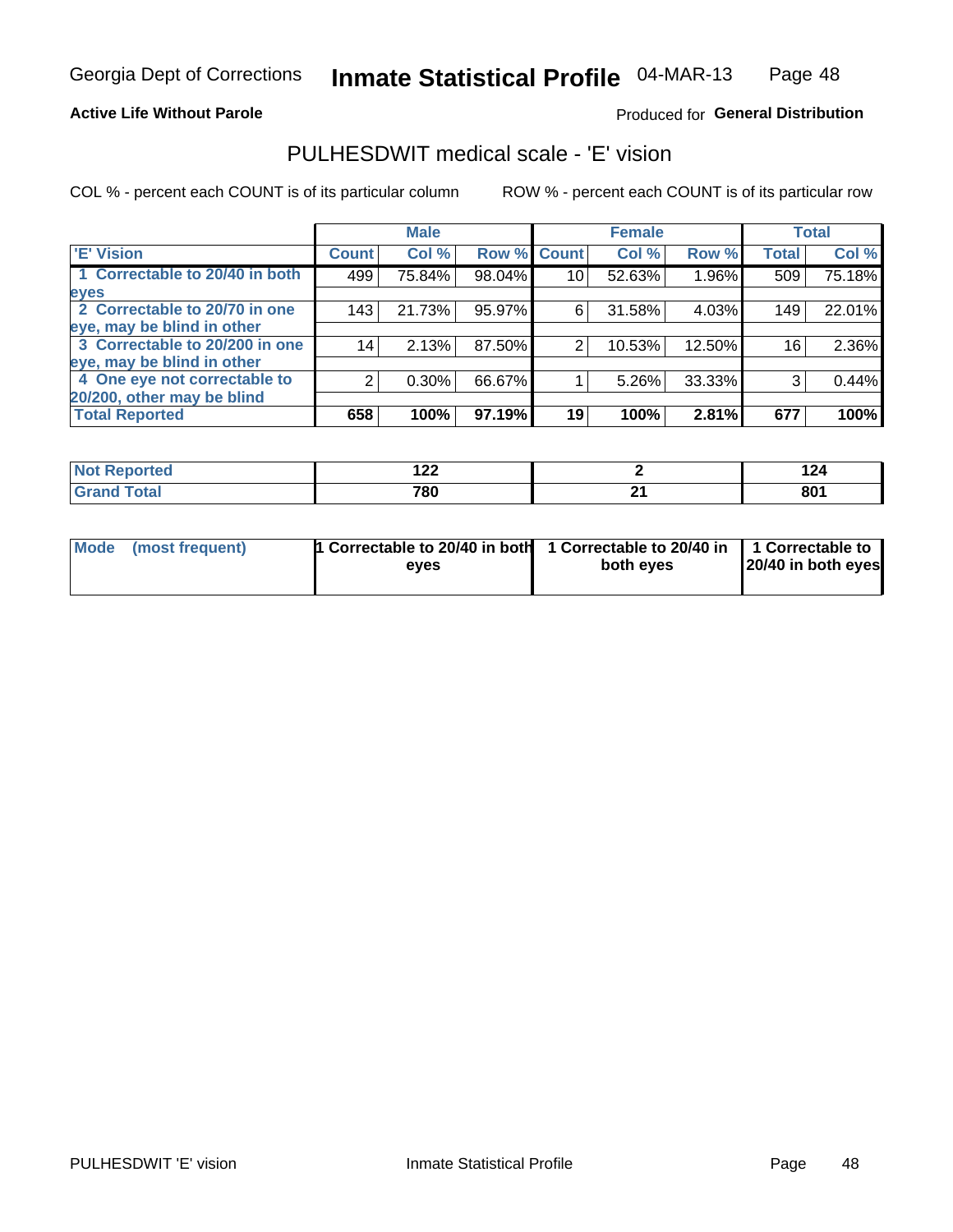Georgia Dept of Corrections **Inmate Statistical Profile** 04-MAR-13

**Active Life Without Parole**

Produced for **General Distribution**

## PULHESDWIT medical scale - 'E' vision

COL % - percent each COUNT is of its particular column

ROW % - percent each COUNT is of its particular row

| | Male | | | Female | | | Total | |
|---|---|---|---|---|---|---|---|---|
| 'E' Vision | Count | Col % | Row % | Count | Col % | Row % | Total | Col % |
| 1 Correctable to 20/40 in both eyes | 499 | 75.84% | 98.04% | 10 | 52.63% | 1.96% | 509 | 75.18% |
| 2 Correctable to 20/70 in one eye, may be blind in other | 143 | 21.73% | 95.97% | 6 | 31.58% | 4.03% | 149 | 22.01% |
| 3 Correctable to 20/200 in one eye, may be blind in other | 14 | 2.13% | 87.50% | 2 | 10.53% | 12.50% | 16 | 2.36% |
| 4 One eye not correctable to 20/200, other may be blind | 2 | 0.30% | 66.67% | 1 | 5.26% | 33.33% | 3 | 0.44% |
| **Total Reported** | **658** | **100%** | **97.19%** | **19** | **100%** | **2.81%** | **677** | **100%** |

| | Male | Female | Total |
|---|---|---|---|
| Not Reported | 122 | 2 | 124 |
| Grand Total | 780 | 21 | 801 |

| | Male | Female | Total |
|---|---|---|---|
| Mode (most frequent) | 1 Correctable to 20/40 in both eyes | 1 Correctable to 20/40 in both eyes | 1 Correctable to 20/40 in both eyes |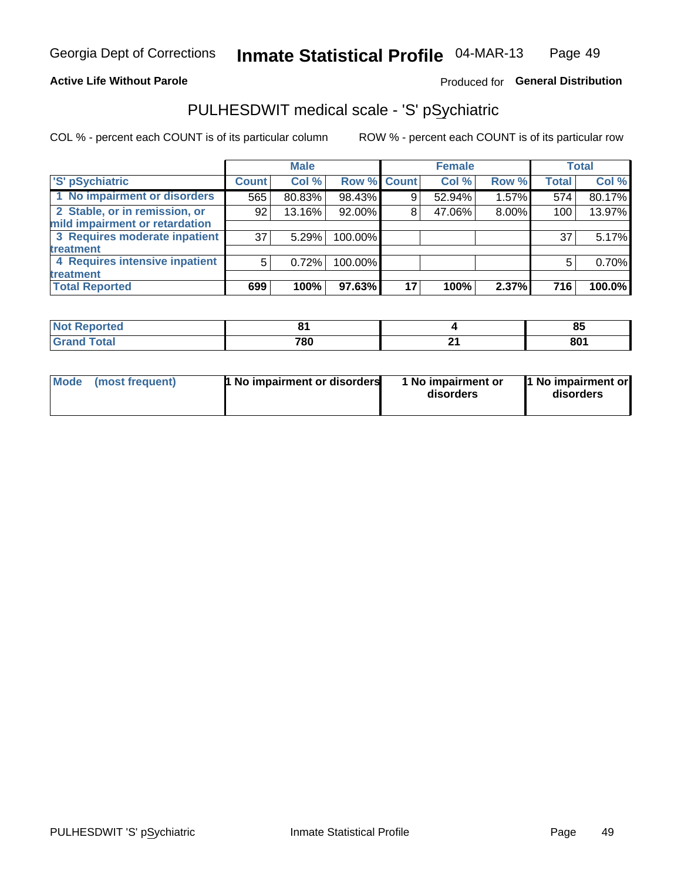Georgia Dept of Corrections **Inmate Statistical Profile** 04-MAR-13

**Active Life Without Parole** Produced for **General Distribution**

## PULHESDWIT medical scale - 'S' pSychiatric

COL % - percent each COUNT is of its particular column ROW % - percent each COUNT is of its particular row

| | Male | | | Female | | | Total | |
|---|---|---|---|---|---|---|---|---|
| **'S' pSychiatric** | **Count** | **Col %** | **Row %** | **Count** | **Col %** | **Row %** | **Total** | **Col %** |
| 1 No impairment or disorders | 565 | 80.83% | 98.43% | 9 | 52.94% | 1.57% | 574 | 80.17% |
| 2 Stable, or in remission, or mild impairment or retardation | 92 | 13.16% | 92.00% | 8 | 47.06% | 8.00% | 100 | 13.97% |
| 3 Requires moderate inpatient treatment | 37 | 5.29% | 100.00% | | | | 37 | 5.17% |
| 4 Requires intensive inpatient treatment | 5 | 0.72% | 100.00% | | | | 5 | 0.70% |
| **Total Reported** | **699** | **100%** | **97.63%** | **17** | **100%** | **2.37%** | **716** | **100.0%** |

| | Male | Female | Total |
|---|---|---|---|
| **Not Reported** | **81** | **4** | **85** |
| **Grand Total** | **780** | **21** | **801** |

| | Male | Female | Total |
|---|---|---|---|
| **Mode (most frequent)** | **1 No impairment or disorders** | **1 No impairment or disorders** | **1 No impairment or disorders** |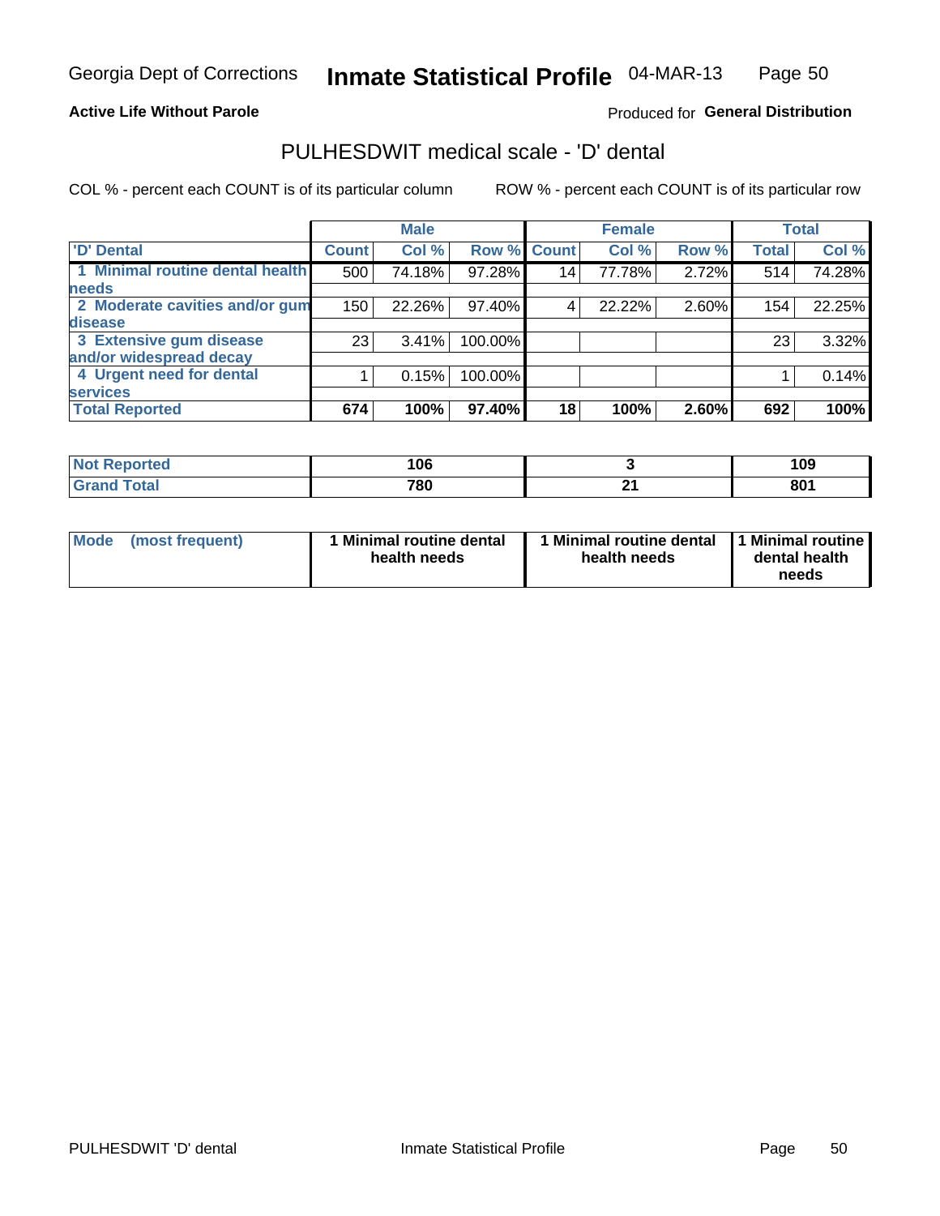**Active Life Without Parole**

Produced for **General Distribution**

## PULHESDWIT medical scale - 'D' dental

COL % - percent each COUNT is of its particular column

ROW % - percent each COUNT is of its particular row

| | Male | | | Female | | | Total | |
|---|---|---|---|---|---|---|---|---|
| 'D' Dental | Count | Col % | Row % | Count | Col % | Row % | Total | Col % |
| 1 Minimal routine dental health needs | 500 | 74.18% | 97.28% | 14 | 77.78% | 2.72% | 514 | 74.28% |
| 2 Moderate cavities and/or gum disease | 150 | 22.26% | 97.40% | 4 | 22.22% | 2.60% | 154 | 22.25% |
| 3 Extensive gum disease and/or widespread decay | 23 | 3.41% | 100.00% | | | | 23 | 3.32% |
| 4 Urgent need for dental services | 1 | 0.15% | 100.00% | | | | 1 | 0.14% |
| **Total Reported** | **674** | **100%** | **97.40%** | **18** | **100%** | **2.60%** | **692** | **100%** |

| | Male | Female | Total |
|---|---|---|---|
| **Not Reported** | **106** | **3** | **109** |
| **Grand Total** | **780** | **21** | **801** |

| | Male | Female | Total |
|---|---|---|---|
| **Mode (most frequent)** | **1 Minimal routine dental health needs** | **1 Minimal routine dental health needs** | **1 Minimal routine dental health needs** |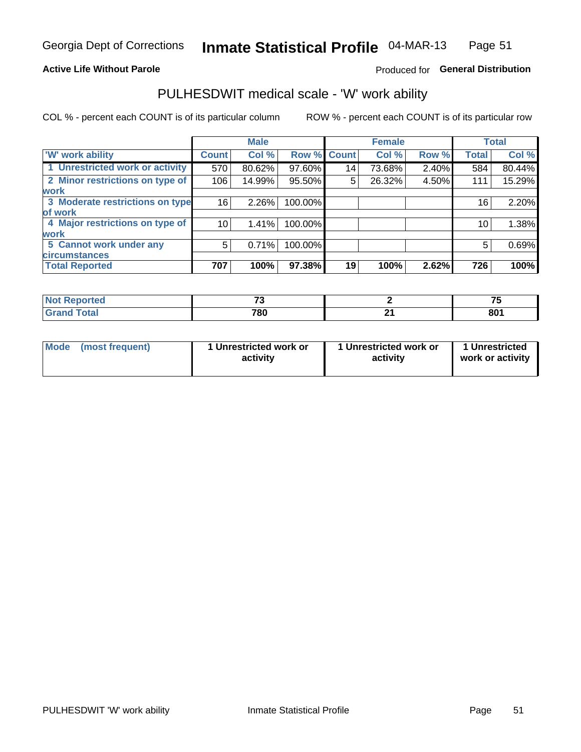Georgia Dept of Corrections **Inmate Statistical Profile** 04-MAR-13

**Active Life Without Parole**

Produced for **General Distribution**

## PULHESDWIT medical scale - 'W' work ability

COL % - percent each COUNT is of its particular column    ROW % - percent each COUNT is of its particular row

| | Male | | | Female | | | Total | |
|---|---|---|---|---|---|---|---|---|
| 'W' work ability | Count | Col % | Row % | Count | Col % | Row % | Total | Col % |
| 1 Unrestricted work or activity | 570 | 80.62% | 97.60% | 14 | 73.68% | 2.40% | 584 | 80.44% |
| 2 Minor restrictions on type of work | 106 | 14.99% | 95.50% | 5 | 26.32% | 4.50% | 111 | 15.29% |
| 3 Moderate restrictions on type of work | 16 | 2.26% | 100.00% | | | | 16 | 2.20% |
| 4 Major restrictions on type of work | 10 | 1.41% | 100.00% | | | | 10 | 1.38% |
| 5 Cannot work under any circumstances | 5 | 0.71% | 100.00% | | | | 5 | 0.69% |
| **Total Reported** | **707** | **100%** | **97.38%** | **19** | **100%** | **2.62%** | **726** | **100%** |

| | Male | Female | Total |
|---|---|---|---|
| Not Reported | 73 | 2 | 75 |
| Grand Total | 780 | 21 | 801 |

| | Male | Female | Total |
|---|---|---|---|
| Mode (most frequent) | 1 Unrestricted work or activity | 1 Unrestricted work or activity | 1 Unrestricted work or activity |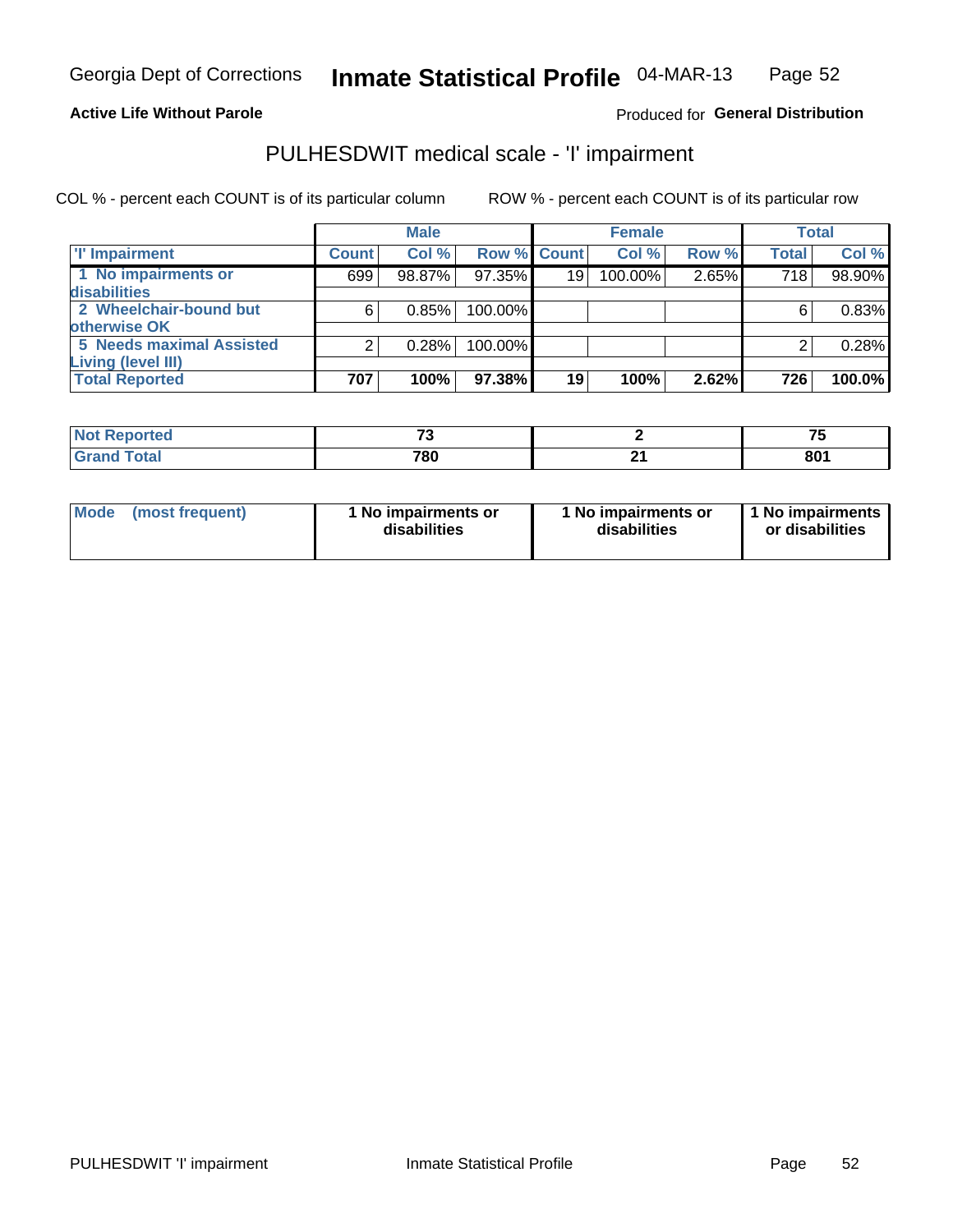Georgia Dept of Corrections **Inmate Statistical Profile** 04-MAR-13

**Active Life Without Parole**

Produced for **General Distribution**

## PULHESDWIT medical scale - 'I' impairment

COL % - percent each COUNT is of its particular column      ROW % - percent each COUNT is of its particular row

| | Male | | | Female | | | Total | |
|---|---|---|---|---|---|---|---|---|
| **'I' Impairment** | **Count** | **Col %** | **Row %** | **Count** | **Col %** | **Row %** | **Total** | **Col %** |
| **1 No impairments or disabilities** | 699 | 98.87% | 97.35% | 19 | 100.00% | 2.65% | 718 | 98.90% |
| **2 Wheelchair-bound but otherwise OK** | 6 | 0.85% | 100.00% | | | | 6 | 0.83% |
| **5 Needs maximal Assisted Living (level III)** | 2 | 0.28% | 100.00% | | | | 2 | 0.28% |
| **Total Reported** | **707** | **100%** | **97.38%** | **19** | **100%** | **2.62%** | **726** | **100.0%** |

| | Male | Female | Total |
|---|---|---|---|
| **Not Reported** | **73** | **2** | **75** |
| **Grand Total** | **780** | **21** | **801** |

| | Male | Female | Total |
|---|---|---|---|
| **Mode (most frequent)** | **1 No impairments or disabilities** | **1 No impairments or disabilities** | **1 No impairments or disabilities** |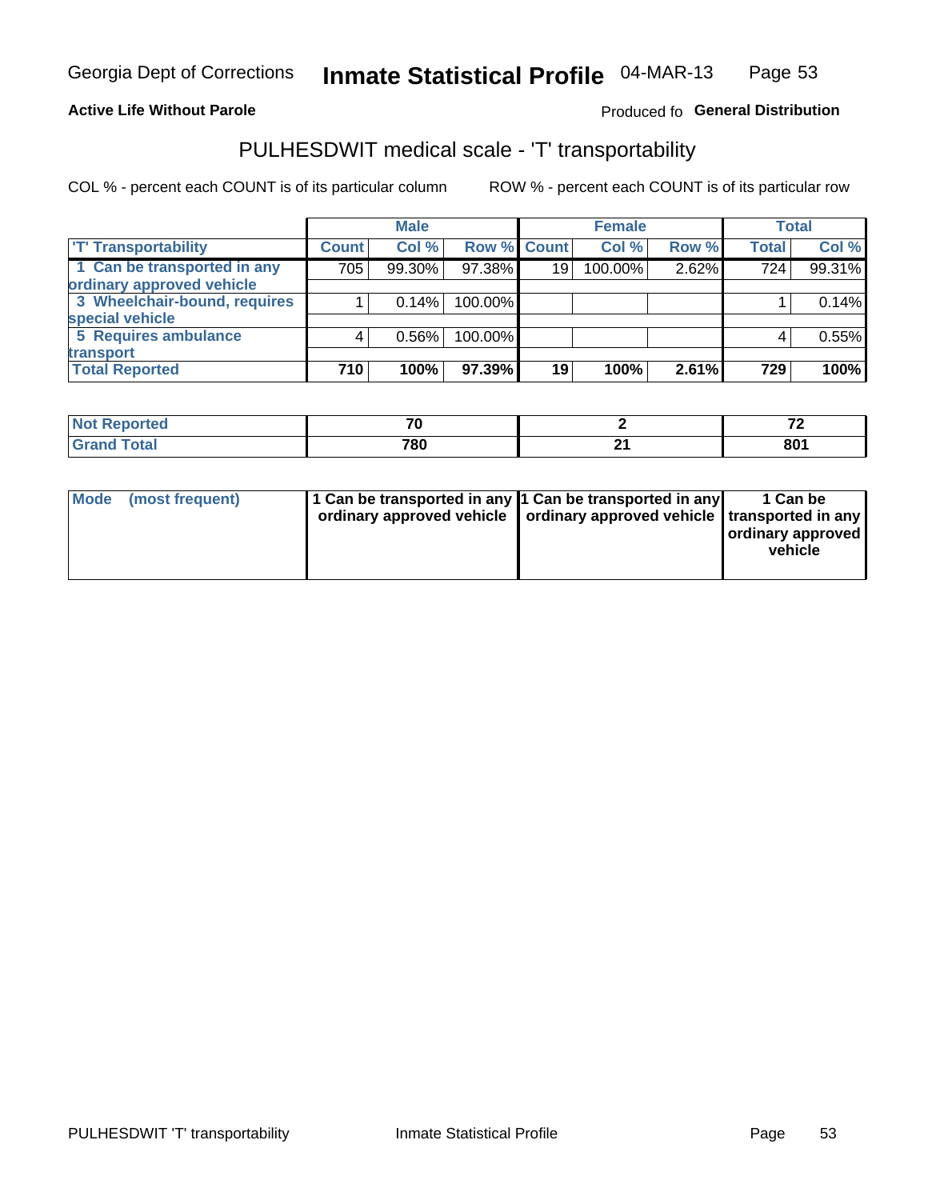Georgia Dept of Corrections **Inmate Statistical Profile** 04-MAR-13

**Active Life Without Parole**

Produced fo **General Distribution**

## PULHESDWIT medical scale - 'T' transportability

COL % - percent each COUNT is of its particular column ROW % - percent each COUNT is of its particular row

| | Male | | | Female | | | Total | |
|---|---|---|---|---|---|---|---|---|
| 'T' Transportability | Count | Col % | Row % | Count | Col % | Row % | Total | Col % |
| 1 Can be transported in any ordinary approved vehicle | 705 | 99.30% | 97.38% | 19 | 100.00% | 2.62% | 724 | 99.31% |
| 3 Wheelchair-bound, requires special vehicle | 1 | 0.14% | 100.00% | | | | 1 | 0.14% |
| 5 Requires ambulance transport | 4 | 0.56% | 100.00% | | | | 4 | 0.55% |
| **Total Reported** | **710** | **100%** | **97.39%** | **19** | **100%** | **2.61%** | **729** | **100%** |

| | Male | Female | Total |
|---|---|---|---|
| Not Reported | 70 | 2 | 72 |
| Grand Total | 780 | 21 | 801 |

| | Male | Female | Total |
|---|---|---|---|
| Mode (most frequent) | 1 Can be transported in any ordinary approved vehicle | 1 Can be transported in any ordinary approved vehicle | 1 Can be transported in any ordinary approved vehicle |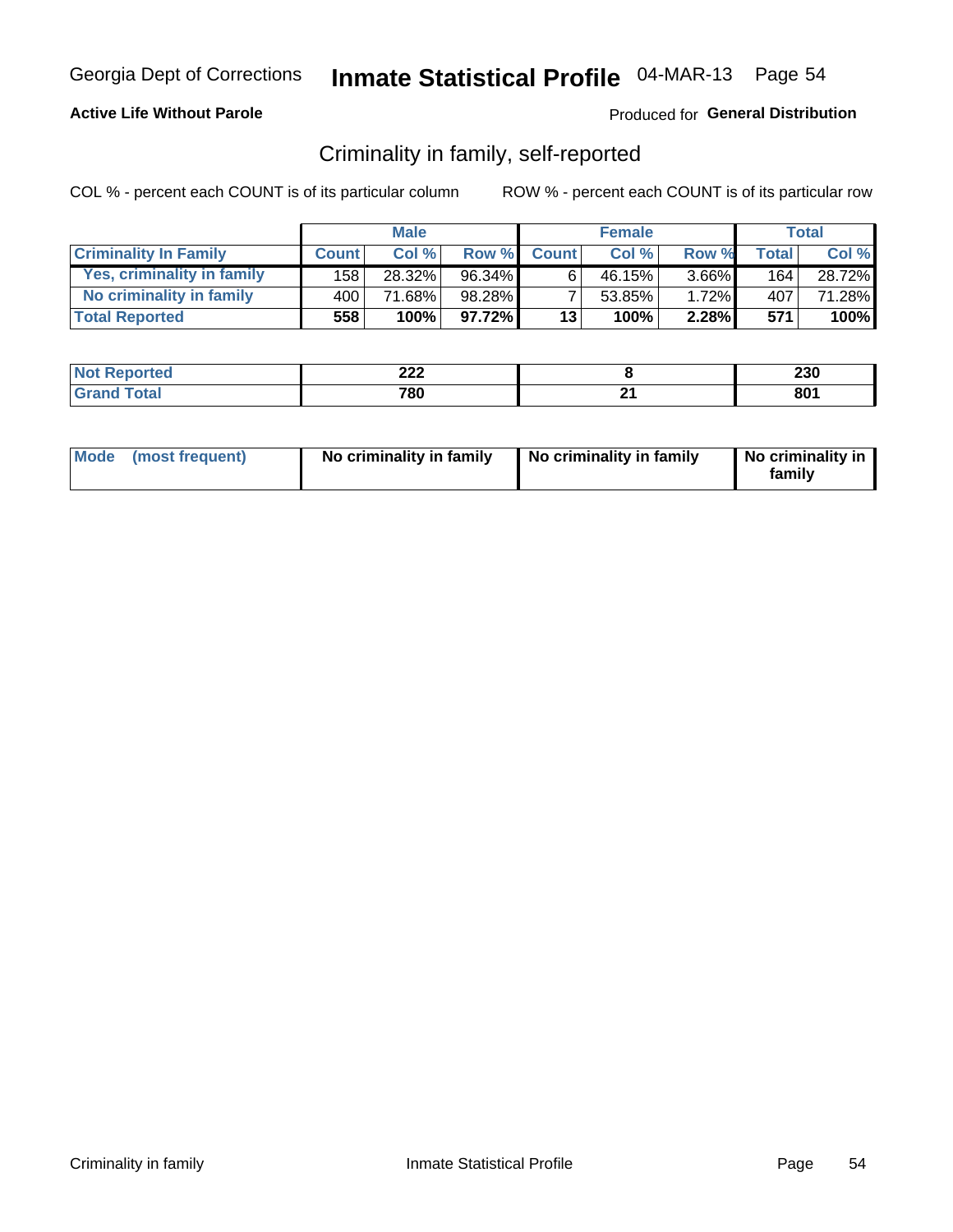Georgia Dept of Corrections **Inmate Statistical Profile** 04-MAR-13

**Active Life Without Parole**

Produced for **General Distribution**

## Criminality in family, self-reported

COL % - percent each COUNT is of its particular column

ROW % - percent each COUNT is of its particular row

| | Male | | | Female | | | Total | |
|---|---|---|---|---|---|---|---|---|
| **Criminality In Family** | **Count** | **Col %** | **Row %** | **Count** | **Col %** | **Row %** | **Total** | **Col %** |
| Yes, criminality in family | 158 | 28.32% | 96.34% | 6 | 46.15% | 3.66% | 164 | 28.72% |
| No criminality in family | 400 | 71.68% | 98.28% | 7 | 53.85% | 1.72% | 407 | 71.28% |
| **Total Reported** | **558** | **100%** | **97.72%** | **13** | **100%** | **2.28%** | **571** | **100%** |

| | Male | Female | Total |
|---|---|---|---|
| **Not Reported** | **222** | **8** | **230** |
| **Grand Total** | **780** | **21** | **801** |

| | Male | Female | Total |
|---|---|---|---|
| **Mode (most frequent)** | **No criminality in family** | **No criminality in family** | **No criminality in family** |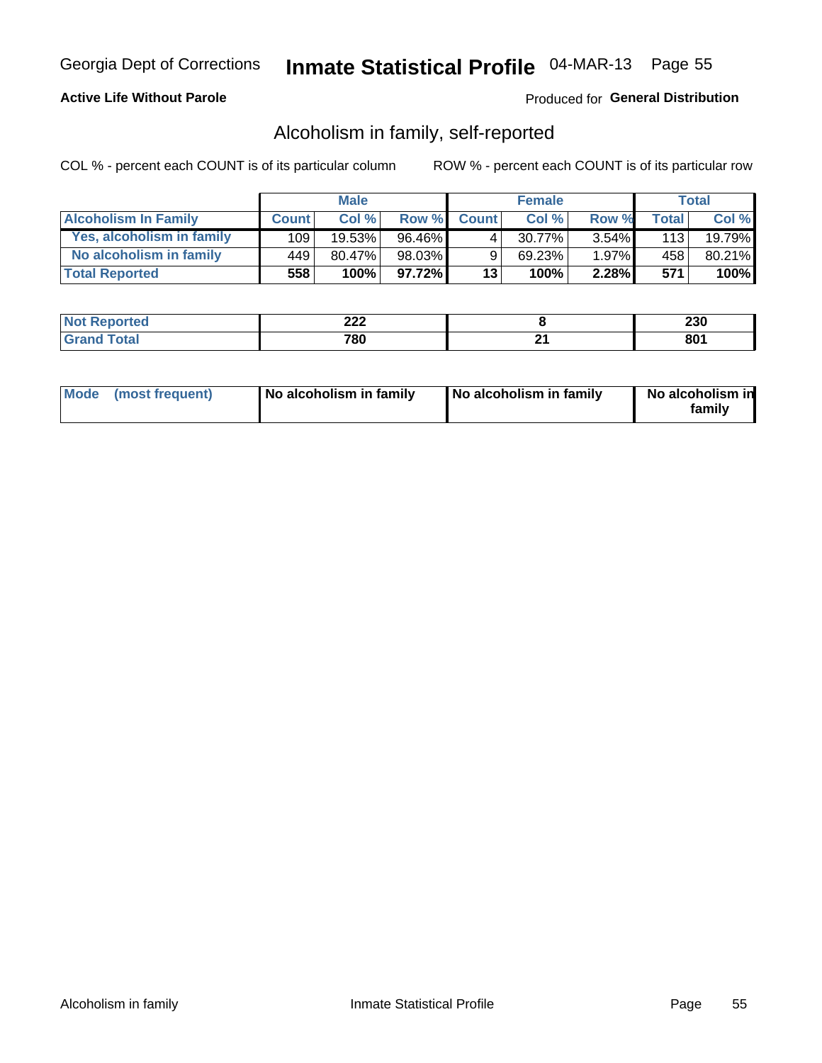Georgia Dept of Corrections **Inmate Statistical Profile** 04-MAR-13

**Active Life Without Parole**

Produced for **General Distribution**

## Alcoholism in family, self-reported

COL % - percent each COUNT is of its particular column

ROW % - percent each COUNT is of its particular row

| | Male | | | Female | | | Total | |
|---|---|---|---|---|---|---|---|---|
| **Alcoholism In Family** | **Count** | **Col %** | **Row %** | **Count** | **Col %** | **Row %** | **Total** | **Col %** |
| **Yes, alcoholism in family** | 109 | 19.53% | 96.46% | 4 | 30.77% | 3.54% | 113 | 19.79% |
| **No alcoholism in family** | 449 | 80.47% | 98.03% | 9 | 69.23% | 1.97% | 458 | 80.21% |
| **Total Reported** | **558** | **100%** | **97.72%** | **13** | **100%** | **2.28%** | **571** | **100%** |

| | Male | Female | Total |
|---|---|---|---|
| **Not Reported** | **222** | **8** | **230** |
| **Grand Total** | **780** | **21** | **801** |

| | Male | Female | Total |
|---|---|---|---|
| **Mode (most frequent)** | **No alcoholism in family** | **No alcoholism in family** | **No alcoholism in family** |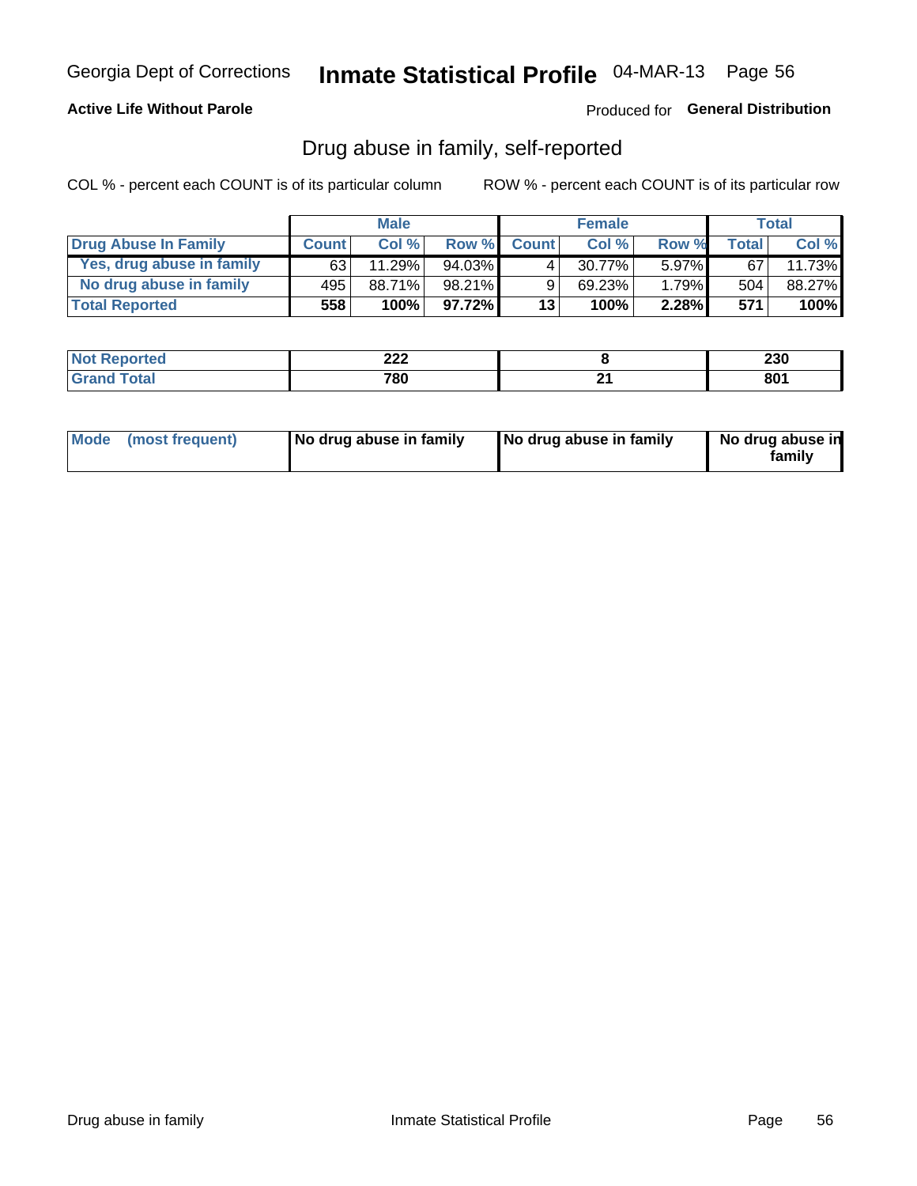Georgia Dept of Corrections **Inmate Statistical Profile** 04-MAR-13

**Active Life Without Parole**

Produced for **General Distribution**

## Drug abuse in family, self-reported

COL % - percent each COUNT is of its particular column

ROW % - percent each COUNT is of its particular row

| | Male | | | Female | | | Total | |
|---|---|---|---|---|---|---|---|---|
| **Drug Abuse In Family** | **Count** | **Col %** | **Row %** | **Count** | **Col %** | **Row %** | **Total** | **Col %** |
| Yes, drug abuse in family | 63 | 11.29% | 94.03% | 4 | 30.77% | 5.97% | 67 | 11.73% |
| No drug abuse in family | 495 | 88.71% | 98.21% | 9 | 69.23% | 1.79% | 504 | 88.27% |
| **Total Reported** | **558** | **100%** | **97.72%** | **13** | **100%** | **2.28%** | **571** | **100%** |

| | Male | Female | Total |
|---|---|---|---|
| **Not Reported** | **222** | **8** | **230** |
| **Grand Total** | **780** | **21** | **801** |

| | Male | Female | Total |
|---|---|---|---|
| **Mode (most frequent)** | **No drug abuse in family** | **No drug abuse in family** | **No drug abuse in family** |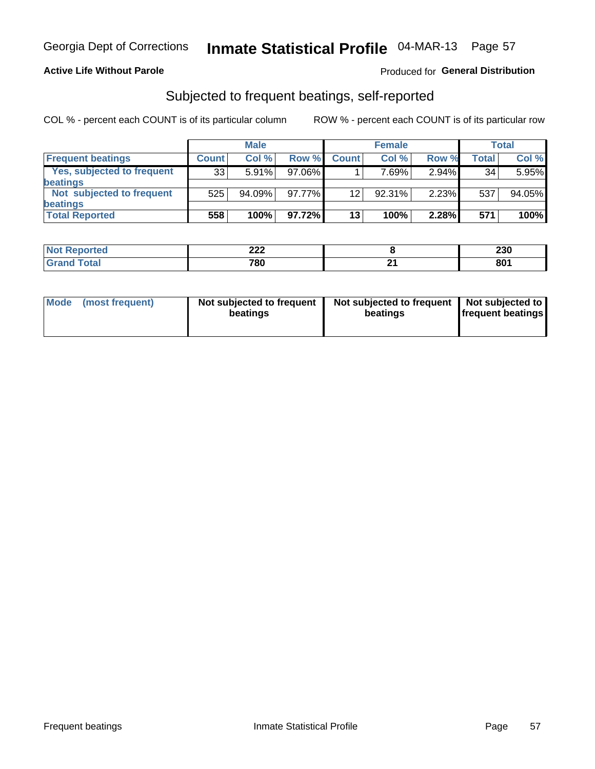Georgia Dept of Corrections **Inmate Statistical Profile** 04-MAR-13

**Active Life Without Parole**

Produced for **General Distribution**

## Subjected to frequent beatings, self-reported

COL % - percent each COUNT is of its particular column    ROW % - percent each COUNT is of its particular row

| | Male | | | Female | | | Total | |
|---|---|---|---|---|---|---|---|---|
| **Frequent beatings** | **Count** | **Col %** | **Row %** | **Count** | **Col %** | **Row %** | **Total** | **Col %** |
| Yes, subjected to frequent beatings | 33 | 5.91% | 97.06% | 1 | 7.69% | 2.94% | 34 | 5.95% |
| Not subjected to frequent beatings | 525 | 94.09% | 97.77% | 12 | 92.31% | 2.23% | 537 | 94.05% |
| **Total Reported** | **558** | **100%** | **97.72%** | **13** | **100%** | **2.28%** | **571** | **100%** |

| | Male | Female | Total |
|---|---|---|---|
| **Not Reported** | **222** | **8** | **230** |
| **Grand Total** | **780** | **21** | **801** |

| | Male | Female | Total |
|---|---|---|---|
| **Mode (most frequent)** | **Not subjected to frequent beatings** | **Not subjected to frequent beatings** | **Not subjected to frequent beatings** |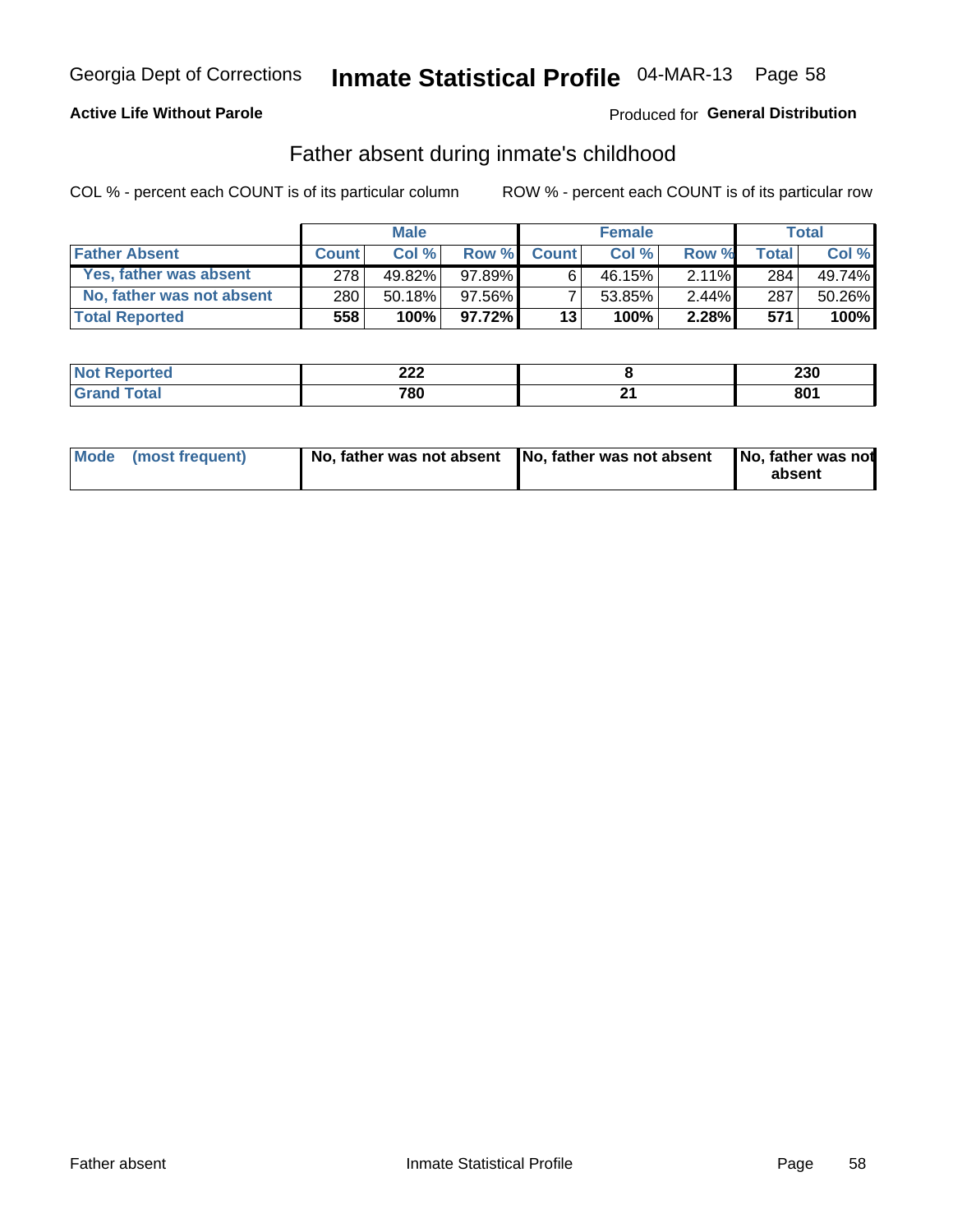Georgia Dept of Corrections **Inmate Statistical Profile** 04-MAR-13 Page 58

**Active Life Without Parole**

Produced for **General Distribution**

## Father absent during inmate's childhood

COL % - percent each COUNT is of its particular column

ROW % - percent each COUNT is of its particular row

| | Male | | | Female | | | Total | |
|---|---|---|---|---|---|---|---|---|
| **Father Absent** | **Count** | **Col %** | **Row %** | **Count** | **Col %** | **Row %** | **Total** | **Col %** |
| Yes, father was absent | 278 | 49.82% | 97.89% | 6 | 46.15% | 2.11% | 284 | 49.74% |
| No, father was not absent | 280 | 50.18% | 97.56% | 7 | 53.85% | 2.44% | 287 | 50.26% |
| **Total Reported** | **558** | **100%** | **97.72%** | **13** | **100%** | **2.28%** | **571** | **100%** |

| | Male | Female | Total |
|---|---|---|---|
| **Not Reported** | **222** | **8** | **230** |
| **Grand Total** | **780** | **21** | **801** |

| | Male | Female | Total |
|---|---|---|---|
| **Mode (most frequent)** | **No, father was not absent** | **No, father was not absent** | **No, father was not absent** |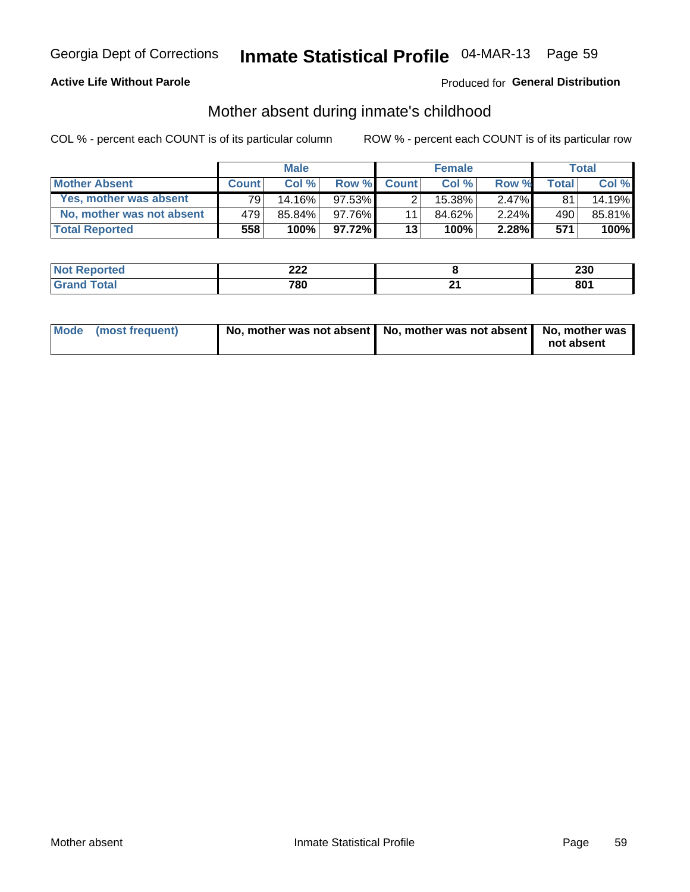Georgia Dept of Corrections **Inmate Statistical Profile** 04-MAR-13 Page 59

**Active Life Without Parole**

Produced for **General Distribution**

## Mother absent during inmate's childhood

COL % - percent each COUNT is of its particular column

ROW % - percent each COUNT is of its particular row

| | Male | | | Female | | | Total | |
|---|---|---|---|---|---|---|---|---|
| **Mother Absent** | **Count** | **Col %** | **Row %** | **Count** | **Col %** | **Row %** | **Total** | **Col %** |
| **Yes, mother was absent** | 79 | 14.16% | 97.53% | 2 | 15.38% | 2.47% | 81 | 14.19% |
| **No, mother was not absent** | 479 | 85.84% | 97.76% | 11 | 84.62% | 2.24% | 490 | 85.81% |
| **Total Reported** | **558** | **100%** | **97.72%** | **13** | **100%** | **2.28%** | **571** | **100%** |

| | Male | Female | Total |
|---|---|---|---|
| **Not Reported** | **222** | **8** | **230** |
| **Grand Total** | **780** | **21** | **801** |

| | Male | Female | Total |
|---|---|---|---|
| **Mode (most frequent)** | **No, mother was not absent** | **No, mother was not absent** | **No, mother was not absent** |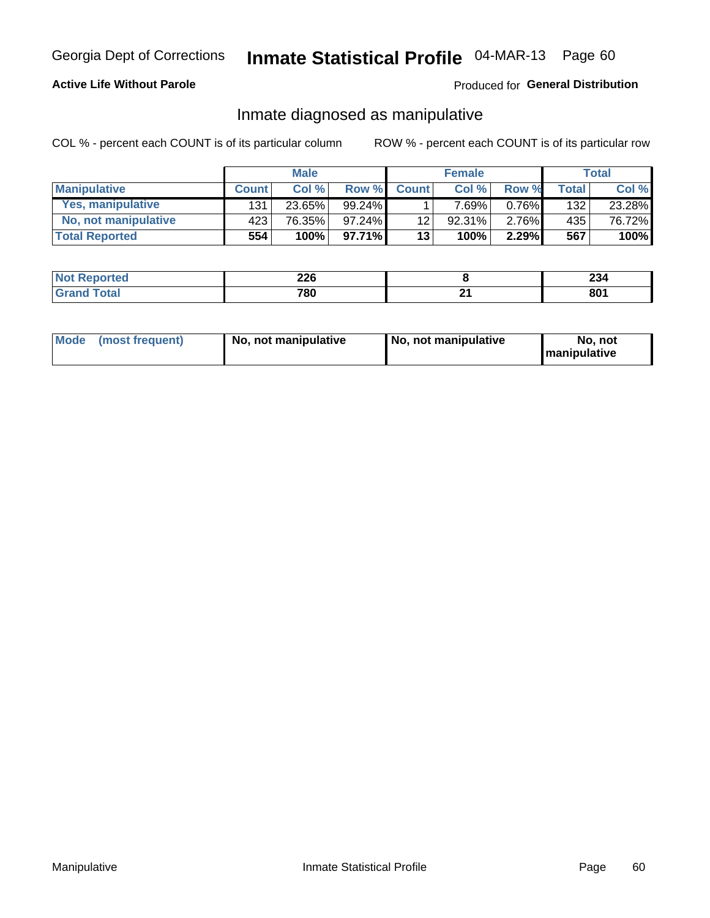Georgia Dept of Corrections **Inmate Statistical Profile** 04-MAR-13 Page 60

**Active Life Without Parole**

Produced for **General Distribution**

## Inmate diagnosed as manipulative

COL % - percent each COUNT is of its particular column

ROW % - percent each COUNT is of its particular row

| | Male | | | Female | | | Total | |
|---|---|---|---|---|---|---|---|---|
| **Manipulative** | **Count** | **Col %** | **Row %** | **Count** | **Col %** | **Row %** | **Total** | **Col %** |
| **Yes, manipulative** | 131 | 23.65% | 99.24% | 1 | 7.69% | 0.76% | 132 | 23.28% |
| **No, not manipulative** | 423 | 76.35% | 97.24% | 12 | 92.31% | 2.76% | 435 | 76.72% |
| **Total Reported** | **554** | **100%** | **97.71%** | **13** | **100%** | **2.29%** | **567** | **100%** |

| | Male | Female | Total |
|---|---|---|---|
| **Not Reported** | **226** | **8** | **234** |
| **Grand Total** | **780** | **21** | **801** |

| | Male | Female | Total |
|---|---|---|---|
| **Mode (most frequent)** | **No, not manipulative** | **No, not manipulative** | **No, not manipulative** |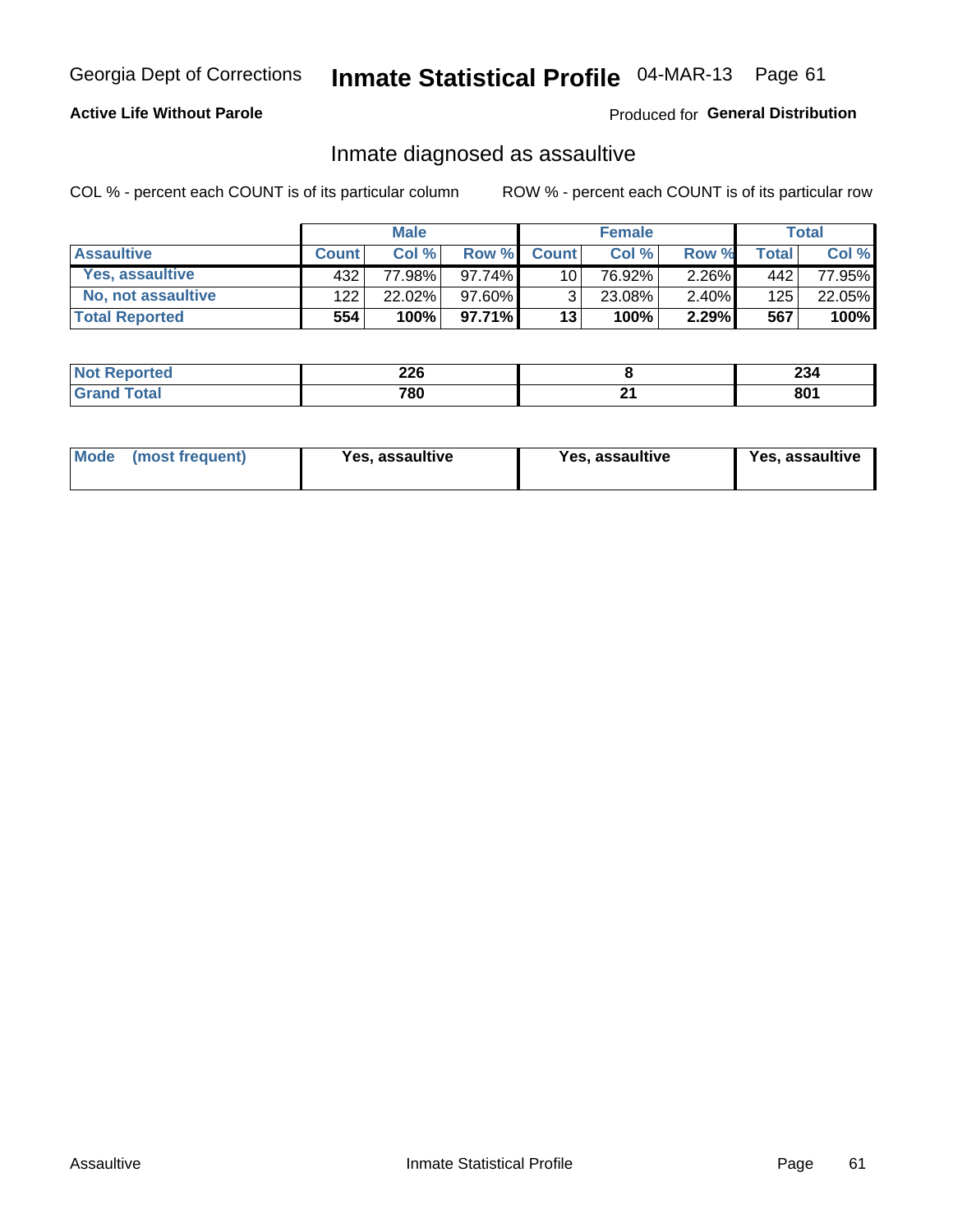Georgia Dept of Corrections **Inmate Statistical Profile** 04-MAR-13

**Active Life Without Parole**

Produced for **General Distribution**

## Inmate diagnosed as assaultive

COL % - percent each COUNT is of its particular column    ROW % - percent each COUNT is of its particular row

| | Male | | | Female | | | Total | |
|---|---|---|---|---|---|---|---|---|
| **Assaultive** | **Count** | **Col %** | **Row %** | **Count** | **Col %** | **Row %** | **Total** | **Col %** |
| Yes, assaultive | 432 | 77.98% | 97.74% | 10 | 76.92% | 2.26% | 442 | 77.95% |
| No, not assaultive | 122 | 22.02% | 97.60% | 3 | 23.08% | 2.40% | 125 | 22.05% |
| **Total Reported** | **554** | **100%** | **97.71%** | **13** | **100%** | **2.29%** | **567** | **100%** |

| | Male | Female | Total |
|---|---|---|---|
| **Not Reported** | **226** | **8** | **234** |
| **Grand Total** | **780** | **21** | **801** |

| | Male | Female | Total |
|---|---|---|---|
| **Mode (most frequent)** | **Yes, assaultive** | **Yes, assaultive** | **Yes, assaultive** |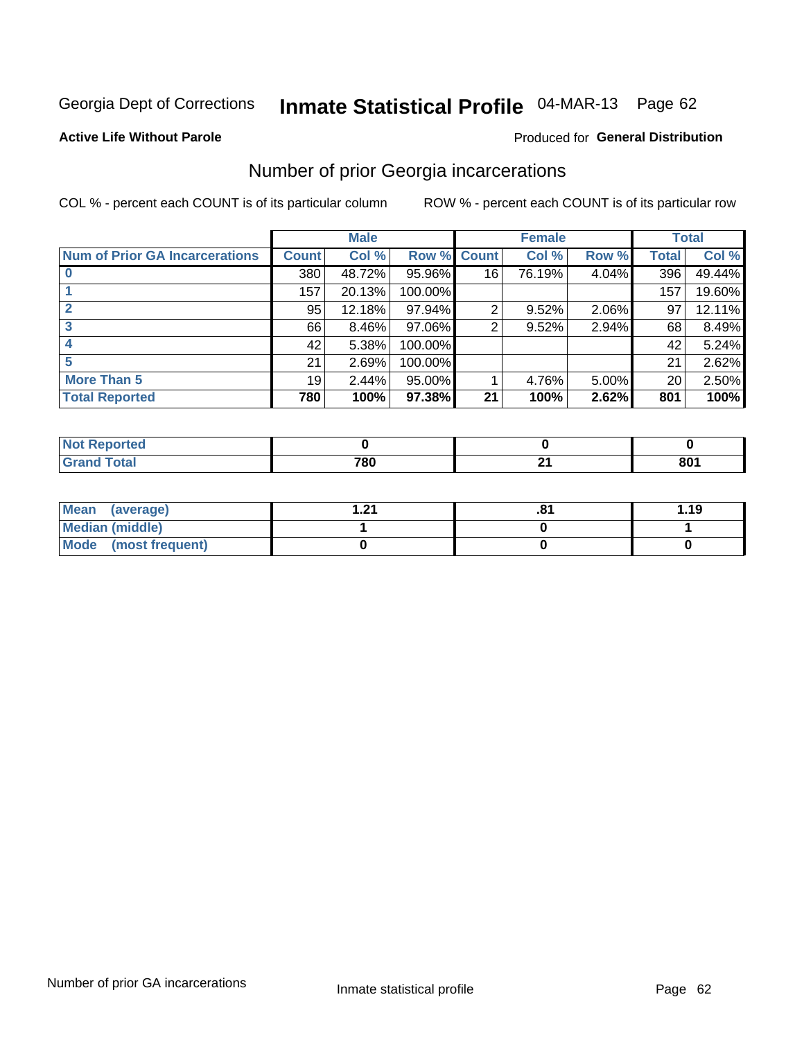Georgia Dept of Corrections **Inmate Statistical Profile** 04-MAR-13

**Active Life Without Parole**

Produced for **General Distribution**

## Number of prior Georgia incarcerations

COL % - percent each COUNT is of its particular column ROW % - percent each COUNT is of its particular row

| | Male | | | Female | | | Total | |
|---|---|---|---|---|---|---|---|---|
| **Num of Prior GA Incarcerations** | **Count** | **Col %** | **Row %** | **Count** | **Col %** | **Row %** | **Total** | **Col %** |
| **0** | 380 | 48.72% | 95.96% | 16 | 76.19% | 4.04% | 396 | 49.44% |
| **1** | 157 | 20.13% | 100.00% | | | | 157 | 19.60% |
| **2** | 95 | 12.18% | 97.94% | 2 | 9.52% | 2.06% | 97 | 12.11% |
| **3** | 66 | 8.46% | 97.06% | 2 | 9.52% | 2.94% | 68 | 8.49% |
| **4** | 42 | 5.38% | 100.00% | | | | 42 | 5.24% |
| **5** | 21 | 2.69% | 100.00% | | | | 21 | 2.62% |
| **More Than 5** | 19 | 2.44% | 95.00% | 1 | 4.76% | 5.00% | 20 | 2.50% |
| **Total Reported** | **780** | **100%** | **97.38%** | **21** | **100%** | **2.62%** | **801** | **100%** |

| | Male | Female | Total |
|---|---|---|---|
| **Not Reported** | **0** | **0** | **0** |
| **Grand Total** | **780** | **21** | **801** |

| | Male | Female | Total |
|---|---|---|---|
| **Mean (average)** | **1.21** | **.81** | **1.19** |
| **Median (middle)** | **1** | **0** | **1** |
| **Mode (most frequent)** | **0** | **0** | **0** |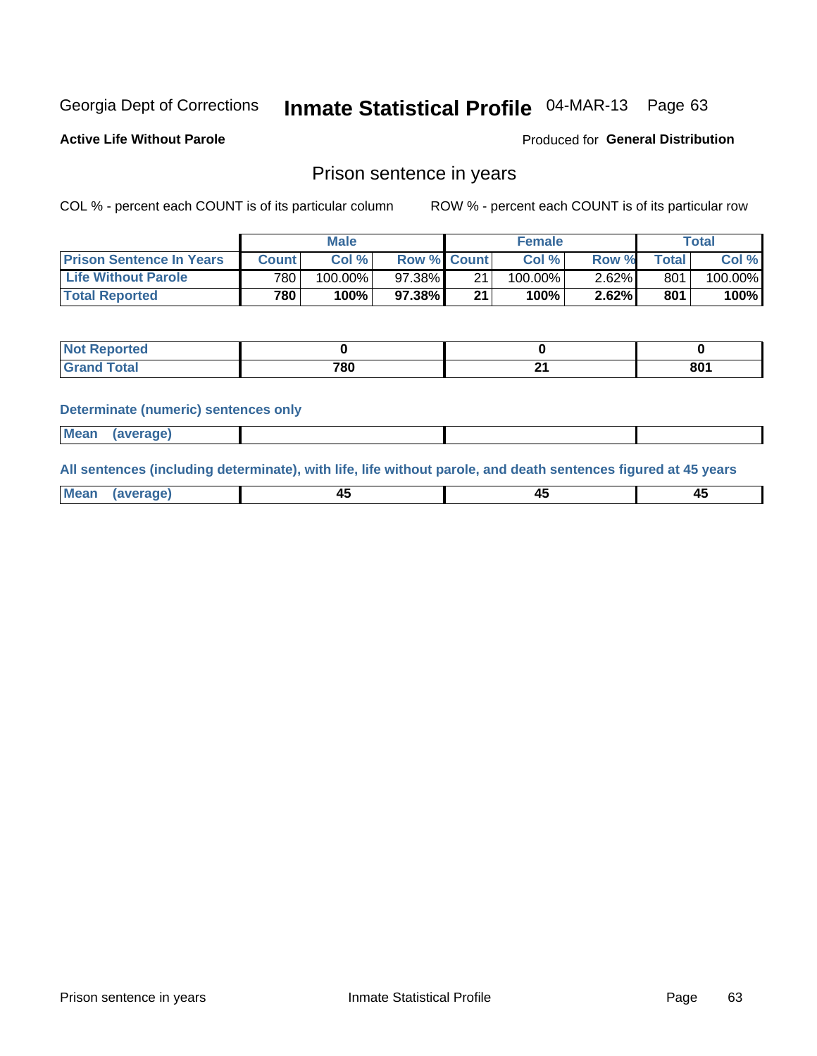Georgia Dept of Corrections **Inmate Statistical Profile** 04-MAR-13

**Active Life Without Parole**

Produced for **General Distribution**

## Prison sentence in years

COL % - percent each COUNT is of its particular column

ROW % - percent each COUNT is of its particular row

| | Male | | | Female | | | Total | |
|---|---|---|---|---|---|---|---|---|
| **Prison Sentence In Years** | **Count** | **Col %** | **Row %** | **Count** | **Col %** | **Row %** | **Total** | **Col %** |
| **Life Without Parole** | 780 | 100.00% | 97.38% | 21 | 100.00% | 2.62% | 801 | 100.00% |
| **Total Reported** | **780** | **100%** | **97.38%** | **21** | **100%** | **2.62%** | **801** | **100%** |

| | Male | Female | Total |
|---|---|---|---|
| **Not Reported** | **0** | **0** | **0** |
| **Grand Total** | **780** | **21** | **801** |

**Determinate (numeric) sentences only**

| | Male | Female | Total |
|---|---|---|---|
| **Mean (average)** | | | |

**All sentences (including determinate), with life, life without parole, and death sentences figured at 45 years**

| | Male | Female | Total |
|---|---|---|---|
| **Mean (average)** | **45** | **45** | **45** |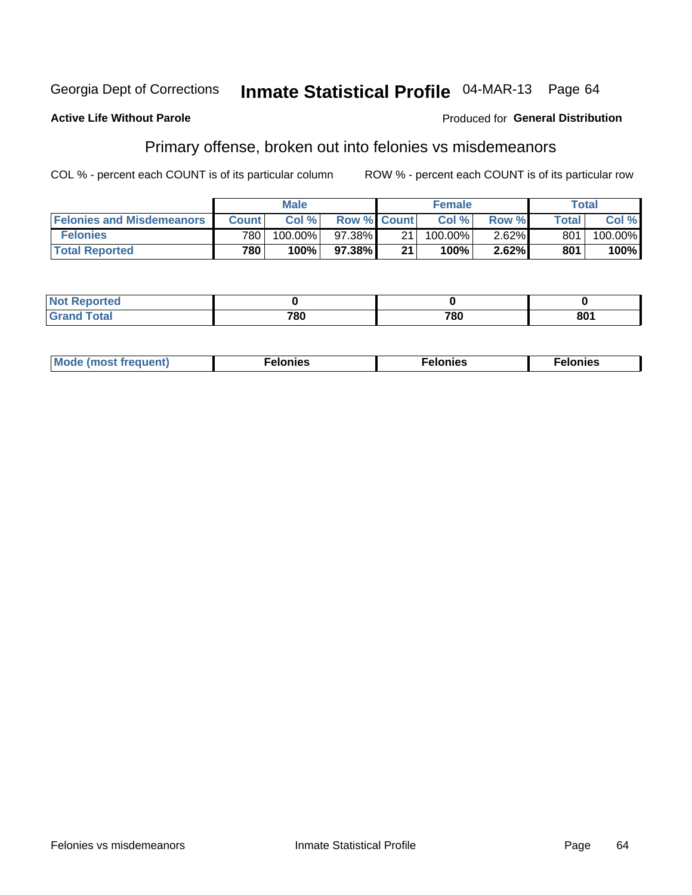Georgia Dept of Corrections **Inmate Statistical Profile** 04-MAR-13 Page 64

**Active Life Without Parole**

Produced for **General Distribution**

## Primary offense, broken out into felonies vs misdemeanors

COL % - percent each COUNT is of its particular column

ROW % - percent each COUNT is of its particular row

| | Male | | | Female | | | Total | |
|---|---|---|---|---|---|---|---|---|
| **Felonies and Misdemeanors** | **Count** | **Col %** | **Row %** | **Count** | **Col %** | **Row %** | **Total** | **Col %** |
| **Felonies** | 780 | 100.00% | 97.38% | 21 | 100.00% | 2.62% | 801 | 100.00% |
| **Total Reported** | **780** | **100%** | **97.38%** | **21** | **100%** | **2.62%** | **801** | **100%** |

| | | | |
|---|---|---|---|
| **Not Reported** | **0** | **0** | **0** |
| **Grand Total** | **780** | **780** | **801** |

| | | | |
|---|---|---|---|
| **Mode (most frequent)** | **Felonies** | **Felonies** | **Felonies** |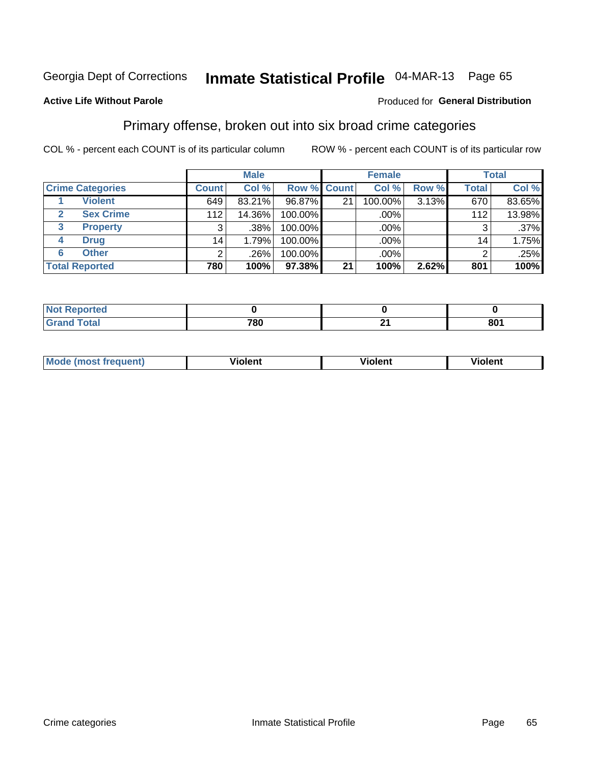Georgia Dept of Corrections **Inmate Statistical Profile** 04-MAR-13 Page 65

**Active Life Without Parole**

Produced for **General Distribution**

## Primary offense, broken out into six broad crime categories

COL % - percent each COUNT is of its particular column

ROW % - percent each COUNT is of its particular row

| | | Male | | | Female | | | Total | |
|---|---|---|---|---|---|---|---|---|---|
| **Crime Categories** | | **Count** | **Col %** | **Row %** | **Count** | **Col %** | **Row %** | **Total** | **Col %** |
| 1 | Violent | 649 | 83.21% | 96.87% | 21 | 100.00% | 3.13% | 670 | 83.65% |
| 2 | Sex Crime | 112 | 14.36% | 100.00% | | .00% | | 112 | 13.98% |
| 3 | Property | 3 | .38% | 100.00% | | .00% | | 3 | .37% |
| 4 | Drug | 14 | 1.79% | 100.00% | | .00% | | 14 | 1.75% |
| 6 | Other | 2 | .26% | 100.00% | | .00% | | 2 | .25% |
| **Total Reported** | | **780** | **100%** | **97.38%** | **21** | **100%** | **2.62%** | **801** | **100%** |

| | Male | Female | Total |
|---|---|---|---|
| Not Reported | 0 | 0 | 0 |
| Grand Total | 780 | 21 | 801 |

| | Male | Female | Total |
|---|---|---|---|
| Mode (most frequent) | Violent | Violent | Violent |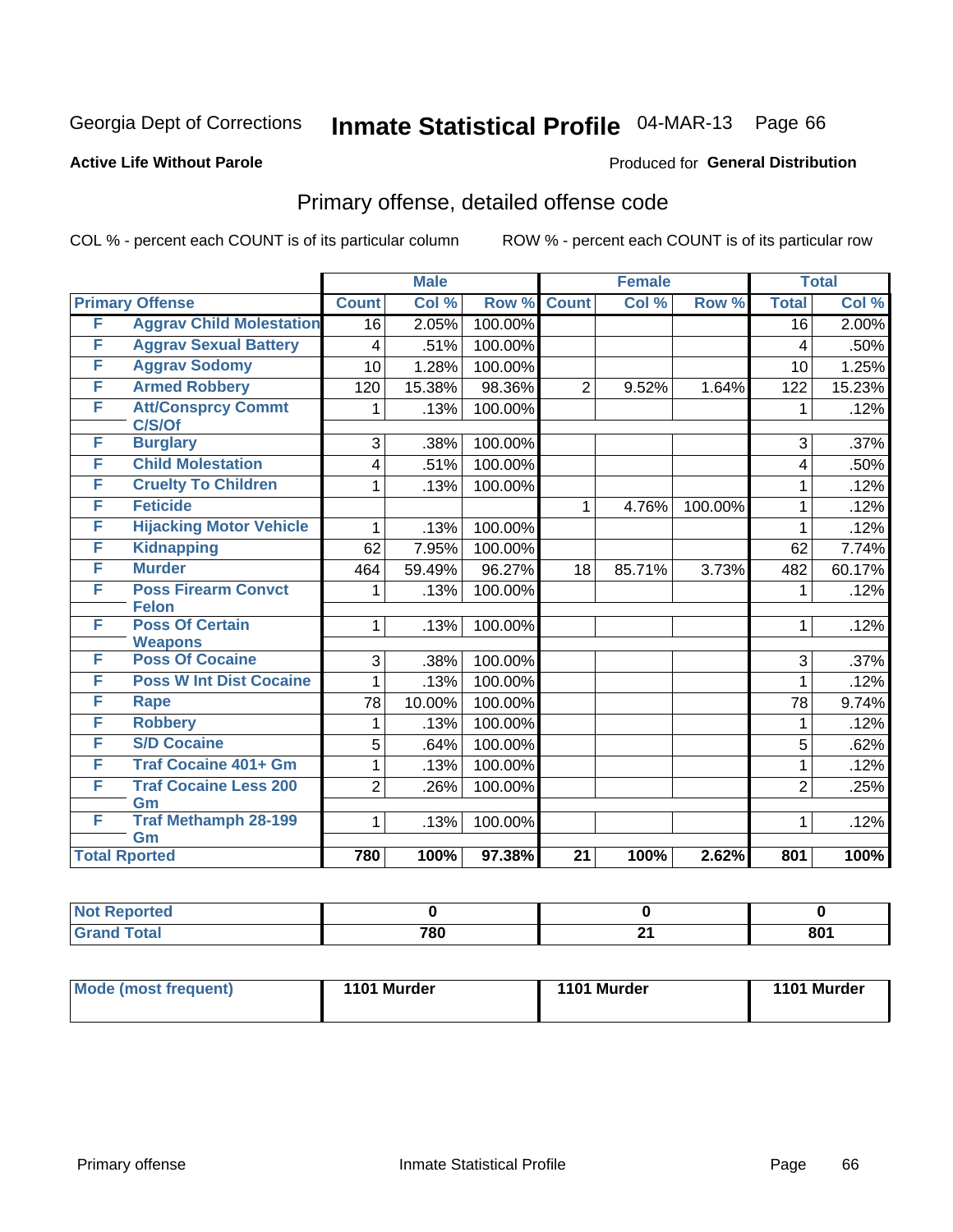Georgia Dept of Corrections **Inmate Statistical Profile** 04-MAR-13 Page 66

**Active Life Without Parole**

Produced for **General Distribution**

## Primary offense, detailed offense code

COL % - percent each COUNT is of its particular column ROW % - percent each COUNT is of its particular row

| Primary Offense | | Male | | | Female | | | Total | |
|---|---|---|---|---|---|---|---|---|---|
| | | Count | Col % | Row % | Count | Col % | Row % | Total | Col % |
| F | Aggrav Child Molestation | 16 | 2.05% | 100.00% | | | | 16 | 2.00% |
| F | Aggrav Sexual Battery | 4 | .51% | 100.00% | | | | 4 | .50% |
| F | Aggrav Sodomy | 10 | 1.28% | 100.00% | | | | 10 | 1.25% |
| F | Armed Robbery | 120 | 15.38% | 98.36% | 2 | 9.52% | 1.64% | 122 | 15.23% |
| F | Att/Consprcy Commt C/S/Of | 1 | .13% | 100.00% | | | | 1 | .12% |
| F | Burglary | 3 | .38% | 100.00% | | | | 3 | .37% |
| F | Child Molestation | 4 | .51% | 100.00% | | | | 4 | .50% |
| F | Cruelty To Children | 1 | .13% | 100.00% | | | | 1 | .12% |
| F | Feticide | | | | 1 | 4.76% | 100.00% | 1 | .12% |
| F | Hijacking Motor Vehicle | 1 | .13% | 100.00% | | | | 1 | .12% |
| F | Kidnapping | 62 | 7.95% | 100.00% | | | | 62 | 7.74% |
| F | Murder | 464 | 59.49% | 96.27% | 18 | 85.71% | 3.73% | 482 | 60.17% |
| F | Poss Firearm Convct Felon | 1 | .13% | 100.00% | | | | 1 | .12% |
| F | Poss Of Certain Weapons | 1 | .13% | 100.00% | | | | 1 | .12% |
| F | Poss Of Cocaine | 3 | .38% | 100.00% | | | | 3 | .37% |
| F | Poss W Int Dist Cocaine | 1 | .13% | 100.00% | | | | 1 | .12% |
| F | Rape | 78 | 10.00% | 100.00% | | | | 78 | 9.74% |
| F | Robbery | 1 | .13% | 100.00% | | | | 1 | .12% |
| F | S/D Cocaine | 5 | .64% | 100.00% | | | | 5 | .62% |
| F | Traf Cocaine 401+ Gm | 1 | .13% | 100.00% | | | | 1 | .12% |
| F | Traf Cocaine Less 200 Gm | 2 | .26% | 100.00% | | | | 2 | .25% |
| F | Traf Methamph 28-199 Gm | 1 | .13% | 100.00% | | | | 1 | .12% |
| Total Rported | | 780 | 100% | 97.38% | 21 | 100% | 2.62% | 801 | 100% |

| | Male | Female | Total |
|---|---|---|---|
| Not Reported | 0 | 0 | 0 |
| Grand Total | 780 | 21 | 801 |

| | Male | Female | Total |
|---|---|---|---|
| Mode (most frequent) | 1101 Murder | 1101 Murder | 1101 Murder |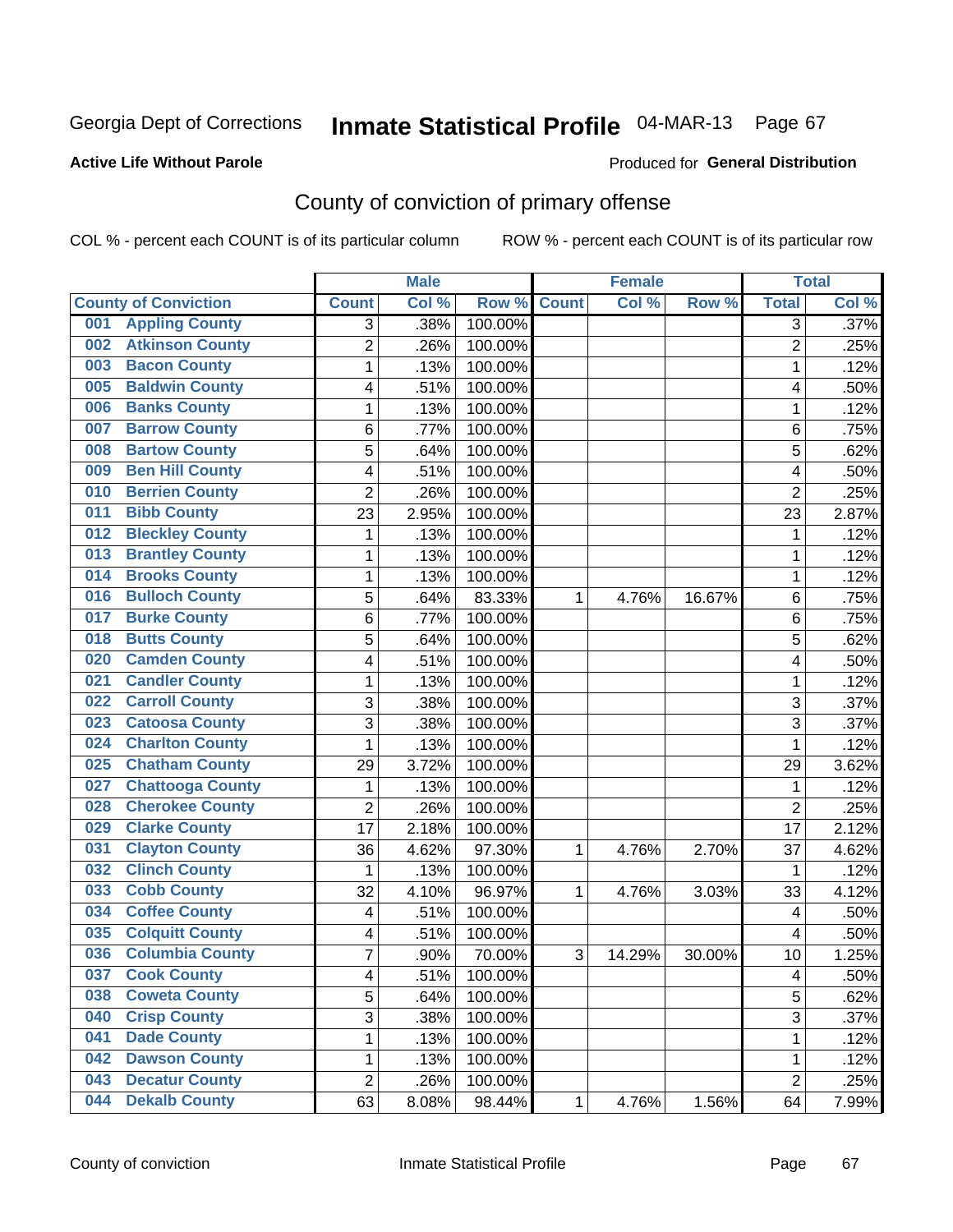Georgia Dept of Corrections **Inmate Statistical Profile** 04-MAR-13

**Active Life Without Parole**

Produced for **General Distribution**

## County of conviction of primary offense

COL % - percent each COUNT is of its particular column    ROW % - percent each COUNT is of its particular row

| | Male | | | Female | | | Total | |
|---|---|---|---|---|---|---|---|---|
| County of Conviction | Count | Col % | Row % | Count | Col % | Row % | Total | Col % |
| 001 Appling County | 3 | .38% | 100.00% | | | | 3 | .37% |
| 002 Atkinson County | 2 | .26% | 100.00% | | | | 2 | .25% |
| 003 Bacon County | 1 | .13% | 100.00% | | | | 1 | .12% |
| 005 Baldwin County | 4 | .51% | 100.00% | | | | 4 | .50% |
| 006 Banks County | 1 | .13% | 100.00% | | | | 1 | .12% |
| 007 Barrow County | 6 | .77% | 100.00% | | | | 6 | .75% |
| 008 Bartow County | 5 | .64% | 100.00% | | | | 5 | .62% |
| 009 Ben Hill County | 4 | .51% | 100.00% | | | | 4 | .50% |
| 010 Berrien County | 2 | .26% | 100.00% | | | | 2 | .25% |
| 011 Bibb County | 23 | 2.95% | 100.00% | | | | 23 | 2.87% |
| 012 Bleckley County | 1 | .13% | 100.00% | | | | 1 | .12% |
| 013 Brantley County | 1 | .13% | 100.00% | | | | 1 | .12% |
| 014 Brooks County | 1 | .13% | 100.00% | | | | 1 | .12% |
| 016 Bulloch County | 5 | .64% | 83.33% | 1 | 4.76% | 16.67% | 6 | .75% |
| 017 Burke County | 6 | .77% | 100.00% | | | | 6 | .75% |
| 018 Butts County | 5 | .64% | 100.00% | | | | 5 | .62% |
| 020 Camden County | 4 | .51% | 100.00% | | | | 4 | .50% |
| 021 Candler County | 1 | .13% | 100.00% | | | | 1 | .12% |
| 022 Carroll County | 3 | .38% | 100.00% | | | | 3 | .37% |
| 023 Catoosa County | 3 | .38% | 100.00% | | | | 3 | .37% |
| 024 Charlton County | 1 | .13% | 100.00% | | | | 1 | .12% |
| 025 Chatham County | 29 | 3.72% | 100.00% | | | | 29 | 3.62% |
| 027 Chattooga County | 1 | .13% | 100.00% | | | | 1 | .12% |
| 028 Cherokee County | 2 | .26% | 100.00% | | | | 2 | .25% |
| 029 Clarke County | 17 | 2.18% | 100.00% | | | | 17 | 2.12% |
| 031 Clayton County | 36 | 4.62% | 97.30% | 1 | 4.76% | 2.70% | 37 | 4.62% |
| 032 Clinch County | 1 | .13% | 100.00% | | | | 1 | .12% |
| 033 Cobb County | 32 | 4.10% | 96.97% | 1 | 4.76% | 3.03% | 33 | 4.12% |
| 034 Coffee County | 4 | .51% | 100.00% | | | | 4 | .50% |
| 035 Colquitt County | 4 | .51% | 100.00% | | | | 4 | .50% |
| 036 Columbia County | 7 | .90% | 70.00% | 3 | 14.29% | 30.00% | 10 | 1.25% |
| 037 Cook County | 4 | .51% | 100.00% | | | | 4 | .50% |
| 038 Coweta County | 5 | .64% | 100.00% | | | | 5 | .62% |
| 040 Crisp County | 3 | .38% | 100.00% | | | | 3 | .37% |
| 041 Dade County | 1 | .13% | 100.00% | | | | 1 | .12% |
| 042 Dawson County | 1 | .13% | 100.00% | | | | 1 | .12% |
| 043 Decatur County | 2 | .26% | 100.00% | | | | 2 | .25% |
| 044 Dekalb County | 63 | 8.08% | 98.44% | 1 | 4.76% | 1.56% | 64 | 7.99% |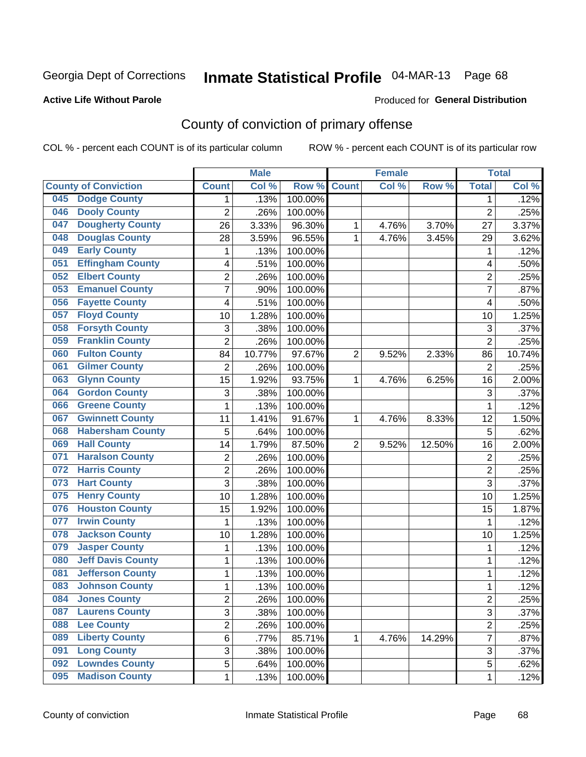Georgia Dept of Corrections **Inmate Statistical Profile** 04-MAR-13 Page 68

**Active Life Without Parole**

Produced for **General Distribution**

## County of conviction of primary offense

COL % - percent each COUNT is of its particular column ROW % - percent each COUNT is of its particular row

| County of Conviction | Male | | | Female | | | Total | |
|---|---|---|---|---|---|---|---|---|
| | Count | Col % | Row % | Count | Col % | Row % | Total | Col % |
| 045 Dodge County | 1 | .13% | 100.00% | | | | 1 | .12% |
| 046 Dooly County | 2 | .26% | 100.00% | | | | 2 | .25% |
| 047 Dougherty County | 26 | 3.33% | 96.30% | 1 | 4.76% | 3.70% | 27 | 3.37% |
| 048 Douglas County | 28 | 3.59% | 96.55% | 1 | 4.76% | 3.45% | 29 | 3.62% |
| 049 Early County | 1 | .13% | 100.00% | | | | 1 | .12% |
| 051 Effingham County | 4 | .51% | 100.00% | | | | 4 | .50% |
| 052 Elbert County | 2 | .26% | 100.00% | | | | 2 | .25% |
| 053 Emanuel County | 7 | .90% | 100.00% | | | | 7 | .87% |
| 056 Fayette County | 4 | .51% | 100.00% | | | | 4 | .50% |
| 057 Floyd County | 10 | 1.28% | 100.00% | | | | 10 | 1.25% |
| 058 Forsyth County | 3 | .38% | 100.00% | | | | 3 | .37% |
| 059 Franklin County | 2 | .26% | 100.00% | | | | 2 | .25% |
| 060 Fulton County | 84 | 10.77% | 97.67% | 2 | 9.52% | 2.33% | 86 | 10.74% |
| 061 Gilmer County | 2 | .26% | 100.00% | | | | 2 | .25% |
| 063 Glynn County | 15 | 1.92% | 93.75% | 1 | 4.76% | 6.25% | 16 | 2.00% |
| 064 Gordon County | 3 | .38% | 100.00% | | | | 3 | .37% |
| 066 Greene County | 1 | .13% | 100.00% | | | | 1 | .12% |
| 067 Gwinnett County | 11 | 1.41% | 91.67% | 1 | 4.76% | 8.33% | 12 | 1.50% |
| 068 Habersham County | 5 | .64% | 100.00% | | | | 5 | .62% |
| 069 Hall County | 14 | 1.79% | 87.50% | 2 | 9.52% | 12.50% | 16 | 2.00% |
| 071 Haralson County | 2 | .26% | 100.00% | | | | 2 | .25% |
| 072 Harris County | 2 | .26% | 100.00% | | | | 2 | .25% |
| 073 Hart County | 3 | .38% | 100.00% | | | | 3 | .37% |
| 075 Henry County | 10 | 1.28% | 100.00% | | | | 10 | 1.25% |
| 076 Houston County | 15 | 1.92% | 100.00% | | | | 15 | 1.87% |
| 077 Irwin County | 1 | .13% | 100.00% | | | | 1 | .12% |
| 078 Jackson County | 10 | 1.28% | 100.00% | | | | 10 | 1.25% |
| 079 Jasper County | 1 | .13% | 100.00% | | | | 1 | .12% |
| 080 Jeff Davis County | 1 | .13% | 100.00% | | | | 1 | .12% |
| 081 Jefferson County | 1 | .13% | 100.00% | | | | 1 | .12% |
| 083 Johnson County | 1 | .13% | 100.00% | | | | 1 | .12% |
| 084 Jones County | 2 | .26% | 100.00% | | | | 2 | .25% |
| 087 Laurens County | 3 | .38% | 100.00% | | | | 3 | .37% |
| 088 Lee County | 2 | .26% | 100.00% | | | | 2 | .25% |
| 089 Liberty County | 6 | .77% | 85.71% | 1 | 4.76% | 14.29% | 7 | .87% |
| 091 Long County | 3 | .38% | 100.00% | | | | 3 | .37% |
| 092 Lowndes County | 5 | .64% | 100.00% | | | | 5 | .62% |
| 095 Madison County | 1 | .13% | 100.00% | | | | 1 | .12% |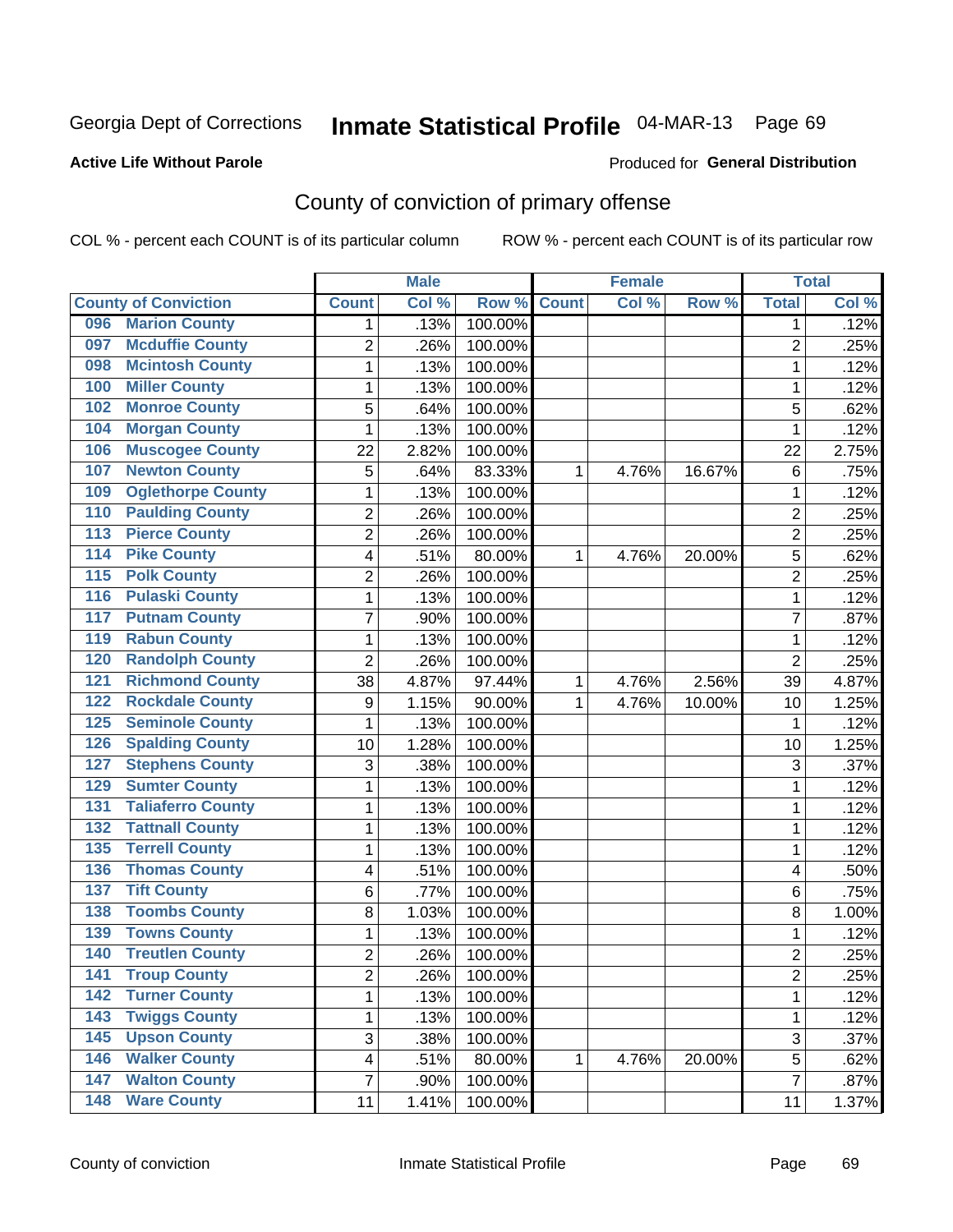Georgia Dept of Corrections **Inmate Statistical Profile** 04-MAR-13

**Active Life Without Parole**

Produced for **General Distribution**

## County of conviction of primary offense

COL % - percent each COUNT is of its particular column    ROW % - percent each COUNT is of its particular row

| County of Conviction | Male | | | Female | | | Total | |
|---|---|---|---|---|---|---|---|---|
| | Count | Col % | Row % | Count | Col % | Row % | Total | Col % |
| 096 Marion County | 1 | .13% | 100.00% | | | | 1 | .12% |
| 097 Mcduffie County | 2 | .26% | 100.00% | | | | 2 | .25% |
| 098 Mcintosh County | 1 | .13% | 100.00% | | | | 1 | .12% |
| 100 Miller County | 1 | .13% | 100.00% | | | | 1 | .12% |
| 102 Monroe County | 5 | .64% | 100.00% | | | | 5 | .62% |
| 104 Morgan County | 1 | .13% | 100.00% | | | | 1 | .12% |
| 106 Muscogee County | 22 | 2.82% | 100.00% | | | | 22 | 2.75% |
| 107 Newton County | 5 | .64% | 83.33% | 1 | 4.76% | 16.67% | 6 | .75% |
| 109 Oglethorpe County | 1 | .13% | 100.00% | | | | 1 | .12% |
| 110 Paulding County | 2 | .26% | 100.00% | | | | 2 | .25% |
| 113 Pierce County | 2 | .26% | 100.00% | | | | 2 | .25% |
| 114 Pike County | 4 | .51% | 80.00% | 1 | 4.76% | 20.00% | 5 | .62% |
| 115 Polk County | 2 | .26% | 100.00% | | | | 2 | .25% |
| 116 Pulaski County | 1 | .13% | 100.00% | | | | 1 | .12% |
| 117 Putnam County | 7 | .90% | 100.00% | | | | 7 | .87% |
| 119 Rabun County | 1 | .13% | 100.00% | | | | 1 | .12% |
| 120 Randolph County | 2 | .26% | 100.00% | | | | 2 | .25% |
| 121 Richmond County | 38 | 4.87% | 97.44% | 1 | 4.76% | 2.56% | 39 | 4.87% |
| 122 Rockdale County | 9 | 1.15% | 90.00% | 1 | 4.76% | 10.00% | 10 | 1.25% |
| 125 Seminole County | 1 | .13% | 100.00% | | | | 1 | .12% |
| 126 Spalding County | 10 | 1.28% | 100.00% | | | | 10 | 1.25% |
| 127 Stephens County | 3 | .38% | 100.00% | | | | 3 | .37% |
| 129 Sumter County | 1 | .13% | 100.00% | | | | 1 | .12% |
| 131 Taliaferro County | 1 | .13% | 100.00% | | | | 1 | .12% |
| 132 Tattnall County | 1 | .13% | 100.00% | | | | 1 | .12% |
| 135 Terrell County | 1 | .13% | 100.00% | | | | 1 | .12% |
| 136 Thomas County | 4 | .51% | 100.00% | | | | 4 | .50% |
| 137 Tift County | 6 | .77% | 100.00% | | | | 6 | .75% |
| 138 Toombs County | 8 | 1.03% | 100.00% | | | | 8 | 1.00% |
| 139 Towns County | 1 | .13% | 100.00% | | | | 1 | .12% |
| 140 Treutlen County | 2 | .26% | 100.00% | | | | 2 | .25% |
| 141 Troup County | 2 | .26% | 100.00% | | | | 2 | .25% |
| 142 Turner County | 1 | .13% | 100.00% | | | | 1 | .12% |
| 143 Twiggs County | 1 | .13% | 100.00% | | | | 1 | .12% |
| 145 Upson County | 3 | .38% | 100.00% | | | | 3 | .37% |
| 146 Walker County | 4 | .51% | 80.00% | 1 | 4.76% | 20.00% | 5 | .62% |
| 147 Walton County | 7 | .90% | 100.00% | | | | 7 | .87% |
| 148 Ware County | 11 | 1.41% | 100.00% | | | | 11 | 1.37% |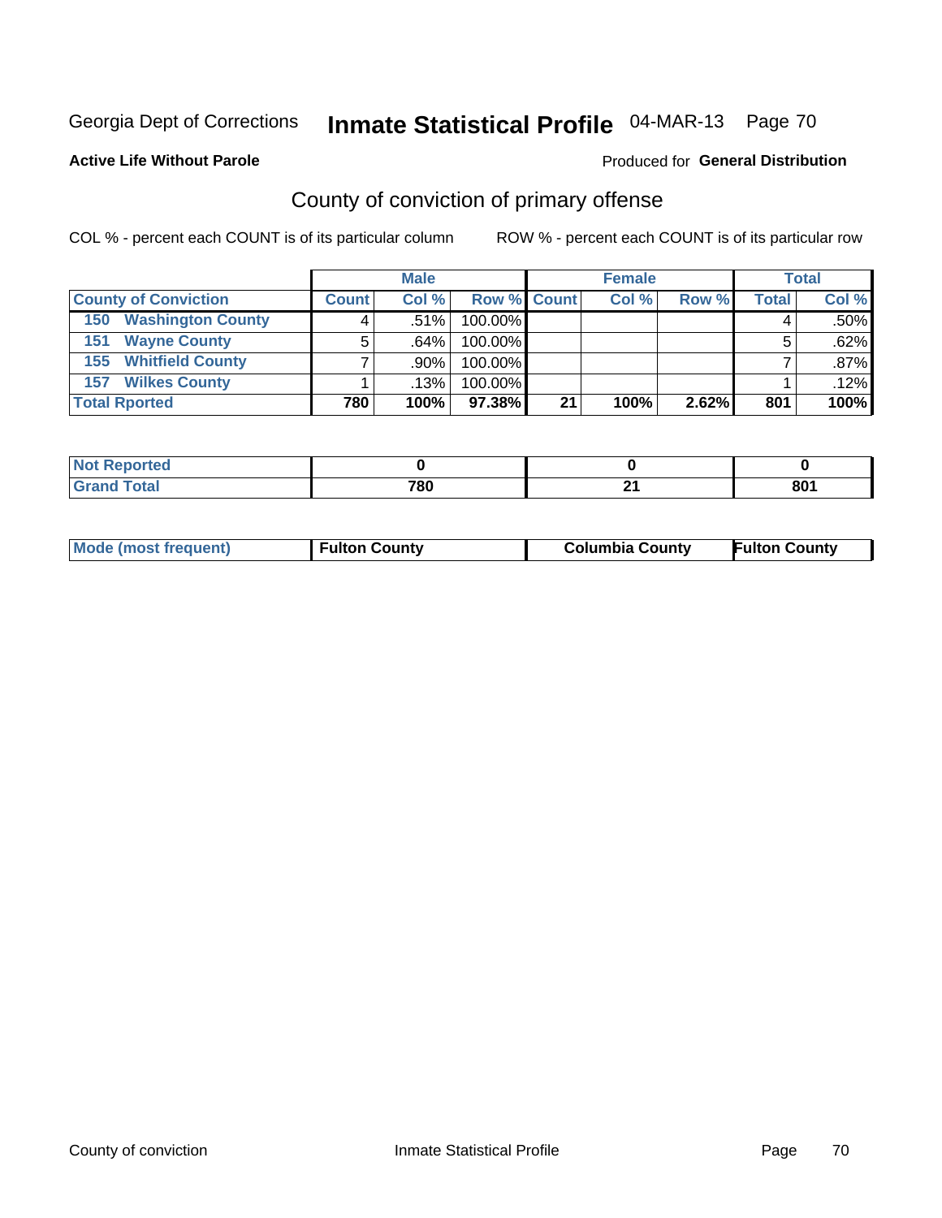Georgia Dept of Corrections **Inmate Statistical Profile** 04-MAR-13 Page 70

**Active Life Without Parole**

Produced for **General Distribution**

## County of conviction of primary offense

COL % - percent each COUNT is of its particular column

ROW % - percent each COUNT is of its particular row

| | Male | | | Female | | | Total | |
|---|---|---|---|---|---|---|---|---|
| County of Conviction | Count | Col % | Row % | Count | Col % | Row % | Total | Col % |
| 150 Washington County | 4 | .51% | 100.00% | | | | 4 | .50% |
| 151 Wayne County | 5 | .64% | 100.00% | | | | 5 | .62% |
| 155 Whitfield County | 7 | .90% | 100.00% | | | | 7 | .87% |
| 157 Wilkes County | 1 | .13% | 100.00% | | | | 1 | .12% |
| **Total Rported** | **780** | **100%** | **97.38%** | **21** | **100%** | **2.62%** | **801** | **100%** |

| | Male | Female | Total |
|---|---|---|---|
| Not Reported | 0 | 0 | 0 |
| Grand Total | 780 | 21 | 801 |

| | Male | Female | Total |
|---|---|---|---|
| Mode (most frequent) | Fulton County | Columbia County | Fulton County |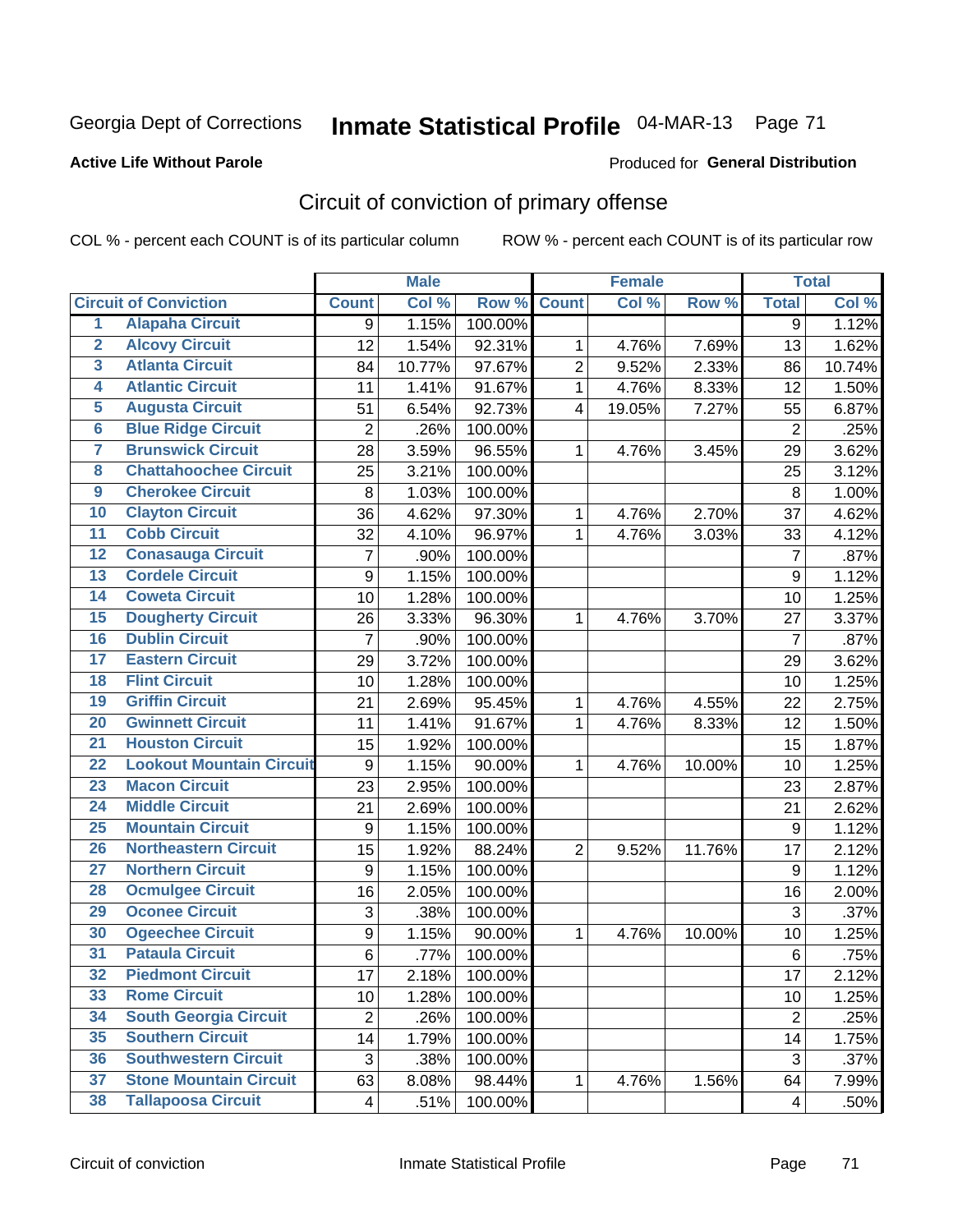Georgia Dept of Corrections **Inmate Statistical Profile** 04-MAR-13

**Active Life Without Parole**

Produced for **General Distribution**

## Circuit of conviction of primary offense

COL % - percent each COUNT is of its particular column

ROW % - percent each COUNT is of its particular row

| | | Male | | | Female | | | Total | |
|---|---|---|---|---|---|---|---|---|---|
| Circuit of Conviction | | Count | Col % | Row % | Count | Col % | Row % | Total | Col % |
| 1 | Alapaha Circuit | 9 | 1.15% | 100.00% | | | | 9 | 1.12% |
| 2 | Alcovy Circuit | 12 | 1.54% | 92.31% | 1 | 4.76% | 7.69% | 13 | 1.62% |
| 3 | Atlanta Circuit | 84 | 10.77% | 97.67% | 2 | 9.52% | 2.33% | 86 | 10.74% |
| 4 | Atlantic Circuit | 11 | 1.41% | 91.67% | 1 | 4.76% | 8.33% | 12 | 1.50% |
| 5 | Augusta Circuit | 51 | 6.54% | 92.73% | 4 | 19.05% | 7.27% | 55 | 6.87% |
| 6 | Blue Ridge Circuit | 2 | .26% | 100.00% | | | | 2 | .25% |
| 7 | Brunswick Circuit | 28 | 3.59% | 96.55% | 1 | 4.76% | 3.45% | 29 | 3.62% |
| 8 | Chattahoochee Circuit | 25 | 3.21% | 100.00% | | | | 25 | 3.12% |
| 9 | Cherokee Circuit | 8 | 1.03% | 100.00% | | | | 8 | 1.00% |
| 10 | Clayton Circuit | 36 | 4.62% | 97.30% | 1 | 4.76% | 2.70% | 37 | 4.62% |
| 11 | Cobb Circuit | 32 | 4.10% | 96.97% | 1 | 4.76% | 3.03% | 33 | 4.12% |
| 12 | Conasauga Circuit | 7 | .90% | 100.00% | | | | 7 | .87% |
| 13 | Cordele Circuit | 9 | 1.15% | 100.00% | | | | 9 | 1.12% |
| 14 | Coweta Circuit | 10 | 1.28% | 100.00% | | | | 10 | 1.25% |
| 15 | Dougherty Circuit | 26 | 3.33% | 96.30% | 1 | 4.76% | 3.70% | 27 | 3.37% |
| 16 | Dublin Circuit | 7 | .90% | 100.00% | | | | 7 | .87% |
| 17 | Eastern Circuit | 29 | 3.72% | 100.00% | | | | 29 | 3.62% |
| 18 | Flint Circuit | 10 | 1.28% | 100.00% | | | | 10 | 1.25% |
| 19 | Griffin Circuit | 21 | 2.69% | 95.45% | 1 | 4.76% | 4.55% | 22 | 2.75% |
| 20 | Gwinnett Circuit | 11 | 1.41% | 91.67% | 1 | 4.76% | 8.33% | 12 | 1.50% |
| 21 | Houston Circuit | 15 | 1.92% | 100.00% | | | | 15 | 1.87% |
| 22 | Lookout Mountain Circuit | 9 | 1.15% | 90.00% | 1 | 4.76% | 10.00% | 10 | 1.25% |
| 23 | Macon Circuit | 23 | 2.95% | 100.00% | | | | 23 | 2.87% |
| 24 | Middle Circuit | 21 | 2.69% | 100.00% | | | | 21 | 2.62% |
| 25 | Mountain Circuit | 9 | 1.15% | 100.00% | | | | 9 | 1.12% |
| 26 | Northeastern Circuit | 15 | 1.92% | 88.24% | 2 | 9.52% | 11.76% | 17 | 2.12% |
| 27 | Northern Circuit | 9 | 1.15% | 100.00% | | | | 9 | 1.12% |
| 28 | Ocmulgee Circuit | 16 | 2.05% | 100.00% | | | | 16 | 2.00% |
| 29 | Oconee Circuit | 3 | .38% | 100.00% | | | | 3 | .37% |
| 30 | Ogeechee Circuit | 9 | 1.15% | 90.00% | 1 | 4.76% | 10.00% | 10 | 1.25% |
| 31 | Pataula Circuit | 6 | .77% | 100.00% | | | | 6 | .75% |
| 32 | Piedmont Circuit | 17 | 2.18% | 100.00% | | | | 17 | 2.12% |
| 33 | Rome Circuit | 10 | 1.28% | 100.00% | | | | 10 | 1.25% |
| 34 | South Georgia Circuit | 2 | .26% | 100.00% | | | | 2 | .25% |
| 35 | Southern Circuit | 14 | 1.79% | 100.00% | | | | 14 | 1.75% |
| 36 | Southwestern Circuit | 3 | .38% | 100.00% | | | | 3 | .37% |
| 37 | Stone Mountain Circuit | 63 | 8.08% | 98.44% | 1 | 4.76% | 1.56% | 64 | 7.99% |
| 38 | Tallapoosa Circuit | 4 | .51% | 100.00% | | | | 4 | .50% |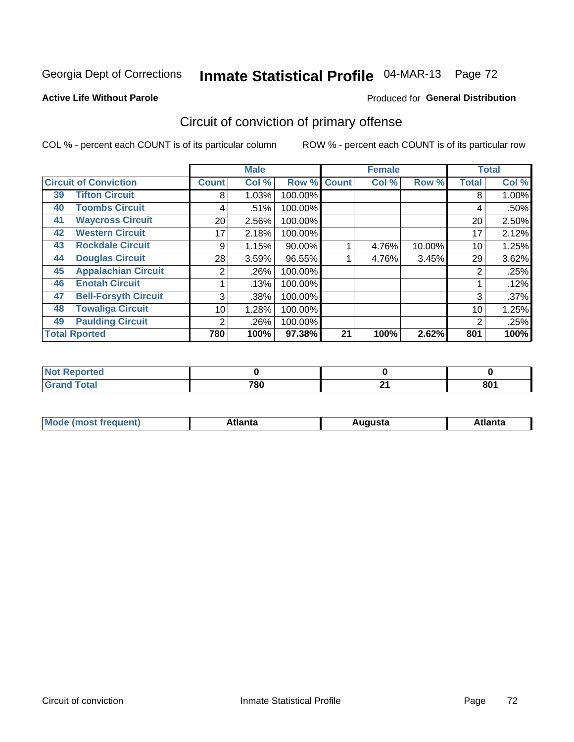Georgia Dept of Corrections **Inmate Statistical Profile** 04-MAR-13

**Active Life Without Parole**

Produced for **General Distribution**

## Circuit of conviction of primary offense

COL % - percent each COUNT is of its particular column

ROW % - percent each COUNT is of its particular row

| Circuit of Conviction | | Male | | | Female | | | Total | |
|---|---|---|---|---|---|---|---|---|---|
| | | Count | Col % | Row % | Count | Col % | Row % | Total | Col % |
| 39 | Tifton Circuit | 8 | 1.03% | 100.00% | | | | 8 | 1.00% |
| 40 | Toombs Circuit | 4 | .51% | 100.00% | | | | 4 | .50% |
| 41 | Waycross Circuit | 20 | 2.56% | 100.00% | | | | 20 | 2.50% |
| 42 | Western Circuit | 17 | 2.18% | 100.00% | | | | 17 | 2.12% |
| 43 | Rockdale Circuit | 9 | 1.15% | 90.00% | 1 | 4.76% | 10.00% | 10 | 1.25% |
| 44 | Douglas Circuit | 28 | 3.59% | 96.55% | 1 | 4.76% | 3.45% | 29 | 3.62% |
| 45 | Appalachian Circuit | 2 | .26% | 100.00% | | | | 2 | .25% |
| 46 | Enotah Circuit | 1 | .13% | 100.00% | | | | 1 | .12% |
| 47 | Bell-Forsyth Circuit | 3 | .38% | 100.00% | | | | 3 | .37% |
| 48 | Towaliga Circuit | 10 | 1.28% | 100.00% | | | | 10 | 1.25% |
| 49 | Paulding Circuit | 2 | .26% | 100.00% | | | | 2 | .25% |
| **Total Rported** | | **780** | **100%** | **97.38%** | **21** | **100%** | **2.62%** | **801** | **100%** |

| | Male | Female | Total |
|---|---|---|---|
| Not Reported | **0** | **0** | **0** |
| Grand Total | **780** | **21** | **801** |

| | Male | Female | Total |
|---|---|---|---|
| Mode (most frequent) | **Atlanta** | **Augusta** | **Atlanta** |

Circuit of conviction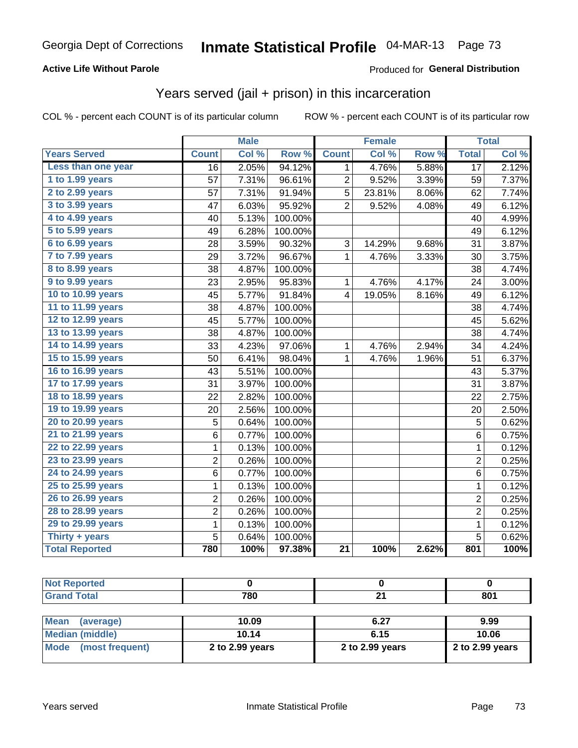# Georgia Dept of Corrections — Inmate Statistical Profile 04-MAR-13

**Active Life Without Parole**

Produced for **General Distribution**

## Years served (jail + prison) in this incarceration

COL % - percent each COUNT is of its particular column

ROW % - percent each COUNT is of its particular row

| Years Served | Male Count | Male Col % | Male Row % | Female Count | Female Col % | Female Row % | Total | Total Col % |
|---|---|---|---|---|---|---|---|---|
| Less than one year | 16 | 2.05% | 94.12% | 1 | 4.76% | 5.88% | 17 | 2.12% |
| 1 to 1.99 years | 57 | 7.31% | 96.61% | 2 | 9.52% | 3.39% | 59 | 7.37% |
| 2 to 2.99 years | 57 | 7.31% | 91.94% | 5 | 23.81% | 8.06% | 62 | 7.74% |
| 3 to 3.99 years | 47 | 6.03% | 95.92% | 2 | 9.52% | 4.08% | 49 | 6.12% |
| 4 to 4.99 years | 40 | 5.13% | 100.00% | | | | 40 | 4.99% |
| 5 to 5.99 years | 49 | 6.28% | 100.00% | | | | 49 | 6.12% |
| 6 to 6.99 years | 28 | 3.59% | 90.32% | 3 | 14.29% | 9.68% | 31 | 3.87% |
| 7 to 7.99 years | 29 | 3.72% | 96.67% | 1 | 4.76% | 3.33% | 30 | 3.75% |
| 8 to 8.99 years | 38 | 4.87% | 100.00% | | | | 38 | 4.74% |
| 9 to 9.99 years | 23 | 2.95% | 95.83% | 1 | 4.76% | 4.17% | 24 | 3.00% |
| 10 to 10.99 years | 45 | 5.77% | 91.84% | 4 | 19.05% | 8.16% | 49 | 6.12% |
| 11 to 11.99 years | 38 | 4.87% | 100.00% | | | | 38 | 4.74% |
| 12 to 12.99 years | 45 | 5.77% | 100.00% | | | | 45 | 5.62% |
| 13 to 13.99 years | 38 | 4.87% | 100.00% | | | | 38 | 4.74% |
| 14 to 14.99 years | 33 | 4.23% | 97.06% | 1 | 4.76% | 2.94% | 34 | 4.24% |
| 15 to 15.99 years | 50 | 6.41% | 98.04% | 1 | 4.76% | 1.96% | 51 | 6.37% |
| 16 to 16.99 years | 43 | 5.51% | 100.00% | | | | 43 | 5.37% |
| 17 to 17.99 years | 31 | 3.97% | 100.00% | | | | 31 | 3.87% |
| 18 to 18.99 years | 22 | 2.82% | 100.00% | | | | 22 | 2.75% |
| 19 to 19.99 years | 20 | 2.56% | 100.00% | | | | 20 | 2.50% |
| 20 to 20.99 years | 5 | 0.64% | 100.00% | | | | 5 | 0.62% |
| 21 to 21.99 years | 6 | 0.77% | 100.00% | | | | 6 | 0.75% |
| 22 to 22.99 years | 1 | 0.13% | 100.00% | | | | 1 | 0.12% |
| 23 to 23.99 years | 2 | 0.26% | 100.00% | | | | 2 | 0.25% |
| 24 to 24.99 years | 6 | 0.77% | 100.00% | | | | 6 | 0.75% |
| 25 to 25.99 years | 1 | 0.13% | 100.00% | | | | 1 | 0.12% |
| 26 to 26.99 years | 2 | 0.26% | 100.00% | | | | 2 | 0.25% |
| 28 to 28.99 years | 2 | 0.26% | 100.00% | | | | 2 | 0.25% |
| 29 to 29.99 years | 1 | 0.13% | 100.00% | | | | 1 | 0.12% |
| Thirty + years | 5 | 0.64% | 100.00% | | | | 5 | 0.62% |
| **Total Reported** | **780** | **100%** | **97.38%** | **21** | **100%** | **2.62%** | **801** | **100%** |

| | Male | Female | Total |
|---|---|---|---|
| Not Reported | 0 | 0 | 0 |
| Grand Total | 780 | 21 | 801 |

| | Male | Female | Total |
|---|---|---|---|
| Mean (average) | 10.09 | 6.27 | 9.99 |
| Median (middle) | 10.14 | 6.15 | 10.06 |
| Mode (most frequent) | 2 to 2.99 years | 2 to 2.99 years | 2 to 2.99 years |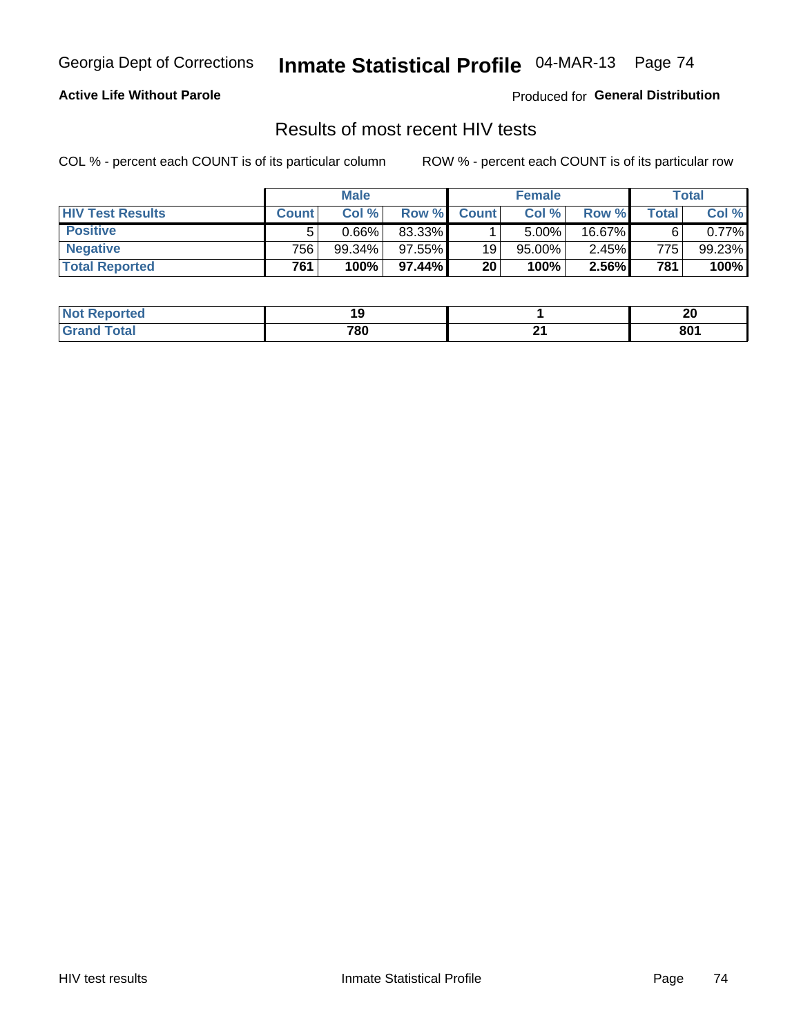Georgia Dept of Corrections **Inmate Statistical Profile** 04-MAR-13 Page 74

**Active Life Without Parole**

Produced for **General Distribution**

## Results of most recent HIV tests

COL % - percent each COUNT is of its particular column     ROW % - percent each COUNT is of its particular row

| | Male | | | Female | | | Total | |
|---|---|---|---|---|---|---|---|---|
| **HIV Test Results** | **Count** | **Col %** | **Row %** | **Count** | **Col %** | **Row %** | **Total** | **Col %** |
| **Positive** | 5 | 0.66% | 83.33% | 1 | 5.00% | 16.67% | 6 | 0.77% |
| **Negative** | 756 | 99.34% | 97.55% | 19 | 95.00% | 2.45% | 775 | 99.23% |
| **Total Reported** | **761** | **100%** | **97.44%** | **20** | **100%** | **2.56%** | **781** | **100%** |

| | Male | Female | Total |
|---|---|---|---|
| **Not Reported** | **19** | **1** | **20** |
| **Grand Total** | **780** | **21** | **801** |

HIV test results     Inmate Statistical Profile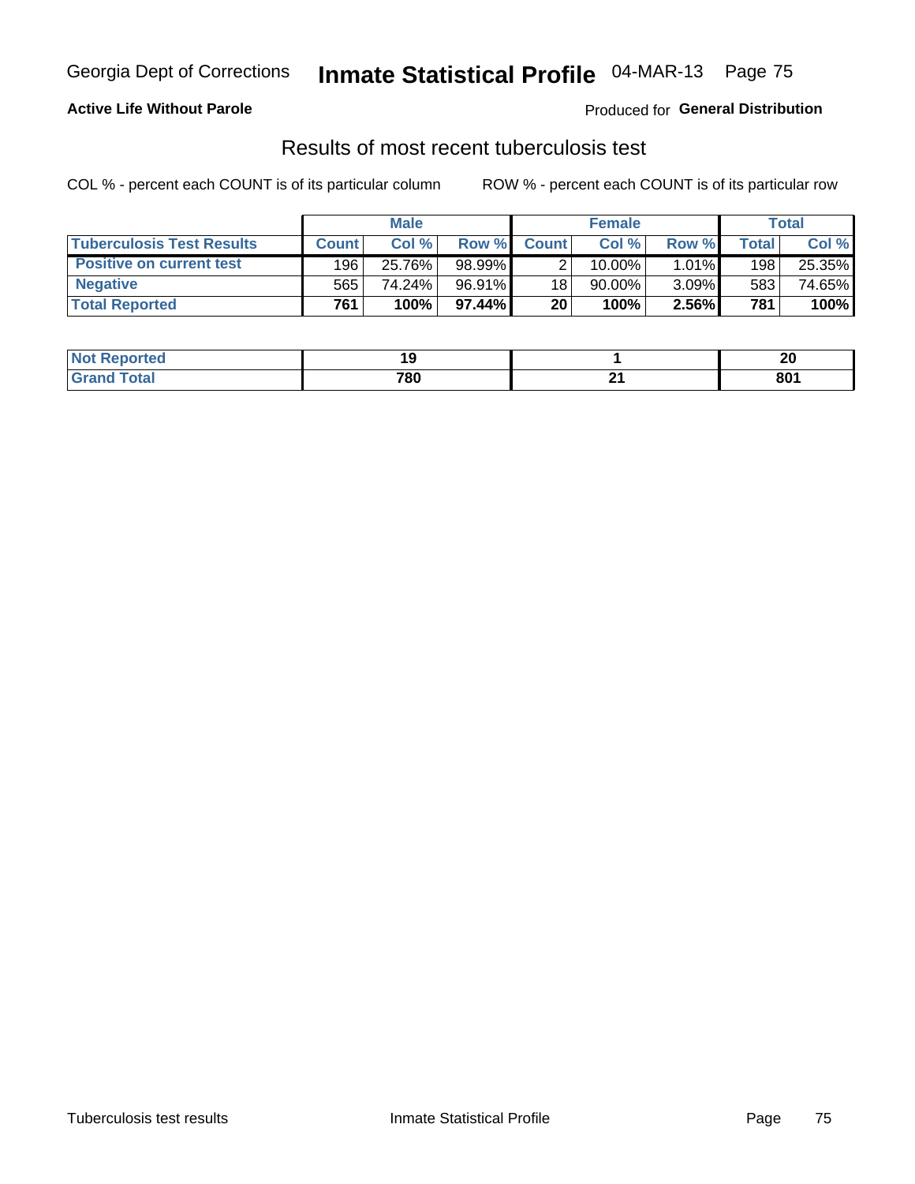**Active Life Without Parole**

Produced for **General Distribution**

## Results of most recent tuberculosis test

COL % - percent each COUNT is of its particular column

ROW % - percent each COUNT is of its particular row

| | Male | | | Female | | | Total | |
|---|---|---|---|---|---|---|---|---|
| **Tuberculosis Test Results** | **Count** | **Col %** | **Row %** | **Count** | **Col %** | **Row %** | **Total** | **Col %** |
| **Positive on current test** | 196 | 25.76% | 98.99% | 2 | 10.00% | 1.01% | 198 | 25.35% |
| **Negative** | 565 | 74.24% | 96.91% | 18 | 90.00% | 3.09% | 583 | 74.65% |
| **Total Reported** | **761** | **100%** | **97.44%** | **20** | **100%** | **2.56%** | **781** | **100%** |

| | Male | Female | Total |
|---|---|---|---|
| **Not Reported** | **19** | **1** | **20** |
| **Grand Total** | **780** | **21** | **801** |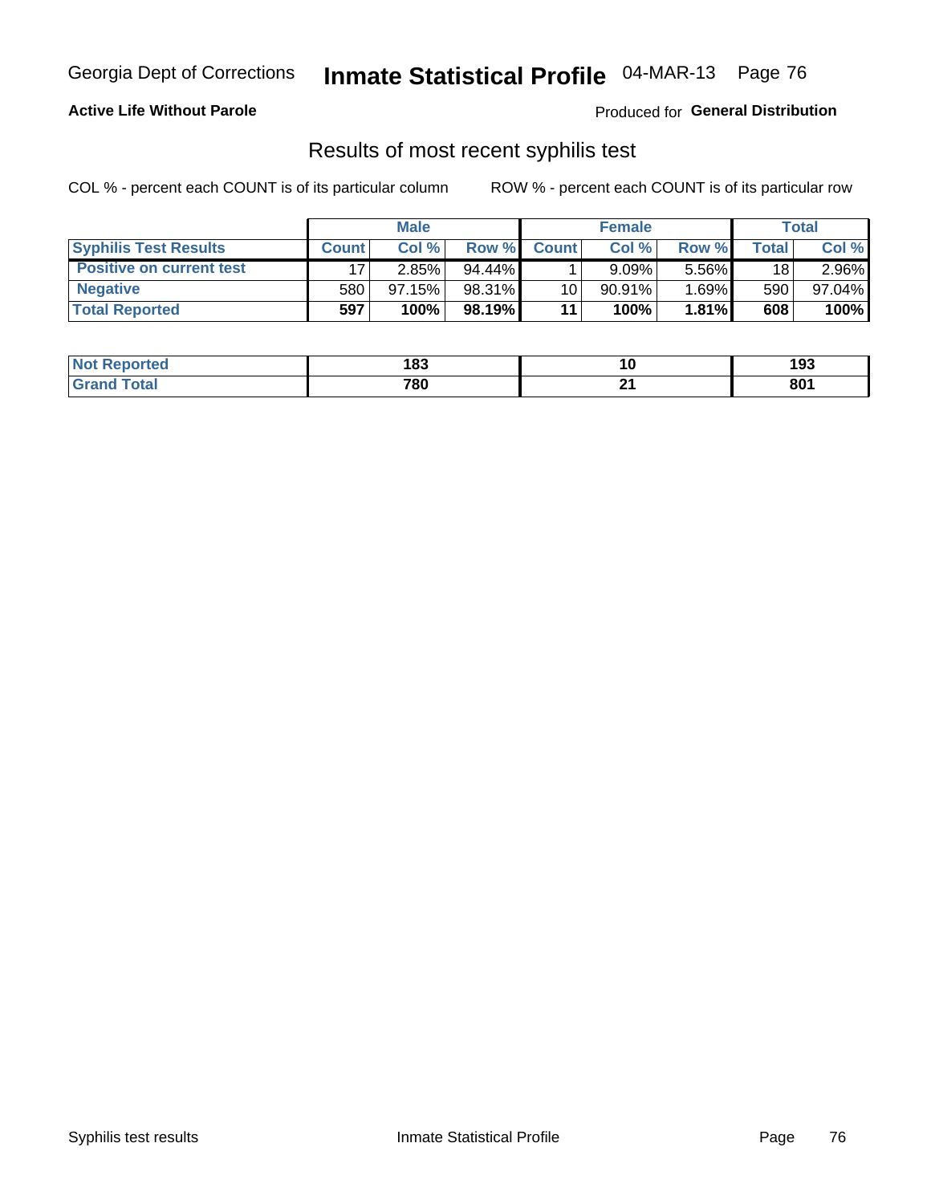Georgia Dept of Corrections **Inmate Statistical Profile** 04-MAR-13 Page 76

**Active Life Without Parole**

Produced for **General Distribution**

## Results of most recent syphilis test

COL % - percent each COUNT is of its particular column

ROW % - percent each COUNT is of its particular row

| | Male | | | Female | | | Total | |
|---|---|---|---|---|---|---|---|---|
| **Syphilis Test Results** | **Count** | **Col %** | **Row %** | **Count** | **Col %** | **Row %** | **Total** | **Col %** |
| **Positive on current test** | 17 | 2.85% | 94.44% | 1 | 9.09% | 5.56% | 18 | 2.96% |
| **Negative** | 580 | 97.15% | 98.31% | 10 | 90.91% | 1.69% | 590 | 97.04% |
| **Total Reported** | **597** | **100%** | **98.19%** | **11** | **100%** | **1.81%** | **608** | **100%** |

| | Male | Female | Total |
|---|---|---|---|
| **Not Reported** | **183** | **10** | **193** |
| **Grand Total** | **780** | **21** | **801** |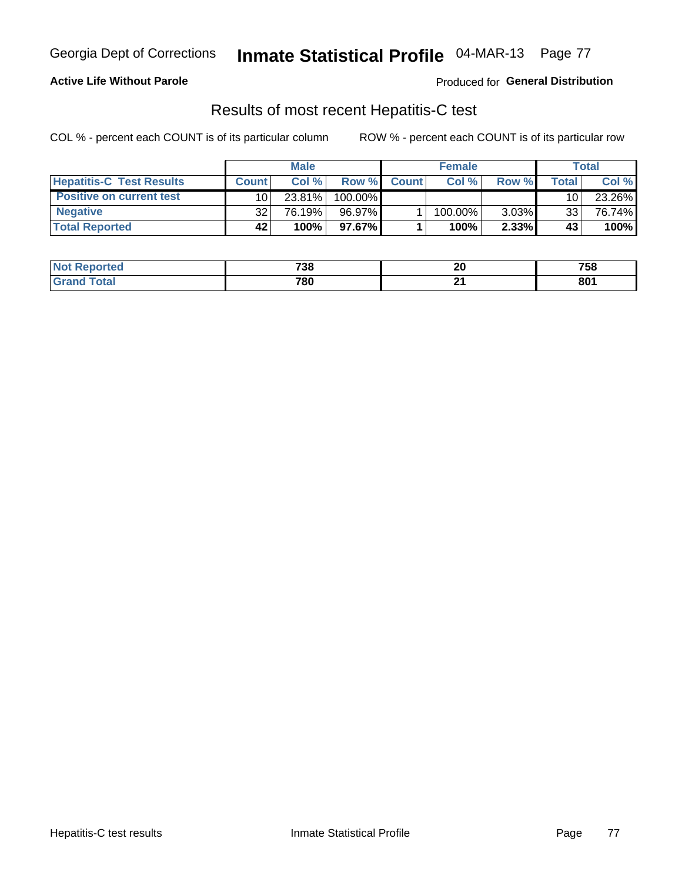Georgia Dept of Corrections **Inmate Statistical Profile** 04-MAR-13

**Active Life Without Parole**

Produced for **General Distribution**

## Results of most recent Hepatitis-C test

COL % - percent each COUNT is of its particular column        ROW % - percent each COUNT is of its particular row

| | Male | | | Female | | | Total | |
|---|---|---|---|---|---|---|---|---|
| **Hepatitis-C Test Results** | **Count** | **Col %** | **Row %** | **Count** | **Col %** | **Row %** | **Total** | **Col %** |
| **Positive on current test** | 10 | 23.81% | 100.00% | | | | 10 | 23.26% |
| **Negative** | 32 | 76.19% | 96.97% | 1 | 100.00% | 3.03% | 33 | 76.74% |
| **Total Reported** | **42** | **100%** | **97.67%** | **1** | **100%** | **2.33%** | **43** | **100%** |

| | Male | Female | Total |
|---|---|---|---|
| **Not Reported** | **738** | **20** | **758** |
| **Grand Total** | **780** | **21** | **801** |